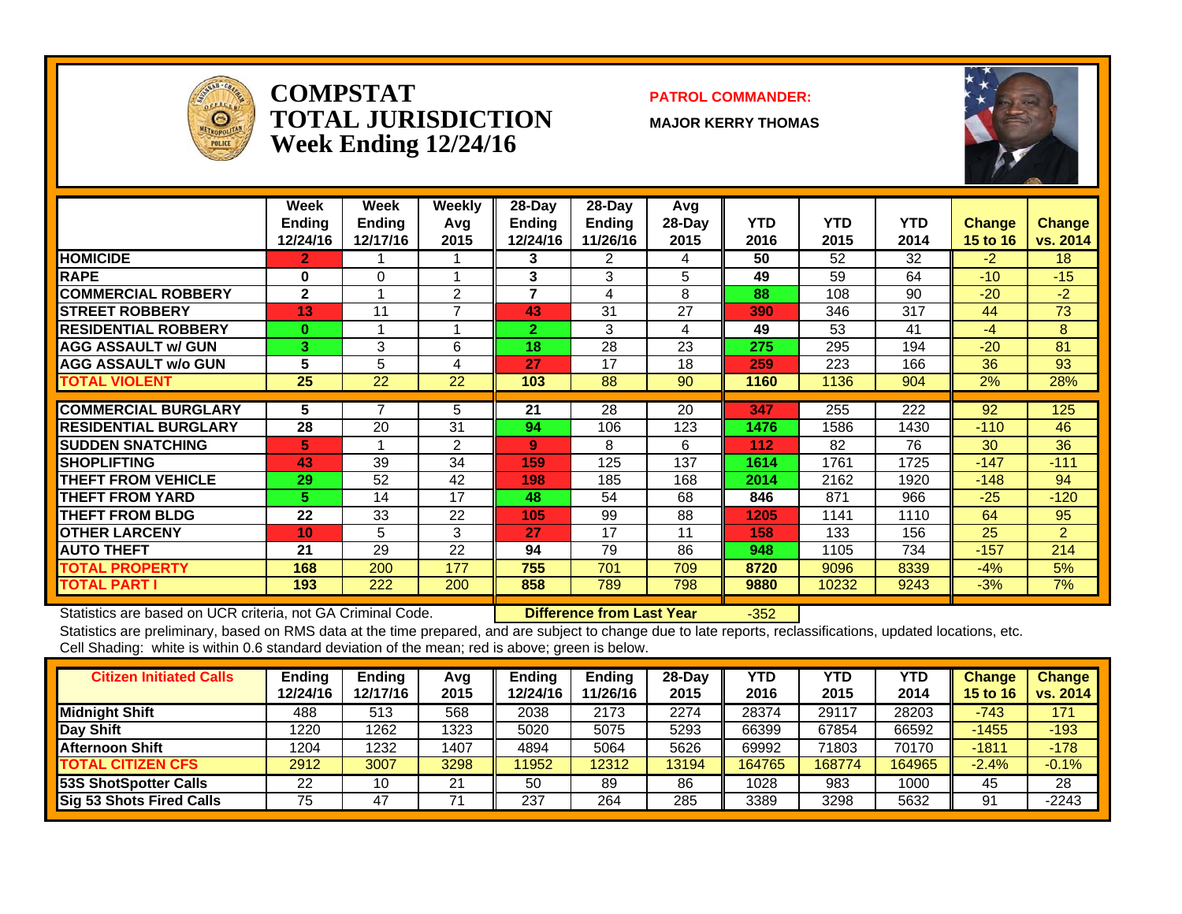# COMPSTAT TOTAL JURISDICTION Week Ending 12/24/16

**PATROL COMMANDER:**

**MAJOR KERRY THOMAS**

| | Week Ending 12/24/16 | Week Ending 12/17/16 | Weekly Avg 2015 | 28-Day Ending 12/24/16 | 28-Day Ending 11/26/16 | Avg 28-Day 2015 | YTD 2016 | YTD 2015 | YTD 2014 | Change 15 to 16 | Change vs. 2014 |
|---|---|---|---|---|---|---|---|---|---|---|---|
| HOMICIDE | 2 | 1 | 1 | 3 | 2 | 4 | 50 | 52 | 32 | -2 | 18 |
| RAPE | 0 | 0 | 1 | 3 | 3 | 5 | 49 | 59 | 64 | -10 | -15 |
| COMMERCIAL ROBBERY | 2 | 1 | 2 | 7 | 4 | 8 | 88 | 108 | 90 | -20 | -2 |
| STREET ROBBERY | 13 | 11 | 7 | 43 | 31 | 27 | 390 | 346 | 317 | 44 | 73 |
| RESIDENTIAL ROBBERY | 0 | 1 | 1 | 2 | 3 | 4 | 49 | 53 | 41 | -4 | 8 |
| AGG ASSAULT w/ GUN | 3 | 3 | 6 | 18 | 28 | 23 | 275 | 295 | 194 | -20 | 81 |
| AGG ASSAULT w/o GUN | 5 | 5 | 4 | 27 | 17 | 18 | 259 | 223 | 166 | 36 | 93 |
| TOTAL VIOLENT | 25 | 22 | 22 | 103 | 88 | 90 | 1160 | 1136 | 904 | 2% | 28% |
| COMMERCIAL BURGLARY | 5 | 7 | 5 | 21 | 28 | 20 | 347 | 255 | 222 | 92 | 125 |
| RESIDENTIAL BURGLARY | 28 | 20 | 31 | 94 | 106 | 123 | 1476 | 1586 | 1430 | -110 | 46 |
| SUDDEN SNATCHING | 5 | 1 | 2 | 9 | 8 | 6 | 112 | 82 | 76 | 30 | 36 |
| SHOPLIFTING | 43 | 39 | 34 | 159 | 125 | 137 | 1614 | 1761 | 1725 | -147 | -111 |
| THEFT FROM VEHICLE | 29 | 52 | 42 | 198 | 185 | 168 | 2014 | 2162 | 1920 | -148 | 94 |
| THEFT FROM YARD | 5 | 14 | 17 | 48 | 54 | 68 | 846 | 871 | 966 | -25 | -120 |
| THEFT FROM BLDG | 22 | 33 | 22 | 105 | 99 | 88 | 1205 | 1141 | 1110 | 64 | 95 |
| OTHER LARCENY | 10 | 5 | 3 | 27 | 17 | 11 | 158 | 133 | 156 | 25 | 2 |
| AUTO THEFT | 21 | 29 | 22 | 94 | 79 | 86 | 948 | 1105 | 734 | -157 | 214 |
| TOTAL PROPERTY | 168 | 200 | 177 | 755 | 701 | 709 | 8720 | 9096 | 8339 | -4% | 5% |
| TOTAL PART I | 193 | 222 | 200 | 858 | 789 | 798 | 9880 | 10232 | 9243 | -3% | 7% |

Statistics are based on UCR criteria, not GA Criminal Code.

**Difference from Last Year** -352

Statistics are preliminary, based on RMS data at the time prepared, and are subject to change due to late reports, reclassifications, updated locations, etc.
Cell Shading: white is within 0.6 standard deviation of the mean; red is above; green is below.

| Citizen Initiated Calls | Ending 12/24/16 | Ending 12/17/16 | Avg 2015 | Ending 12/24/16 | Ending 11/26/16 | 28-Day 2015 | YTD 2016 | YTD 2015 | YTD 2014 | Change 15 to 16 | Change vs. 2014 |
|---|---|---|---|---|---|---|---|---|---|---|---|
| Midnight Shift | 488 | 513 | 568 | 2038 | 2173 | 2274 | 28374 | 29117 | 28203 | -743 | 171 |
| Day Shift | 1220 | 1262 | 1323 | 5020 | 5075 | 5293 | 66399 | 67854 | 66592 | -1455 | -193 |
| Afternoon Shift | 1204 | 1232 | 1407 | 4894 | 5064 | 5626 | 69992 | 71803 | 70170 | -1811 | -178 |
| TOTAL CITIZEN CFS | 2912 | 3007 | 3298 | 11952 | 12312 | 13194 | 164765 | 168774 | 164965 | -2.4% | -0.1% |
| 53S ShotSpotter Calls | 22 | 10 | 21 | 50 | 89 | 86 | 1028 | 983 | 1000 | 45 | 28 |
| Sig 53 Shots Fired Calls | 75 | 47 | 71 | 237 | 264 | 285 | 3389 | 3298 | 5632 | 91 | -2243 |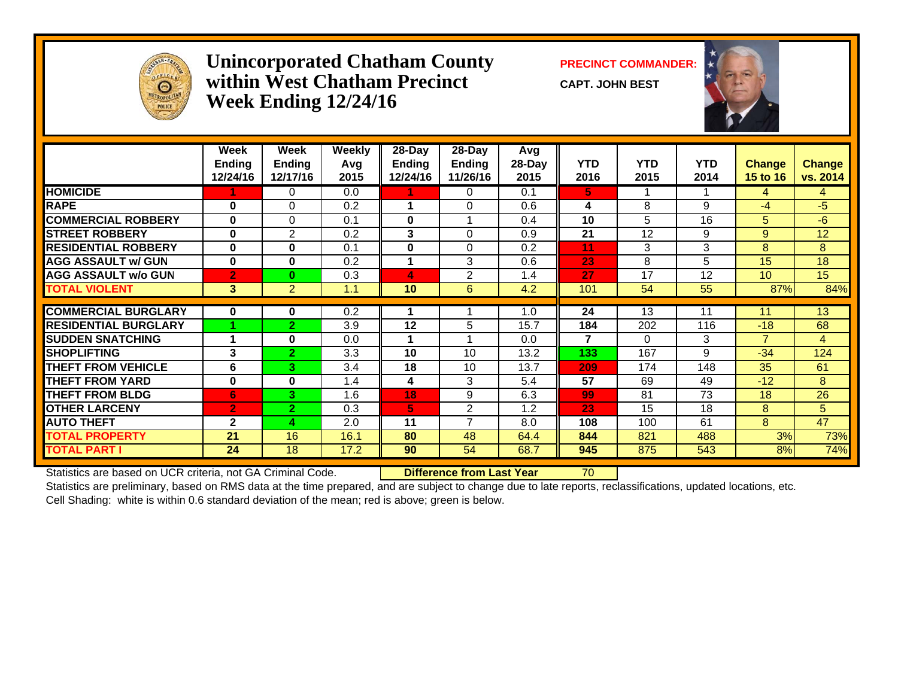# Unincorporated Chatham County within West Chatham Precinct Week Ending 12/24/16

**PRECINCT COMMANDER:**

**CAPT. JOHN BEST**

| | Week Ending 12/24/16 | Week Ending 12/17/16 | Weekly Avg 2015 | 28-Day Ending 12/24/16 | 28-Day Ending 11/26/16 | Avg 28-Day 2015 | YTD 2016 | YTD 2015 | YTD 2014 | Change 15 to 16 | Change vs. 2014 |
|---|---|---|---|---|---|---|---|---|---|---|---|
| **HOMICIDE** | 1 | 0 | 0.0 | 1 | 0 | 0.1 | 5 | 1 | 1 | 4 | 4 |
| **RAPE** | 0 | 0 | 0.2 | 1 | 0 | 0.6 | 4 | 8 | 9 | -4 | -5 |
| **COMMERCIAL ROBBERY** | 0 | 0 | 0.1 | 0 | 1 | 0.4 | 10 | 5 | 16 | 5 | -6 |
| **STREET ROBBERY** | 0 | 2 | 0.2 | 3 | 0 | 0.9 | 21 | 12 | 9 | 9 | 12 |
| **RESIDENTIAL ROBBERY** | 0 | 0 | 0.1 | 0 | 0 | 0.2 | 11 | 3 | 3 | 8 | 8 |
| **AGG ASSAULT w/ GUN** | 0 | 0 | 0.2 | 1 | 3 | 0.6 | 23 | 8 | 5 | 15 | 18 |
| **AGG ASSAULT w/o GUN** | 2 | 0 | 0.3 | 4 | 2 | 1.4 | 27 | 17 | 12 | 10 | 15 |
| **TOTAL VIOLENT** | 3 | 2 | 1.1 | 10 | 6 | 4.2 | 101 | 54 | 55 | 87% | 84% |
| **COMMERCIAL BURGLARY** | 0 | 0 | 0.2 | 1 | 1 | 1.0 | 24 | 13 | 11 | 11 | 13 |
| **RESIDENTIAL BURGLARY** | 1 | 2 | 3.9 | 12 | 5 | 15.7 | 184 | 202 | 116 | -18 | 68 |
| **SUDDEN SNATCHING** | 1 | 0 | 0.0 | 1 | 1 | 0.0 | 7 | 0 | 3 | 7 | 4 |
| **SHOPLIFTING** | 3 | 2 | 3.3 | 10 | 10 | 13.2 | 133 | 167 | 9 | -34 | 124 |
| **THEFT FROM VEHICLE** | 6 | 3 | 3.4 | 18 | 10 | 13.7 | 209 | 174 | 148 | 35 | 61 |
| **THEFT FROM YARD** | 0 | 0 | 1.4 | 4 | 3 | 5.4 | 57 | 69 | 49 | -12 | 8 |
| **THEFT FROM BLDG** | 6 | 3 | 1.6 | 18 | 9 | 6.3 | 99 | 81 | 73 | 18 | 26 |
| **OTHER LARCENY** | 2 | 2 | 0.3 | 5 | 2 | 1.2 | 23 | 15 | 18 | 8 | 5 |
| **AUTO THEFT** | 2 | 4 | 2.0 | 11 | 7 | 8.0 | 108 | 100 | 61 | 8 | 47 |
| **TOTAL PROPERTY** | 21 | 16 | 16.1 | 80 | 48 | 64.4 | 844 | 821 | 488 | 3% | 73% |
| **TOTAL PART I** | 24 | 18 | 17.2 | 90 | 54 | 68.7 | 945 | 875 | 543 | 8% | 74% |

Statistics are based on UCR criteria, not GA Criminal Code. **Difference from Last Year** 70

Statistics are preliminary, based on RMS data at the time prepared, and are subject to change due to late reports, reclassifications, updated locations, etc.

Cell Shading: white is within 0.6 standard deviation of the mean; red is above; green is below.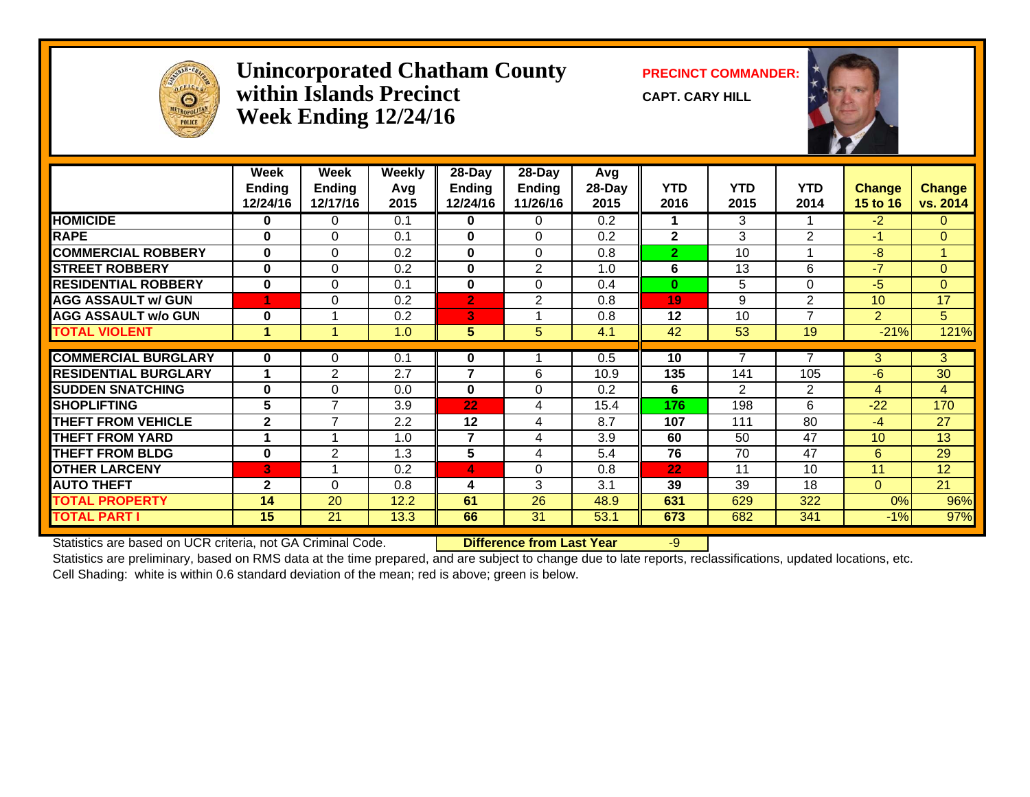# Unincorporated Chatham County within Islands Precinct Week Ending 12/24/16

**PRECINCT COMMANDER:**

**CAPT. CARY HILL**

| | Week Ending 12/24/16 | Week Ending 12/17/16 | Weekly Avg 2015 | 28-Day Ending 12/24/16 | 28-Day Ending 11/26/16 | Avg 28-Day 2015 | YTD 2016 | YTD 2015 | YTD 2014 | Change 15 to 16 | Change vs. 2014 |
|---|---|---|---|---|---|---|---|---|---|---|---|
| HOMICIDE | 0 | 0 | 0.1 | 0 | 0 | 0.2 | 1 | 3 | 1 | -2 | 0 |
| RAPE | 0 | 0 | 0.1 | 0 | 0 | 0.2 | 2 | 3 | 2 | -1 | 0 |
| COMMERCIAL ROBBERY | 0 | 0 | 0.2 | 0 | 0 | 0.8 | 2 | 10 | 1 | -8 | 1 |
| STREET ROBBERY | 0 | 0 | 0.2 | 0 | 2 | 1.0 | 6 | 13 | 6 | -7 | 0 |
| RESIDENTIAL ROBBERY | 0 | 0 | 0.1 | 0 | 0 | 0.4 | 0 | 5 | 0 | -5 | 0 |
| AGG ASSAULT w/ GUN | 1 | 0 | 0.2 | 2 | 2 | 0.8 | 19 | 9 | 2 | 10 | 17 |
| AGG ASSAULT w/o GUN | 0 | 1 | 0.2 | 3 | 1 | 0.8 | 12 | 10 | 7 | 2 | 5 |
| TOTAL VIOLENT | 1 | 1 | 1.0 | 5 | 5 | 4.1 | 42 | 53 | 19 | -21% | 121% |
| COMMERCIAL BURGLARY | 0 | 0 | 0.1 | 0 | 1 | 0.5 | 10 | 7 | 7 | 3 | 3 |
| RESIDENTIAL BURGLARY | 1 | 2 | 2.7 | 7 | 6 | 10.9 | 135 | 141 | 105 | -6 | 30 |
| SUDDEN SNATCHING | 0 | 0 | 0.0 | 0 | 0 | 0.2 | 6 | 2 | 2 | 4 | 4 |
| SHOPLIFTING | 5 | 7 | 3.9 | 22 | 4 | 15.4 | 176 | 198 | 6 | -22 | 170 |
| THEFT FROM VEHICLE | 2 | 7 | 2.2 | 12 | 4 | 8.7 | 107 | 111 | 80 | -4 | 27 |
| THEFT FROM YARD | 1 | 1 | 1.0 | 7 | 4 | 3.9 | 60 | 50 | 47 | 10 | 13 |
| THEFT FROM BLDG | 0 | 2 | 1.3 | 5 | 4 | 5.4 | 76 | 70 | 47 | 6 | 29 |
| OTHER LARCENY | 3 | 1 | 0.2 | 4 | 0 | 0.8 | 22 | 11 | 10 | 11 | 12 |
| AUTO THEFT | 2 | 0 | 0.8 | 4 | 3 | 3.1 | 39 | 39 | 18 | 0 | 21 |
| TOTAL PROPERTY | 14 | 20 | 12.2 | 61 | 26 | 48.9 | 631 | 629 | 322 | 0% | 96% |
| TOTAL PART I | 15 | 21 | 13.3 | 66 | 31 | 53.1 | 673 | 682 | 341 | -1% | 97% |

Statistics are based on UCR criteria, not GA Criminal Code. **Difference from Last Year** -9

Statistics are preliminary, based on RMS data at the time prepared, and are subject to change due to late reports, reclassifications, updated locations, etc.

Cell Shading: white is within 0.6 standard deviation of the mean; red is above; green is below.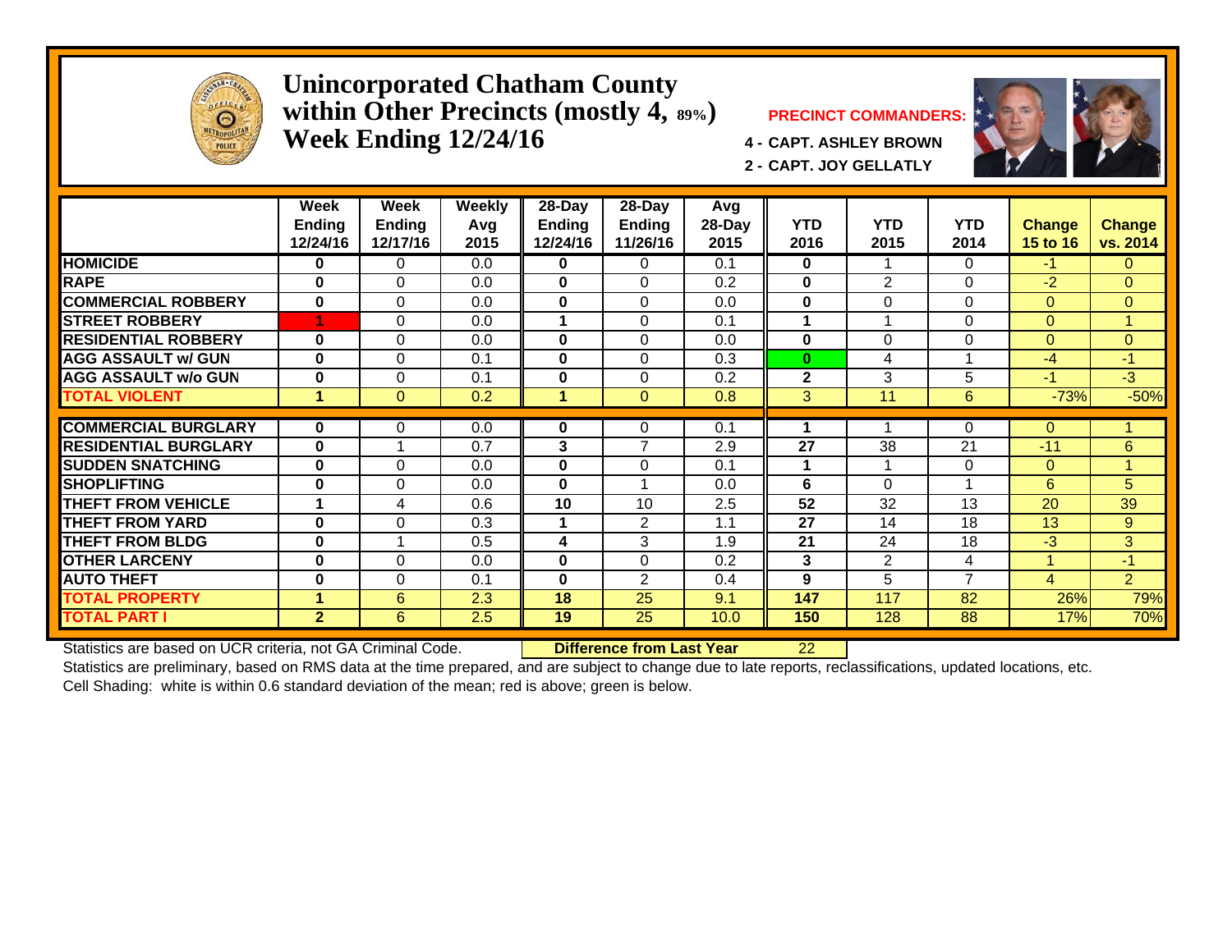# Unincorporated Chatham County within Other Precincts (mostly 4, 89%) Week Ending 12/24/16

**PRECINCT COMMANDERS:**

**4 - CAPT. ASHLEY BROWN**

**2 - CAPT. JOY GELLATLY**

| | Week Ending 12/24/16 | Week Ending 12/17/16 | Weekly Avg 2015 | 28-Day Ending 12/24/16 | 28-Day Ending 11/26/16 | Avg 28-Day 2015 | YTD 2016 | YTD 2015 | YTD 2014 | Change 15 to 16 | Change vs. 2014 |
|---|---|---|---|---|---|---|---|---|---|---|---|
| **HOMICIDE** | 0 | 0 | 0.0 | 0 | 0 | 0.1 | 0 | 1 | 0 | -1 | 0 |
| **RAPE** | 0 | 0 | 0.0 | 0 | 0 | 0.2 | 0 | 2 | 0 | -2 | 0 |
| **COMMERCIAL ROBBERY** | 0 | 0 | 0.0 | 0 | 0 | 0.0 | 0 | 0 | 0 | 0 | 0 |
| **STREET ROBBERY** | 1 | 0 | 0.0 | 1 | 0 | 0.1 | 1 | 1 | 0 | 0 | 1 |
| **RESIDENTIAL ROBBERY** | 0 | 0 | 0.0 | 0 | 0 | 0.0 | 0 | 0 | 0 | 0 | 0 |
| **AGG ASSAULT w/ GUN** | 0 | 0 | 0.1 | 0 | 0 | 0.3 | 0 | 4 | 1 | -4 | -1 |
| **AGG ASSAULT w/o GUN** | 0 | 0 | 0.1 | 0 | 0 | 0.2 | 2 | 3 | 5 | -1 | -3 |
| **TOTAL VIOLENT** | 1 | 0 | 0.2 | 1 | 0 | 0.8 | 3 | 11 | 6 | -73% | -50% |
| **COMMERCIAL BURGLARY** | 0 | 0 | 0.0 | 0 | 0 | 0.1 | 1 | 1 | 0 | 0 | 1 |
| **RESIDENTIAL BURGLARY** | 0 | 1 | 0.7 | 3 | 7 | 2.9 | 27 | 38 | 21 | -11 | 6 |
| **SUDDEN SNATCHING** | 0 | 0 | 0.0 | 0 | 0 | 0.1 | 1 | 1 | 0 | 0 | 1 |
| **SHOPLIFTING** | 0 | 0 | 0.0 | 0 | 1 | 0.0 | 6 | 0 | 1 | 6 | 5 |
| **THEFT FROM VEHICLE** | 1 | 4 | 0.6 | 10 | 10 | 2.5 | 52 | 32 | 13 | 20 | 39 |
| **THEFT FROM YARD** | 0 | 0 | 0.3 | 1 | 2 | 1.1 | 27 | 14 | 18 | 13 | 9 |
| **THEFT FROM BLDG** | 0 | 1 | 0.5 | 4 | 3 | 1.9 | 21 | 24 | 18 | -3 | 3 |
| **OTHER LARCENY** | 0 | 0 | 0.0 | 0 | 0 | 0.2 | 3 | 2 | 4 | 1 | -1 |
| **AUTO THEFT** | 0 | 0 | 0.1 | 0 | 2 | 0.4 | 9 | 5 | 7 | 4 | 2 |
| **TOTAL PROPERTY** | 1 | 6 | 2.3 | 18 | 25 | 9.1 | 147 | 117 | 82 | 26% | 79% |
| **TOTAL PART I** | 2 | 6 | 2.5 | 19 | 25 | 10.0 | 150 | 128 | 88 | 17% | 70% |

Statistics are based on UCR criteria, not GA Criminal Code. **Difference from Last Year** 22

Statistics are preliminary, based on RMS data at the time prepared, and are subject to change due to late reports, reclassifications, updated locations, etc.

Cell Shading: white is within 0.6 standard deviation of the mean; red is above; green is below.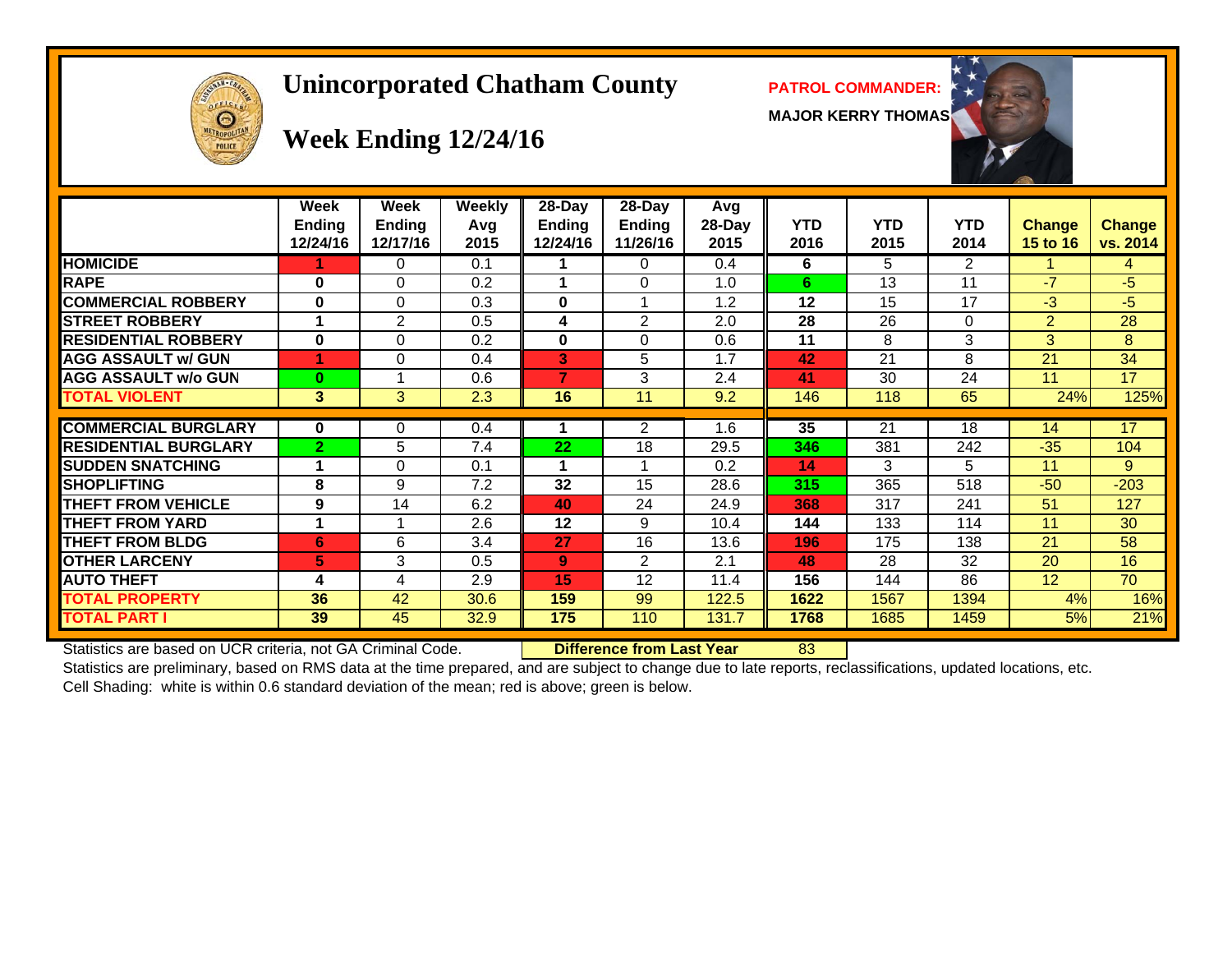# Unincorporated Chatham County

## Week Ending 12/24/16

**PATROL COMMANDER:**

**MAJOR KERRY THOMAS**

| | Week Ending 12/24/16 | Week Ending 12/17/16 | Weekly Avg 2015 | 28-Day Ending 12/24/16 | 28-Day Ending 11/26/16 | Avg 28-Day 2015 | YTD 2016 | YTD 2015 | YTD 2014 | Change 15 to 16 | Change vs. 2014 |
|---|---|---|---|---|---|---|---|---|---|---|---|
| HOMICIDE | 1 | 0 | 0.1 | 1 | 0 | 0.4 | 6 | 5 | 2 | 1 | 4 |
| RAPE | 0 | 0 | 0.2 | 1 | 0 | 1.0 | 6 | 13 | 11 | -7 | -5 |
| COMMERCIAL ROBBERY | 0 | 0 | 0.3 | 0 | 1 | 1.2 | 12 | 15 | 17 | -3 | -5 |
| STREET ROBBERY | 1 | 2 | 0.5 | 4 | 2 | 2.0 | 28 | 26 | 0 | 2 | 28 |
| RESIDENTIAL ROBBERY | 0 | 0 | 0.2 | 0 | 0 | 0.6 | 11 | 8 | 3 | 3 | 8 |
| AGG ASSAULT w/ GUN | 1 | 0 | 0.4 | 3 | 5 | 1.7 | 42 | 21 | 8 | 21 | 34 |
| AGG ASSAULT w/o GUN | 0 | 1 | 0.6 | 7 | 3 | 2.4 | 41 | 30 | 24 | 11 | 17 |
| TOTAL VIOLENT | 3 | 3 | 2.3 | 16 | 11 | 9.2 | 146 | 118 | 65 | 24% | 125% |
| COMMERCIAL BURGLARY | 0 | 0 | 0.4 | 1 | 2 | 1.6 | 35 | 21 | 18 | 14 | 17 |
| RESIDENTIAL BURGLARY | 2 | 5 | 7.4 | 22 | 18 | 29.5 | 346 | 381 | 242 | -35 | 104 |
| SUDDEN SNATCHING | 1 | 0 | 0.1 | 1 | 1 | 0.2 | 14 | 3 | 5 | 11 | 9 |
| SHOPLIFTING | 8 | 9 | 7.2 | 32 | 15 | 28.6 | 315 | 365 | 518 | -50 | -203 |
| THEFT FROM VEHICLE | 9 | 14 | 6.2 | 40 | 24 | 24.9 | 368 | 317 | 241 | 51 | 127 |
| THEFT FROM YARD | 1 | 1 | 2.6 | 12 | 9 | 10.4 | 144 | 133 | 114 | 11 | 30 |
| THEFT FROM BLDG | 6 | 6 | 3.4 | 27 | 16 | 13.6 | 196 | 175 | 138 | 21 | 58 |
| OTHER LARCENY | 5 | 3 | 0.5 | 9 | 2 | 2.1 | 48 | 28 | 32 | 20 | 16 |
| AUTO THEFT | 4 | 4 | 2.9 | 15 | 12 | 11.4 | 156 | 144 | 86 | 12 | 70 |
| TOTAL PROPERTY | 36 | 42 | 30.6 | 159 | 99 | 122.5 | 1622 | 1567 | 1394 | 4% | 16% |
| TOTAL PART I | 39 | 45 | 32.9 | 175 | 110 | 131.7 | 1768 | 1685 | 1459 | 5% | 21% |

Statistics are based on UCR criteria, not GA Criminal Code. **Difference from Last Year** 83

Statistics are preliminary, based on RMS data at the time prepared, and are subject to change due to late reports, reclassifications, updated locations, etc.

Cell Shading: white is within 0.6 standard deviation of the mean; red is above; green is below.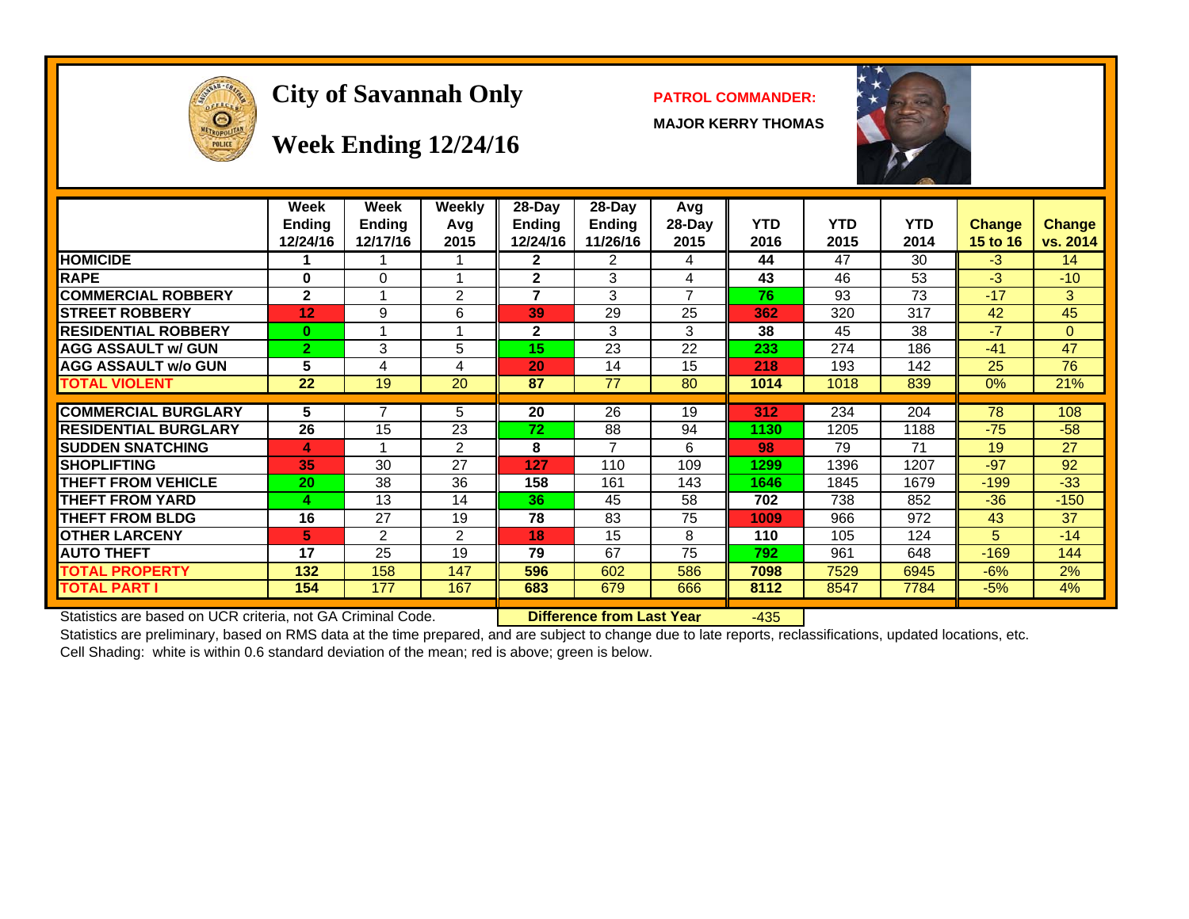# City of Savannah Only

## Week Ending 12/24/16

**PATROL COMMANDER:**

**MAJOR KERRY THOMAS**

| | Week Ending 12/24/16 | Week Ending 12/17/16 | Weekly Avg 2015 | 28-Day Ending 12/24/16 | 28-Day Ending 11/26/16 | Avg 28-Day 2015 | YTD 2016 | YTD 2015 | YTD 2014 | Change 15 to 16 | Change vs. 2014 |
|---|---|---|---|---|---|---|---|---|---|---|---|
| HOMICIDE | 1 | 1 | 1 | 2 | 2 | 4 | 44 | 47 | 30 | -3 | 14 |
| RAPE | 0 | 0 | 1 | 2 | 3 | 4 | 43 | 46 | 53 | -3 | -10 |
| COMMERCIAL ROBBERY | 2 | 1 | 2 | 7 | 3 | 7 | 76 | 93 | 73 | -17 | 3 |
| STREET ROBBERY | 12 | 9 | 6 | 39 | 29 | 25 | 362 | 320 | 317 | 42 | 45 |
| RESIDENTIAL ROBBERY | 0 | 1 | 1 | 2 | 3 | 3 | 38 | 45 | 38 | -7 | 0 |
| AGG ASSAULT w/ GUN | 2 | 3 | 5 | 15 | 23 | 22 | 233 | 274 | 186 | -41 | 47 |
| AGG ASSAULT w/o GUN | 5 | 4 | 4 | 20 | 14 | 15 | 218 | 193 | 142 | 25 | 76 |
| TOTAL VIOLENT | 22 | 19 | 20 | 87 | 77 | 80 | 1014 | 1018 | 839 | 0% | 21% |
| COMMERCIAL BURGLARY | 5 | 7 | 5 | 20 | 26 | 19 | 312 | 234 | 204 | 78 | 108 |
| RESIDENTIAL BURGLARY | 26 | 15 | 23 | 72 | 88 | 94 | 1130 | 1205 | 1188 | -75 | -58 |
| SUDDEN SNATCHING | 4 | 1 | 2 | 8 | 7 | 6 | 98 | 79 | 71 | 19 | 27 |
| SHOPLIFTING | 35 | 30 | 27 | 127 | 110 | 109 | 1299 | 1396 | 1207 | -97 | 92 |
| THEFT FROM VEHICLE | 20 | 38 | 36 | 158 | 161 | 143 | 1646 | 1845 | 1679 | -199 | -33 |
| THEFT FROM YARD | 4 | 13 | 14 | 36 | 45 | 58 | 702 | 738 | 852 | -36 | -150 |
| THEFT FROM BLDG | 16 | 27 | 19 | 78 | 83 | 75 | 1009 | 966 | 972 | 43 | 37 |
| OTHER LARCENY | 5 | 2 | 2 | 18 | 15 | 8 | 110 | 105 | 124 | 5 | -14 |
| AUTO THEFT | 17 | 25 | 19 | 79 | 67 | 75 | 792 | 961 | 648 | -169 | 144 |
| TOTAL PROPERTY | 132 | 158 | 147 | 596 | 602 | 586 | 7098 | 7529 | 6945 | -6% | 2% |
| TOTAL PART I | 154 | 177 | 167 | 683 | 679 | 666 | 8112 | 8547 | 7784 | -5% | 4% |

Statistics are based on UCR criteria, not GA Criminal Code.

**Difference from Last Year** -435

Statistics are preliminary, based on RMS data at the time prepared, and are subject to change due to late reports, reclassifications, updated locations, etc.

Cell Shading: white is within 0.6 standard deviation of the mean; red is above; green is below.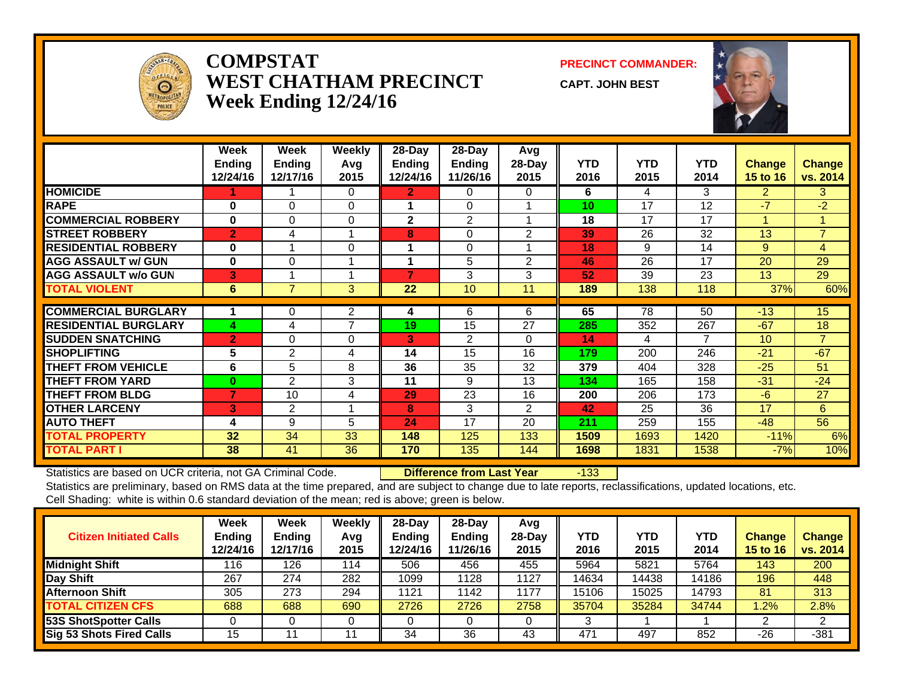# COMPSTAT
# WEST CHATHAM PRECINCT
# Week Ending 12/24/16

**PRECINCT COMMANDER:**

**CAPT. JOHN BEST**

| | Week Ending 12/24/16 | Week Ending 12/17/16 | Weekly Avg 2015 | 28-Day Ending 12/24/16 | 28-Day Ending 11/26/16 | Avg 28-Day 2015 | YTD 2016 | YTD 2015 | YTD 2014 | Change 15 to 16 | Change vs. 2014 |
|---|---|---|---|---|---|---|---|---|---|---|---|
| HOMICIDE | 1 | 1 | 0 | 2 | 0 | 0 | 6 | 4 | 3 | 2 | 3 |
| RAPE | 0 | 0 | 0 | 1 | 0 | 1 | 10 | 17 | 12 | -7 | -2 |
| COMMERCIAL ROBBERY | 0 | 0 | 0 | 2 | 2 | 1 | 18 | 17 | 17 | 1 | 1 |
| STREET ROBBERY | 2 | 4 | 1 | 8 | 0 | 2 | 39 | 26 | 32 | 13 | 7 |
| RESIDENTIAL ROBBERY | 0 | 1 | 0 | 1 | 0 | 1 | 18 | 9 | 14 | 9 | 4 |
| AGG ASSAULT w/ GUN | 0 | 0 | 1 | 1 | 5 | 2 | 46 | 26 | 17 | 20 | 29 |
| AGG ASSAULT w/o GUN | 3 | 1 | 1 | 7 | 3 | 3 | 52 | 39 | 23 | 13 | 29 |
| TOTAL VIOLENT | 6 | 7 | 3 | 22 | 10 | 11 | 189 | 138 | 118 | 37% | 60% |
| COMMERCIAL BURGLARY | 1 | 0 | 2 | 4 | 6 | 6 | 65 | 78 | 50 | -13 | 15 |
| RESIDENTIAL BURGLARY | 4 | 4 | 7 | 19 | 15 | 27 | 285 | 352 | 267 | -67 | 18 |
| SUDDEN SNATCHING | 2 | 0 | 0 | 3 | 2 | 0 | 14 | 4 | 7 | 10 | 7 |
| SHOPLIFTING | 5 | 2 | 4 | 14 | 15 | 16 | 179 | 200 | 246 | -21 | -67 |
| THEFT FROM VEHICLE | 6 | 5 | 8 | 36 | 35 | 32 | 379 | 404 | 328 | -25 | 51 |
| THEFT FROM YARD | 0 | 2 | 3 | 11 | 9 | 13 | 134 | 165 | 158 | -31 | -24 |
| THEFT FROM BLDG | 7 | 10 | 4 | 29 | 23 | 16 | 200 | 206 | 173 | -6 | 27 |
| OTHER LARCENY | 3 | 2 | 1 | 8 | 3 | 2 | 42 | 25 | 36 | 17 | 6 |
| AUTO THEFT | 4 | 9 | 5 | 24 | 17 | 20 | 211 | 259 | 155 | -48 | 56 |
| TOTAL PROPERTY | 32 | 34 | 33 | 148 | 125 | 133 | 1509 | 1693 | 1420 | -11% | 6% |
| TOTAL PART I | 38 | 41 | 36 | 170 | 135 | 144 | 1698 | 1831 | 1538 | -7% | 10% |

Statistics are based on UCR criteria, not GA Criminal Code. **Difference from Last Year** -133

Statistics are preliminary, based on RMS data at the time prepared, and are subject to change due to late reports, reclassifications, updated locations, etc.

Cell Shading: white is within 0.6 standard deviation of the mean; red is above; green is below.

| Citizen Initiated Calls | Week Ending 12/24/16 | Week Ending 12/17/16 | Weekly Avg 2015 | 28-Day Ending 12/24/16 | 28-Day Ending 11/26/16 | Avg 28-Day 2015 | YTD 2016 | YTD 2015 | YTD 2014 | Change 15 to 16 | Change vs. 2014 |
|---|---|---|---|---|---|---|---|---|---|---|---|
| Midnight Shift | 116 | 126 | 114 | 506 | 456 | 455 | 5964 | 5821 | 5764 | 143 | 200 |
| Day Shift | 267 | 274 | 282 | 1099 | 1128 | 1127 | 14634 | 14438 | 14186 | 196 | 448 |
| Afternoon Shift | 305 | 273 | 294 | 1121 | 1142 | 1177 | 15106 | 15025 | 14793 | 81 | 313 |
| TOTAL CITIZEN CFS | 688 | 688 | 690 | 2726 | 2726 | 2758 | 35704 | 35284 | 34744 | 1.2% | 2.8% |
| 53S ShotSpotter Calls | 0 | 0 | 0 | 0 | 0 | 0 | 3 | 1 | 1 | 2 | 2 |
| Sig 53 Shots Fired Calls | 15 | 11 | 11 | 34 | 36 | 43 | 471 | 497 | 852 | -26 | -381 |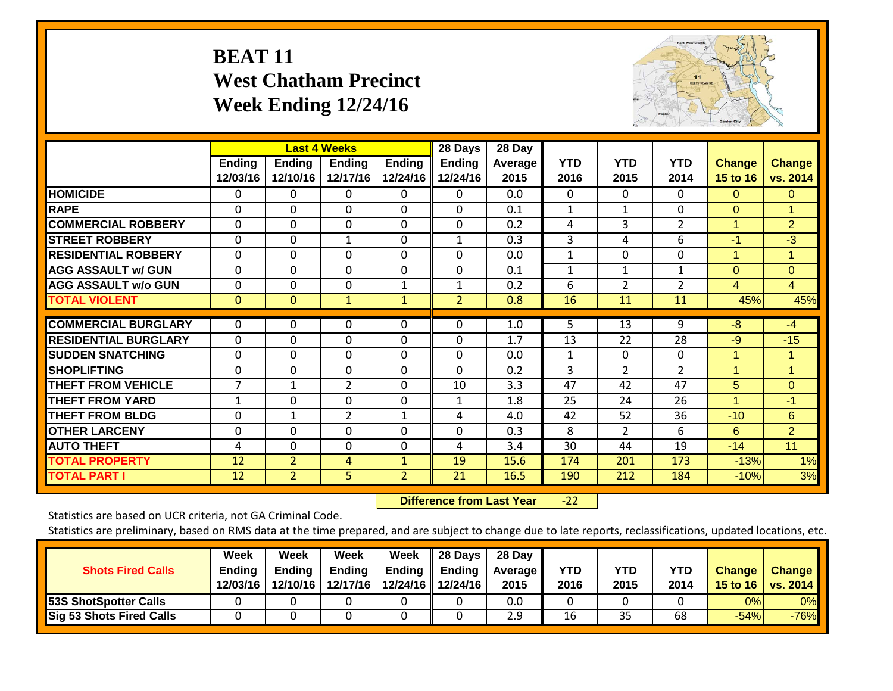# BEAT 11
## West Chatham Precinct
## Week Ending 12/24/16

| | Last 4 Weeks | | | | 28 Days | 28 Day | | | | | |
|---|---|---|---|---|---|---|---|---|---|---|---|
| | Ending 12/03/16 | Ending 12/10/16 | Ending 12/17/16 | Ending 12/24/16 | Ending 12/24/16 | Average 2015 | YTD 2016 | YTD 2015 | YTD 2014 | Change 15 to 16 | Change vs. 2014 |
| HOMICIDE | 0 | 0 | 0 | 0 | 0 | 0.0 | 0 | 0 | 0 | 0 | 0 |
| RAPE | 0 | 0 | 0 | 0 | 0 | 0.1 | 1 | 1 | 0 | 0 | 1 |
| COMMERCIAL ROBBERY | 0 | 0 | 0 | 0 | 0 | 0.2 | 4 | 3 | 2 | 1 | 2 |
| STREET ROBBERY | 0 | 0 | 1 | 0 | 1 | 0.3 | 3 | 4 | 6 | -1 | -3 |
| RESIDENTIAL ROBBERY | 0 | 0 | 0 | 0 | 0 | 0.0 | 1 | 0 | 0 | 1 | 1 |
| AGG ASSAULT w/ GUN | 0 | 0 | 0 | 0 | 0 | 0.1 | 1 | 1 | 1 | 0 | 0 |
| AGG ASSAULT w/o GUN | 0 | 0 | 0 | 1 | 1 | 0.2 | 6 | 2 | 2 | 4 | 4 |
| TOTAL VIOLENT | 0 | 0 | 1 | 1 | 2 | 0.8 | 16 | 11 | 11 | 45% | 45% |
| COMMERCIAL BURGLARY | 0 | 0 | 0 | 0 | 0 | 1.0 | 5 | 13 | 9 | -8 | -4 |
| RESIDENTIAL BURGLARY | 0 | 0 | 0 | 0 | 0 | 1.7 | 13 | 22 | 28 | -9 | -15 |
| SUDDEN SNATCHING | 0 | 0 | 0 | 0 | 0 | 0.0 | 1 | 0 | 0 | 1 | 1 |
| SHOPLIFTING | 0 | 0 | 0 | 0 | 0 | 0.2 | 3 | 2 | 2 | 1 | 1 |
| THEFT FROM VEHICLE | 7 | 1 | 2 | 0 | 10 | 3.3 | 47 | 42 | 47 | 5 | 0 |
| THEFT FROM YARD | 1 | 0 | 0 | 0 | 1 | 1.8 | 25 | 24 | 26 | 1 | -1 |
| THEFT FROM BLDG | 0 | 1 | 2 | 1 | 4 | 4.0 | 42 | 52 | 36 | -10 | 6 |
| OTHER LARCENY | 0 | 0 | 0 | 0 | 0 | 0.3 | 8 | 2 | 6 | 6 | 2 |
| AUTO THEFT | 4 | 0 | 0 | 0 | 4 | 3.4 | 30 | 44 | 19 | -14 | 11 |
| TOTAL PROPERTY | 12 | 2 | 4 | 1 | 19 | 15.6 | 174 | 201 | 173 | -13% | 1% |
| TOTAL PART I | 12 | 2 | 5 | 2 | 21 | 16.5 | 190 | 212 | 184 | -10% | 3% |

**Difference from Last Year** -22

Statistics are based on UCR criteria, not GA Criminal Code.

Statistics are preliminary, based on RMS data at the time prepared, and are subject to change due to late reports, reclassifications, updated locations, etc.

| Shots Fired Calls | Week Ending 12/03/16 | Week Ending 12/10/16 | Week Ending 12/17/16 | Week Ending 12/24/16 | 28 Days Ending 12/24/16 | 28 Day Average 2015 | YTD 2016 | YTD 2015 | YTD 2014 | Change 15 to 16 | Change vs. 2014 |
|---|---|---|---|---|---|---|---|---|---|---|---|
| 53S ShotSpotter Calls | 0 | 0 | 0 | 0 | 0 | 0.0 | 0 | 0 | 0 | 0% | 0% |
| Sig 53 Shots Fired Calls | 0 | 0 | 0 | 0 | 0 | 2.9 | 16 | 35 | 68 | -54% | -76% |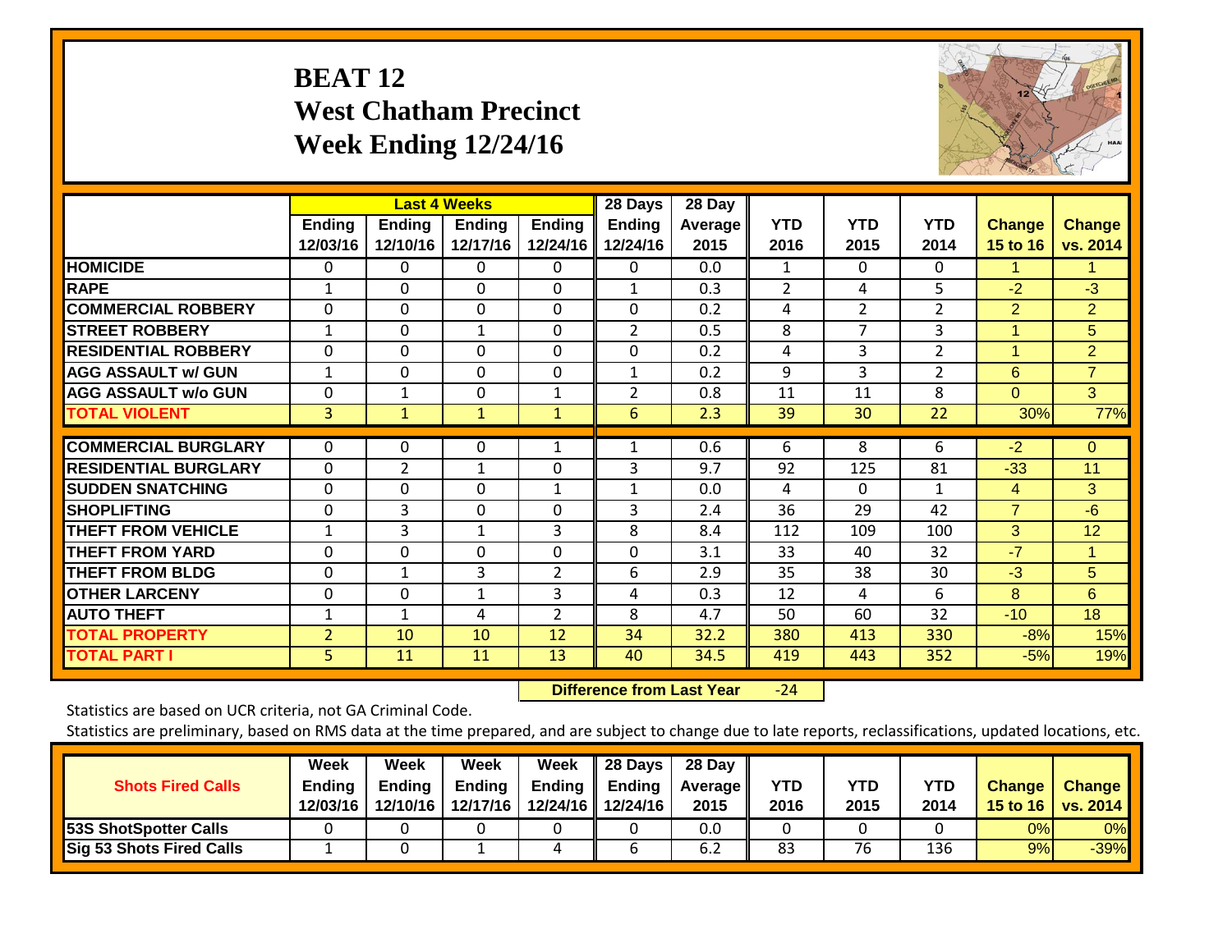# BEAT 12
# West Chatham Precinct
# Week Ending 12/24/16

| | Last 4 Weeks | | | | 28 Days | 28 Day | | | | | |
|---|---|---|---|---|---|---|---|---|---|---|---|
| | Ending 12/03/16 | Ending 12/10/16 | Ending 12/17/16 | Ending 12/24/16 | Ending 12/24/16 | Average 2015 | YTD 2016 | YTD 2015 | YTD 2014 | Change 15 to 16 | Change vs. 2014 |
| HOMICIDE | 0 | 0 | 0 | 0 | 0 | 0.0 | 1 | 0 | 0 | 1 | 1 |
| RAPE | 1 | 0 | 0 | 0 | 1 | 0.3 | 2 | 4 | 5 | -2 | -3 |
| COMMERCIAL ROBBERY | 0 | 0 | 0 | 0 | 0 | 0.2 | 4 | 2 | 2 | 2 | 2 |
| STREET ROBBERY | 1 | 0 | 1 | 0 | 2 | 0.5 | 8 | 7 | 3 | 1 | 5 |
| RESIDENTIAL ROBBERY | 0 | 0 | 0 | 0 | 0 | 0.2 | 4 | 3 | 2 | 1 | 2 |
| AGG ASSAULT w/ GUN | 1 | 0 | 0 | 0 | 1 | 0.2 | 9 | 3 | 2 | 6 | 7 |
| AGG ASSAULT w/o GUN | 0 | 1 | 0 | 1 | 2 | 0.8 | 11 | 11 | 8 | 0 | 3 |
| TOTAL VIOLENT | 3 | 1 | 1 | 1 | 6 | 2.3 | 39 | 30 | 22 | 30% | 77% |
| COMMERCIAL BURGLARY | 0 | 0 | 0 | 1 | 1 | 0.6 | 6 | 8 | 6 | -2 | 0 |
| RESIDENTIAL BURGLARY | 0 | 2 | 1 | 0 | 3 | 9.7 | 92 | 125 | 81 | -33 | 11 |
| SUDDEN SNATCHING | 0 | 0 | 0 | 1 | 1 | 0.0 | 4 | 0 | 1 | 4 | 3 |
| SHOPLIFTING | 0 | 3 | 0 | 0 | 3 | 2.4 | 36 | 29 | 42 | 7 | -6 |
| THEFT FROM VEHICLE | 1 | 3 | 1 | 3 | 8 | 8.4 | 112 | 109 | 100 | 3 | 12 |
| THEFT FROM YARD | 0 | 0 | 0 | 0 | 0 | 3.1 | 33 | 40 | 32 | -7 | 1 |
| THEFT FROM BLDG | 0 | 1 | 3 | 2 | 6 | 2.9 | 35 | 38 | 30 | -3 | 5 |
| OTHER LARCENY | 0 | 0 | 1 | 3 | 4 | 0.3 | 12 | 4 | 6 | 8 | 6 |
| AUTO THEFT | 1 | 1 | 4 | 2 | 8 | 4.7 | 50 | 60 | 32 | -10 | 18 |
| TOTAL PROPERTY | 2 | 10 | 10 | 12 | 34 | 32.2 | 380 | 413 | 330 | -8% | 15% |
| TOTAL PART I | 5 | 11 | 11 | 13 | 40 | 34.5 | 419 | 443 | 352 | -5% | 19% |

**Difference from Last Year** -24

Statistics are based on UCR criteria, not GA Criminal Code.

Statistics are preliminary, based on RMS data at the time prepared, and are subject to change due to late reports, reclassifications, updated locations, etc.

| Shots Fired Calls | Week Ending 12/03/16 | Week Ending 12/10/16 | Week Ending 12/17/16 | Week Ending 12/24/16 | 28 Days Ending 12/24/16 | 28 Day Average 2015 | YTD 2016 | YTD 2015 | YTD 2014 | Change 15 to 16 | Change vs. 2014 |
|---|---|---|---|---|---|---|---|---|---|---|---|
| 53S ShotSpotter Calls | 0 | 0 | 0 | 0 | 0 | 0.0 | 0 | 0 | 0 | 0% | 0% |
| Sig 53 Shots Fired Calls | 1 | 0 | 1 | 4 | 6 | 6.2 | 83 | 76 | 136 | 9% | -39% |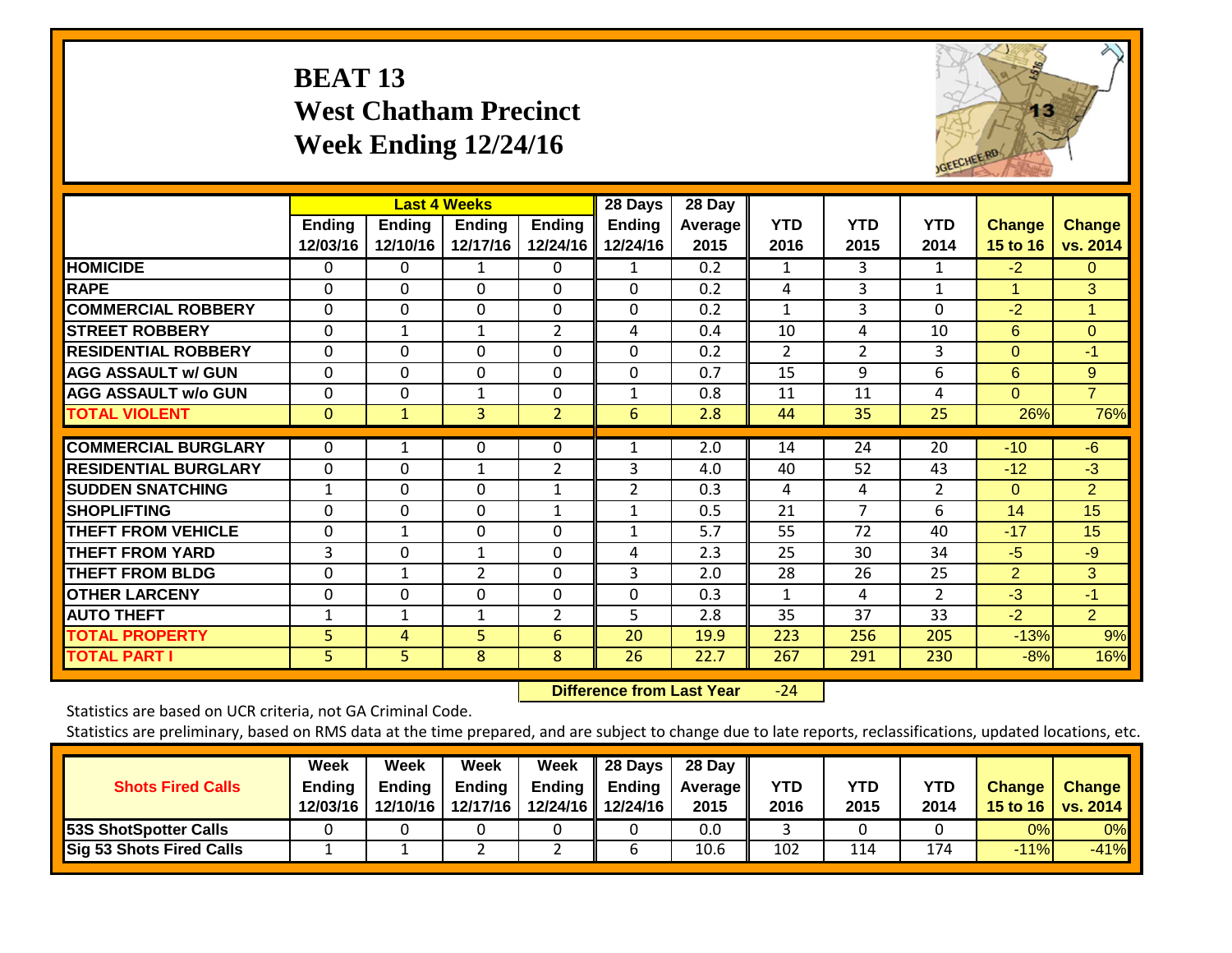# BEAT 13
## West Chatham Precinct
## Week Ending 12/24/16

| | Last 4 Weeks | | | | 28 Days | 28 Day | | | | | |
|---|---|---|---|---|---|---|---|---|---|---|---|
| | Ending 12/03/16 | Ending 12/10/16 | Ending 12/17/16 | Ending 12/24/16 | Ending 12/24/16 | Average 2015 | YTD 2016 | YTD 2015 | YTD 2014 | Change 15 to 16 | Change vs. 2014 |
| HOMICIDE | 0 | 0 | 1 | 0 | 1 | 0.2 | 1 | 3 | 1 | -2 | 0 |
| RAPE | 0 | 0 | 0 | 0 | 0 | 0.2 | 4 | 3 | 1 | 1 | 3 |
| COMMERCIAL ROBBERY | 0 | 0 | 0 | 0 | 0 | 0.2 | 1 | 3 | 0 | -2 | 1 |
| STREET ROBBERY | 0 | 1 | 1 | 2 | 4 | 0.4 | 10 | 4 | 10 | 6 | 0 |
| RESIDENTIAL ROBBERY | 0 | 0 | 0 | 0 | 0 | 0.2 | 2 | 2 | 3 | 0 | -1 |
| AGG ASSAULT w/ GUN | 0 | 0 | 0 | 0 | 0 | 0.7 | 15 | 9 | 6 | 6 | 9 |
| AGG ASSAULT w/o GUN | 0 | 0 | 1 | 0 | 1 | 0.8 | 11 | 11 | 4 | 0 | 7 |
| TOTAL VIOLENT | 0 | 1 | 3 | 2 | 6 | 2.8 | 44 | 35 | 25 | 26% | 76% |
| COMMERCIAL BURGLARY | 0 | 1 | 0 | 0 | 1 | 2.0 | 14 | 24 | 20 | -10 | -6 |
| RESIDENTIAL BURGLARY | 0 | 0 | 1 | 2 | 3 | 4.0 | 40 | 52 | 43 | -12 | -3 |
| SUDDEN SNATCHING | 1 | 0 | 0 | 1 | 2 | 0.3 | 4 | 4 | 2 | 0 | 2 |
| SHOPLIFTING | 0 | 0 | 0 | 1 | 1 | 0.5 | 21 | 7 | 6 | 14 | 15 |
| THEFT FROM VEHICLE | 0 | 1 | 0 | 0 | 1 | 5.7 | 55 | 72 | 40 | -17 | 15 |
| THEFT FROM YARD | 3 | 0 | 1 | 0 | 4 | 2.3 | 25 | 30 | 34 | -5 | -9 |
| THEFT FROM BLDG | 0 | 1 | 2 | 0 | 3 | 2.0 | 28 | 26 | 25 | 2 | 3 |
| OTHER LARCENY | 0 | 0 | 0 | 0 | 0 | 0.3 | 1 | 4 | 2 | -3 | -1 |
| AUTO THEFT | 1 | 1 | 1 | 2 | 5 | 2.8 | 35 | 37 | 33 | -2 | 2 |
| TOTAL PROPERTY | 5 | 4 | 5 | 6 | 20 | 19.9 | 223 | 256 | 205 | -13% | 9% |
| TOTAL PART I | 5 | 5 | 8 | 8 | 26 | 22.7 | 267 | 291 | 230 | -8% | 16% |

**Difference from Last Year** -24

Statistics are based on UCR criteria, not GA Criminal Code.

Statistics are preliminary, based on RMS data at the time prepared, and are subject to change due to late reports, reclassifications, updated locations, etc.

| Shots Fired Calls | Week Ending 12/03/16 | Week Ending 12/10/16 | Week Ending 12/17/16 | Week Ending 12/24/16 | 28 Days Ending 12/24/16 | 28 Day Average 2015 | YTD 2016 | YTD 2015 | YTD 2014 | Change 15 to 16 | Change vs. 2014 |
|---|---|---|---|---|---|---|---|---|---|---|---|
| 53S ShotSpotter Calls | 0 | 0 | 0 | 0 | 0 | 0.0 | 3 | 0 | 0 | 0% | 0% |
| Sig 53 Shots Fired Calls | 1 | 1 | 2 | 2 | 6 | 10.6 | 102 | 114 | 174 | -11% | -41% |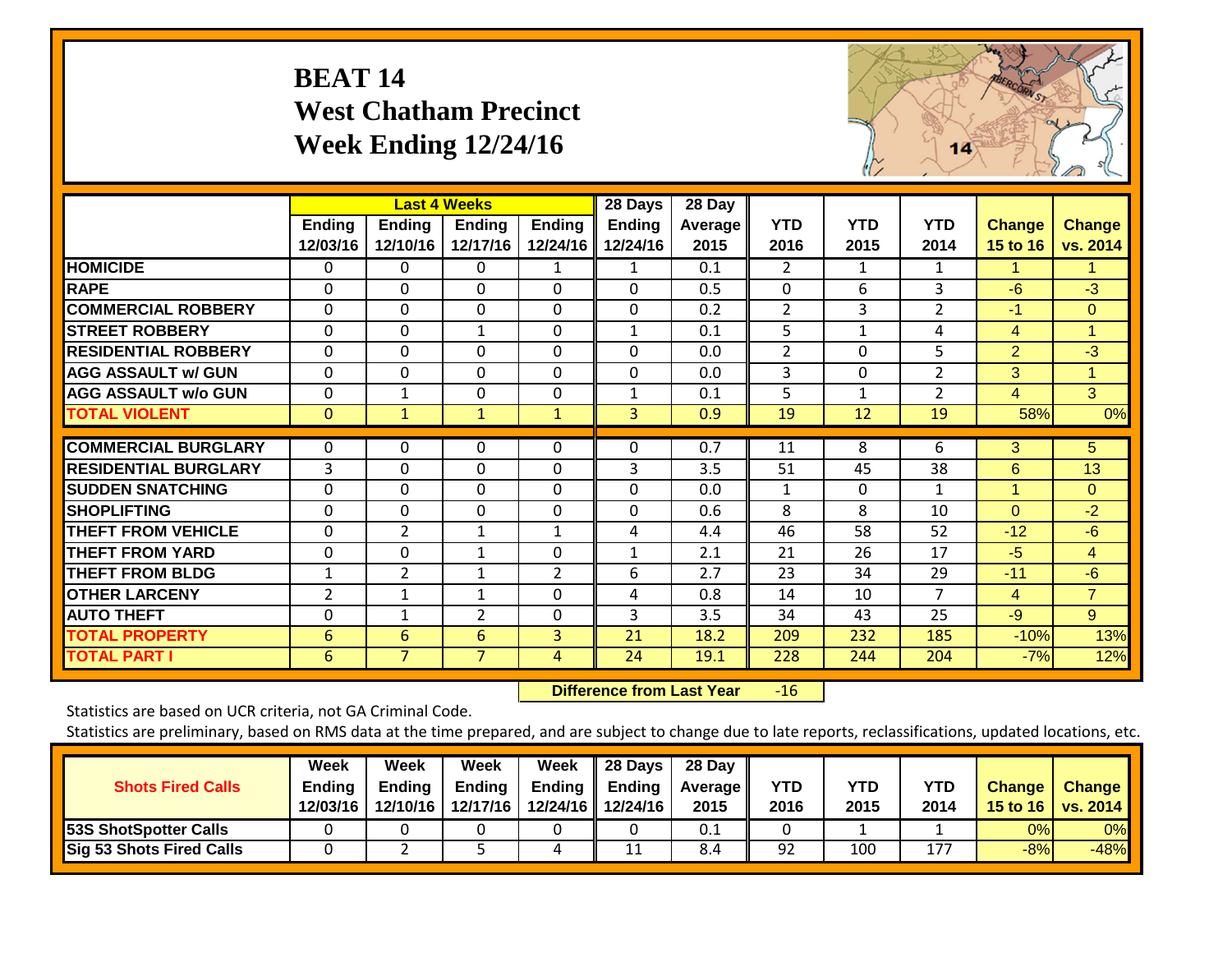# BEAT 14
# West Chatham Precinct
# Week Ending 12/24/16

| | Last 4 Weeks | | | | 28 Days | 28 Day | | | | | |
|---|---|---|---|---|---|---|---|---|---|---|---|
| | Ending 12/03/16 | Ending 12/10/16 | Ending 12/17/16 | Ending 12/24/16 | Ending 12/24/16 | Average 2015 | YTD 2016 | YTD 2015 | YTD 2014 | Change 15 to 16 | Change vs. 2014 |
| HOMICIDE | 0 | 0 | 0 | 1 | 1 | 0.1 | 2 | 1 | 1 | 1 | 1 |
| RAPE | 0 | 0 | 0 | 0 | 0 | 0.5 | 0 | 6 | 3 | -6 | -3 |
| COMMERCIAL ROBBERY | 0 | 0 | 0 | 0 | 0 | 0.2 | 2 | 3 | 2 | -1 | 0 |
| STREET ROBBERY | 0 | 0 | 1 | 0 | 1 | 0.1 | 5 | 1 | 4 | 4 | 1 |
| RESIDENTIAL ROBBERY | 0 | 0 | 0 | 0 | 0 | 0.0 | 2 | 0 | 5 | 2 | -3 |
| AGG ASSAULT w/ GUN | 0 | 0 | 0 | 0 | 0 | 0.0 | 3 | 0 | 2 | 3 | 1 |
| AGG ASSAULT w/o GUN | 0 | 1 | 0 | 0 | 1 | 0.1 | 5 | 1 | 2 | 4 | 3 |
| TOTAL VIOLENT | 0 | 1 | 1 | 1 | 3 | 0.9 | 19 | 12 | 19 | 58% | 0% |
| COMMERCIAL BURGLARY | 0 | 0 | 0 | 0 | 0 | 0.7 | 11 | 8 | 6 | 3 | 5 |
| RESIDENTIAL BURGLARY | 3 | 0 | 0 | 0 | 3 | 3.5 | 51 | 45 | 38 | 6 | 13 |
| SUDDEN SNATCHING | 0 | 0 | 0 | 0 | 0 | 0.0 | 1 | 0 | 1 | 1 | 0 |
| SHOPLIFTING | 0 | 0 | 0 | 0 | 0 | 0.6 | 8 | 8 | 10 | 0 | -2 |
| THEFT FROM VEHICLE | 0 | 2 | 1 | 1 | 4 | 4.4 | 46 | 58 | 52 | -12 | -6 |
| THEFT FROM YARD | 0 | 0 | 1 | 0 | 1 | 2.1 | 21 | 26 | 17 | -5 | 4 |
| THEFT FROM BLDG | 1 | 2 | 1 | 2 | 6 | 2.7 | 23 | 34 | 29 | -11 | -6 |
| OTHER LARCENY | 2 | 1 | 1 | 0 | 4 | 0.8 | 14 | 10 | 7 | 4 | 7 |
| AUTO THEFT | 0 | 1 | 2 | 0 | 3 | 3.5 | 34 | 43 | 25 | -9 | 9 |
| TOTAL PROPERTY | 6 | 6 | 6 | 3 | 21 | 18.2 | 209 | 232 | 185 | -10% | 13% |
| TOTAL PART I | 6 | 7 | 7 | 4 | 24 | 19.1 | 228 | 244 | 204 | -7% | 12% |

**Difference from Last Year** -16

Statistics are based on UCR criteria, not GA Criminal Code.

Statistics are preliminary, based on RMS data at the time prepared, and are subject to change due to late reports, reclassifications, updated locations, etc.

| Shots Fired Calls | Week Ending 12/03/16 | Week Ending 12/10/16 | Week Ending 12/17/16 | Week Ending 12/24/16 | 28 Days Ending 12/24/16 | 28 Day Average 2015 | YTD 2016 | YTD 2015 | YTD 2014 | Change 15 to 16 | Change vs. 2014 |
|---|---|---|---|---|---|---|---|---|---|---|---|
| 53S ShotSpotter Calls | 0 | 0 | 0 | 0 | 0 | 0.1 | 0 | 1 | 1 | 0% | 0% |
| Sig 53 Shots Fired Calls | 0 | 2 | 5 | 4 | 11 | 8.4 | 92 | 100 | 177 | -8% | -48% |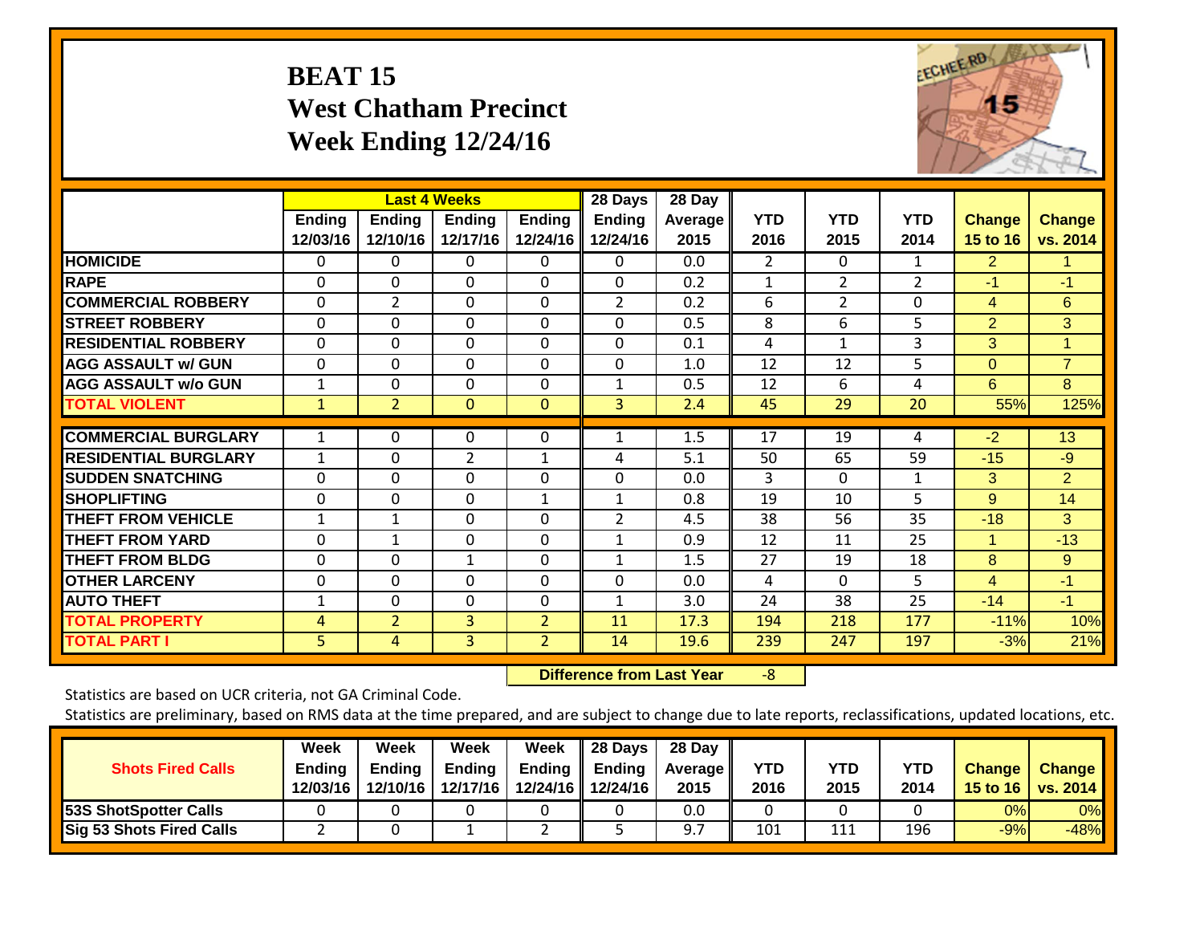# BEAT 15
## West Chatham Precinct
## Week Ending 12/24/16

| | Last 4 Weeks | | | | 28 Days | 28 Day | | | | | |
|---|---|---|---|---|---|---|---|---|---|---|---|
| | Ending 12/03/16 | Ending 12/10/16 | Ending 12/17/16 | Ending 12/24/16 | Ending 12/24/16 | Average 2015 | YTD 2016 | YTD 2015 | YTD 2014 | Change 15 to 16 | Change vs. 2014 |
| **HOMICIDE** | 0 | 0 | 0 | 0 | 0 | 0.0 | 2 | 0 | 1 | 2 | 1 |
| **RAPE** | 0 | 0 | 0 | 0 | 0 | 0.2 | 1 | 2 | 2 | -1 | -1 |
| **COMMERCIAL ROBBERY** | 0 | 2 | 0 | 0 | 2 | 0.2 | 6 | 2 | 0 | 4 | 6 |
| **STREET ROBBERY** | 0 | 0 | 0 | 0 | 0 | 0.5 | 8 | 6 | 5 | 2 | 3 |
| **RESIDENTIAL ROBBERY** | 0 | 0 | 0 | 0 | 0 | 0.1 | 4 | 1 | 3 | 3 | 1 |
| **AGG ASSAULT w/ GUN** | 0 | 0 | 0 | 0 | 0 | 1.0 | 12 | 12 | 5 | 0 | 7 |
| **AGG ASSAULT w/o GUN** | 1 | 0 | 0 | 0 | 1 | 0.5 | 12 | 6 | 4 | 6 | 8 |
| **TOTAL VIOLENT** | 1 | 2 | 0 | 0 | 3 | 2.4 | 45 | 29 | 20 | 55% | 125% |
| **COMMERCIAL BURGLARY** | 1 | 0 | 0 | 0 | 1 | 1.5 | 17 | 19 | 4 | -2 | 13 |
| **RESIDENTIAL BURGLARY** | 1 | 0 | 2 | 1 | 4 | 5.1 | 50 | 65 | 59 | -15 | -9 |
| **SUDDEN SNATCHING** | 0 | 0 | 0 | 0 | 0 | 0.0 | 3 | 0 | 1 | 3 | 2 |
| **SHOPLIFTING** | 0 | 0 | 0 | 1 | 1 | 0.8 | 19 | 10 | 5 | 9 | 14 |
| **THEFT FROM VEHICLE** | 1 | 1 | 0 | 0 | 2 | 4.5 | 38 | 56 | 35 | -18 | 3 |
| **THEFT FROM YARD** | 0 | 1 | 0 | 0 | 1 | 0.9 | 12 | 11 | 25 | 1 | -13 |
| **THEFT FROM BLDG** | 0 | 0 | 1 | 0 | 1 | 1.5 | 27 | 19 | 18 | 8 | 9 |
| **OTHER LARCENY** | 0 | 0 | 0 | 0 | 0 | 0.0 | 4 | 0 | 5 | 4 | -1 |
| **AUTO THEFT** | 1 | 0 | 0 | 0 | 1 | 3.0 | 24 | 38 | 25 | -14 | -1 |
| **TOTAL PROPERTY** | 4 | 2 | 3 | 2 | 11 | 17.3 | 194 | 218 | 177 | -11% | 10% |
| **TOTAL PART I** | 5 | 4 | 3 | 2 | 14 | 19.6 | 239 | 247 | 197 | -3% | 21% |

**Difference from Last Year** -8

Statistics are based on UCR criteria, not GA Criminal Code.

Statistics are preliminary, based on RMS data at the time prepared, and are subject to change due to late reports, reclassifications, updated locations, etc.

| Shots Fired Calls | Week Ending 12/03/16 | Week Ending 12/10/16 | Week Ending 12/17/16 | Week Ending 12/24/16 | 28 Days Ending 12/24/16 | 28 Day Average 2015 | YTD 2016 | YTD 2015 | YTD 2014 | Change 15 to 16 | Change vs. 2014 |
|---|---|---|---|---|---|---|---|---|---|---|---|
| **53S ShotSpotter Calls** | 0 | 0 | 0 | 0 | 0 | 0.0 | 0 | 0 | 0 | 0% | 0% |
| **Sig 53 Shots Fired Calls** | 2 | 0 | 1 | 2 | 5 | 9.7 | 101 | 111 | 196 | -9% | -48% |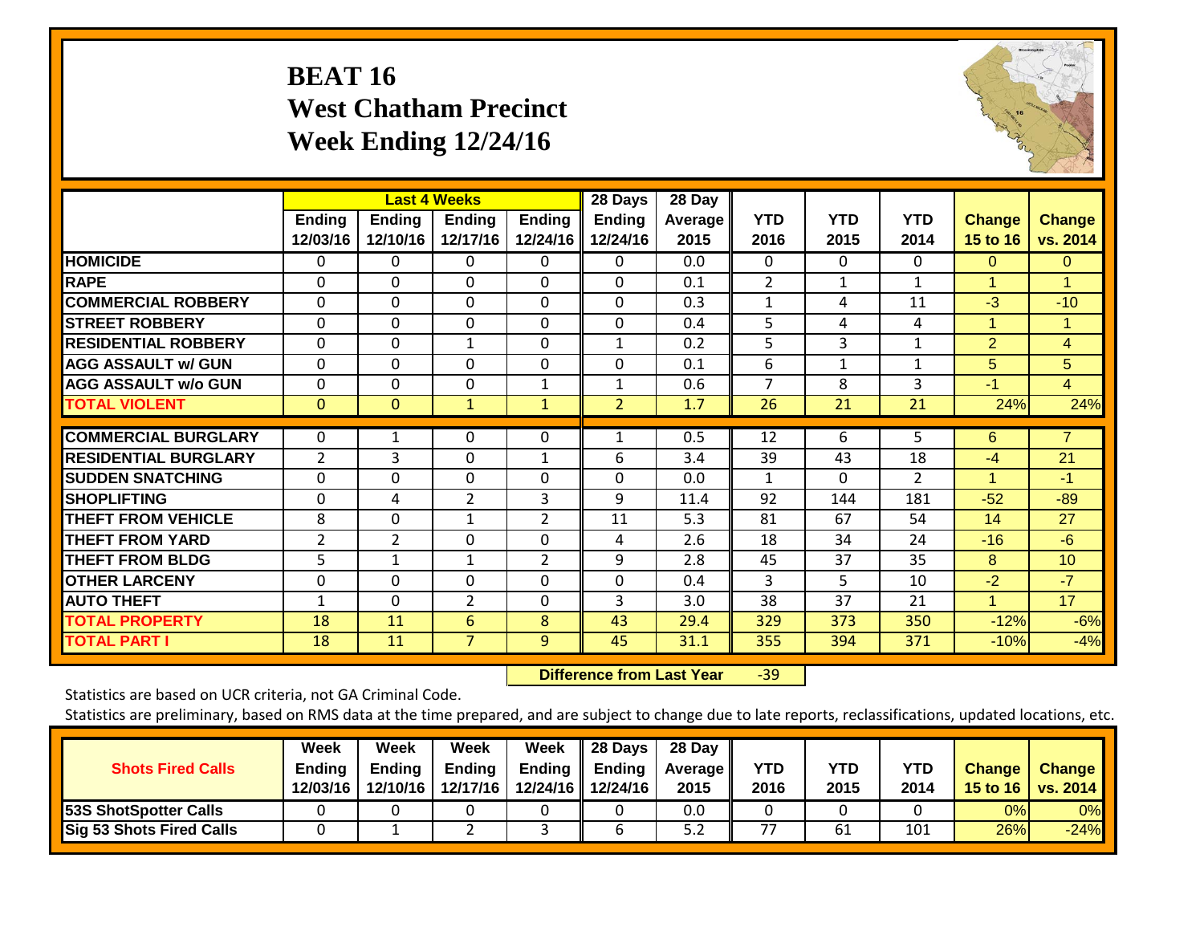# BEAT 16
# West Chatham Precinct
# Week Ending 12/24/16

| | Last 4 Weeks | | | | 28 Days | 28 Day | | | | | |
|---|---|---|---|---|---|---|---|---|---|---|---|
| | Ending 12/03/16 | Ending 12/10/16 | Ending 12/17/16 | Ending 12/24/16 | Ending 12/24/16 | Average 2015 | YTD 2016 | YTD 2015 | YTD 2014 | Change 15 to 16 | Change vs. 2014 |
| HOMICIDE | 0 | 0 | 0 | 0 | 0 | 0.0 | 0 | 0 | 0 | 0 | 0 |
| RAPE | 0 | 0 | 0 | 0 | 0 | 0.1 | 2 | 1 | 1 | 1 | 1 |
| COMMERCIAL ROBBERY | 0 | 0 | 0 | 0 | 0 | 0.3 | 1 | 4 | 11 | -3 | -10 |
| STREET ROBBERY | 0 | 0 | 0 | 0 | 0 | 0.4 | 5 | 4 | 4 | 1 | 1 |
| RESIDENTIAL ROBBERY | 0 | 0 | 1 | 0 | 1 | 0.2 | 5 | 3 | 1 | 2 | 4 |
| AGG ASSAULT w/ GUN | 0 | 0 | 0 | 0 | 0 | 0.1 | 6 | 1 | 1 | 5 | 5 |
| AGG ASSAULT w/o GUN | 0 | 0 | 0 | 1 | 1 | 0.6 | 7 | 8 | 3 | -1 | 4 |
| TOTAL VIOLENT | 0 | 0 | 1 | 1 | 2 | 1.7 | 26 | 21 | 21 | 24% | 24% |
| COMMERCIAL BURGLARY | 0 | 1 | 0 | 0 | 1 | 0.5 | 12 | 6 | 5 | 6 | 7 |
| RESIDENTIAL BURGLARY | 2 | 3 | 0 | 1 | 6 | 3.4 | 39 | 43 | 18 | -4 | 21 |
| SUDDEN SNATCHING | 0 | 0 | 0 | 0 | 0 | 0.0 | 1 | 0 | 2 | 1 | -1 |
| SHOPLIFTING | 0 | 4 | 2 | 3 | 9 | 11.4 | 92 | 144 | 181 | -52 | -89 |
| THEFT FROM VEHICLE | 8 | 0 | 1 | 2 | 11 | 5.3 | 81 | 67 | 54 | 14 | 27 |
| THEFT FROM YARD | 2 | 2 | 0 | 0 | 4 | 2.6 | 18 | 34 | 24 | -16 | -6 |
| THEFT FROM BLDG | 5 | 1 | 1 | 2 | 9 | 2.8 | 45 | 37 | 35 | 8 | 10 |
| OTHER LARCENY | 0 | 0 | 0 | 0 | 0 | 0.4 | 3 | 5 | 10 | -2 | -7 |
| AUTO THEFT | 1 | 0 | 2 | 0 | 3 | 3.0 | 38 | 37 | 21 | 1 | 17 |
| TOTAL PROPERTY | 18 | 11 | 6 | 8 | 43 | 29.4 | 329 | 373 | 350 | -12% | -6% |
| TOTAL PART I | 18 | 11 | 7 | 9 | 45 | 31.1 | 355 | 394 | 371 | -10% | -4% |

**Difference from Last Year** -39

Statistics are based on UCR criteria, not GA Criminal Code.

Statistics are preliminary, based on RMS data at the time prepared, and are subject to change due to late reports, reclassifications, updated locations, etc.

| Shots Fired Calls | Week Ending 12/03/16 | Week Ending 12/10/16 | Week Ending 12/17/16 | Week Ending 12/24/16 | 28 Days Ending 12/24/16 | 28 Day Average 2015 | YTD 2016 | YTD 2015 | YTD 2014 | Change 15 to 16 | Change vs. 2014 |
|---|---|---|---|---|---|---|---|---|---|---|---|
| 53S ShotSpotter Calls | 0 | 0 | 0 | 0 | 0 | 0.0 | 0 | 0 | 0 | 0% | 0% |
| Sig 53 Shots Fired Calls | 0 | 1 | 2 | 3 | 6 | 5.2 | 77 | 61 | 101 | 26% | -24% |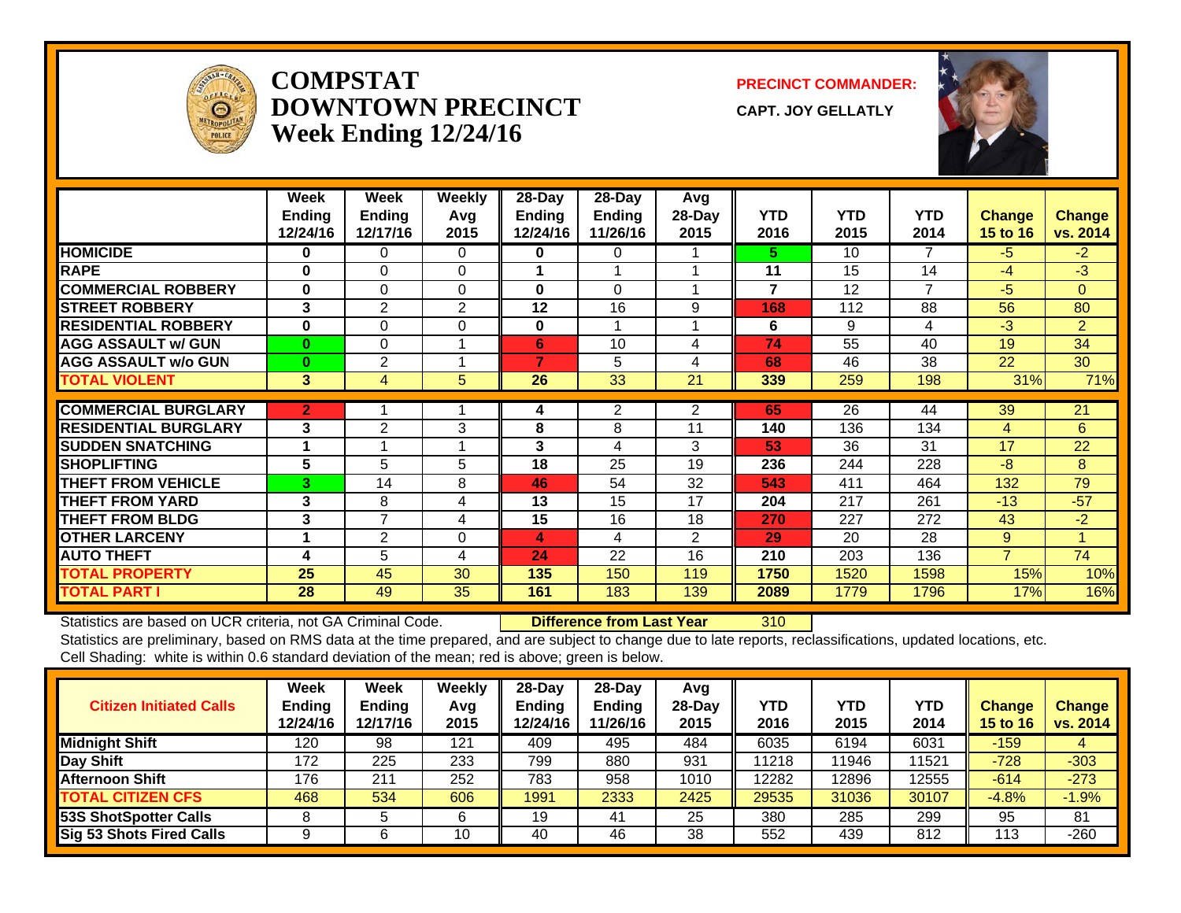# COMPSTAT
# DOWNTOWN PRECINCT
## Week Ending 12/24/16

**PRECINCT COMMANDER:**

**CAPT. JOY GELLATLY**

| | Week Ending 12/24/16 | Week Ending 12/17/16 | Weekly Avg 2015 | 28-Day Ending 12/24/16 | 28-Day Ending 11/26/16 | Avg 28-Day 2015 | YTD 2016 | YTD 2015 | YTD 2014 | Change 15 to 16 | Change vs. 2014 |
|---|---|---|---|---|---|---|---|---|---|---|---|
| HOMICIDE | 0 | 0 | 0 | 0 | 0 | 1 | 5 | 10 | 7 | -5 | -2 |
| RAPE | 0 | 0 | 0 | 1 | 1 | 1 | 11 | 15 | 14 | -4 | -3 |
| COMMERCIAL ROBBERY | 0 | 0 | 0 | 0 | 0 | 1 | 7 | 12 | 7 | -5 | 0 |
| STREET ROBBERY | 3 | 2 | 2 | 12 | 16 | 9 | 168 | 112 | 88 | 56 | 80 |
| RESIDENTIAL ROBBERY | 0 | 0 | 0 | 0 | 1 | 1 | 6 | 9 | 4 | -3 | 2 |
| AGG ASSAULT w/ GUN | 0 | 0 | 1 | 6 | 10 | 4 | 74 | 55 | 40 | 19 | 34 |
| AGG ASSAULT w/o GUN | 0 | 2 | 1 | 7 | 5 | 4 | 68 | 46 | 38 | 22 | 30 |
| TOTAL VIOLENT | 3 | 4 | 5 | 26 | 33 | 21 | 339 | 259 | 198 | 31% | 71% |
| COMMERCIAL BURGLARY | 2 | 1 | 1 | 4 | 2 | 2 | 65 | 26 | 44 | 39 | 21 |
| RESIDENTIAL BURGLARY | 3 | 2 | 3 | 8 | 8 | 11 | 140 | 136 | 134 | 4 | 6 |
| SUDDEN SNATCHING | 1 | 1 | 1 | 3 | 4 | 3 | 53 | 36 | 31 | 17 | 22 |
| SHOPLIFTING | 5 | 5 | 5 | 18 | 25 | 19 | 236 | 244 | 228 | -8 | 8 |
| THEFT FROM VEHICLE | 3 | 14 | 8 | 46 | 54 | 32 | 543 | 411 | 464 | 132 | 79 |
| THEFT FROM YARD | 3 | 8 | 4 | 13 | 15 | 17 | 204 | 217 | 261 | -13 | -57 |
| THEFT FROM BLDG | 3 | 7 | 4 | 15 | 16 | 18 | 270 | 227 | 272 | 43 | -2 |
| OTHER LARCENY | 1 | 2 | 0 | 4 | 4 | 2 | 29 | 20 | 28 | 9 | 1 |
| AUTO THEFT | 4 | 5 | 4 | 24 | 22 | 16 | 210 | 203 | 136 | 7 | 74 |
| TOTAL PROPERTY | 25 | 45 | 30 | 135 | 150 | 119 | 1750 | 1520 | 1598 | 15% | 10% |
| TOTAL PART I | 28 | 49 | 35 | 161 | 183 | 139 | 2089 | 1779 | 1796 | 17% | 16% |

Statistics are based on UCR criteria, not GA Criminal Code. **Difference from Last Year** 310

Statistics are preliminary, based on RMS data at the time prepared, and are subject to change due to late reports, reclassifications, updated locations, etc.
Cell Shading: white is within 0.6 standard deviation of the mean; red is above; green is below.

| Citizen Initiated Calls | Week Ending 12/24/16 | Week Ending 12/17/16 | Weekly Avg 2015 | 28-Day Ending 12/24/16 | 28-Day Ending 11/26/16 | Avg 28-Day 2015 | YTD 2016 | YTD 2015 | YTD 2014 | Change 15 to 16 | Change vs. 2014 |
|---|---|---|---|---|---|---|---|---|---|---|---|
| Midnight Shift | 120 | 98 | 121 | 409 | 495 | 484 | 6035 | 6194 | 6031 | -159 | 4 |
| Day Shift | 172 | 225 | 233 | 799 | 880 | 931 | 11218 | 11946 | 11521 | -728 | -303 |
| Afternoon Shift | 176 | 211 | 252 | 783 | 958 | 1010 | 12282 | 12896 | 12555 | -614 | -273 |
| TOTAL CITIZEN CFS | 468 | 534 | 606 | 1991 | 2333 | 2425 | 29535 | 31036 | 30107 | -4.8% | -1.9% |
| 53S ShotSpotter Calls | 8 | 5 | 6 | 19 | 41 | 25 | 380 | 285 | 299 | 95 | 81 |
| Sig 53 Shots Fired Calls | 9 | 6 | 10 | 40 | 46 | 38 | 552 | 439 | 812 | 113 | -260 |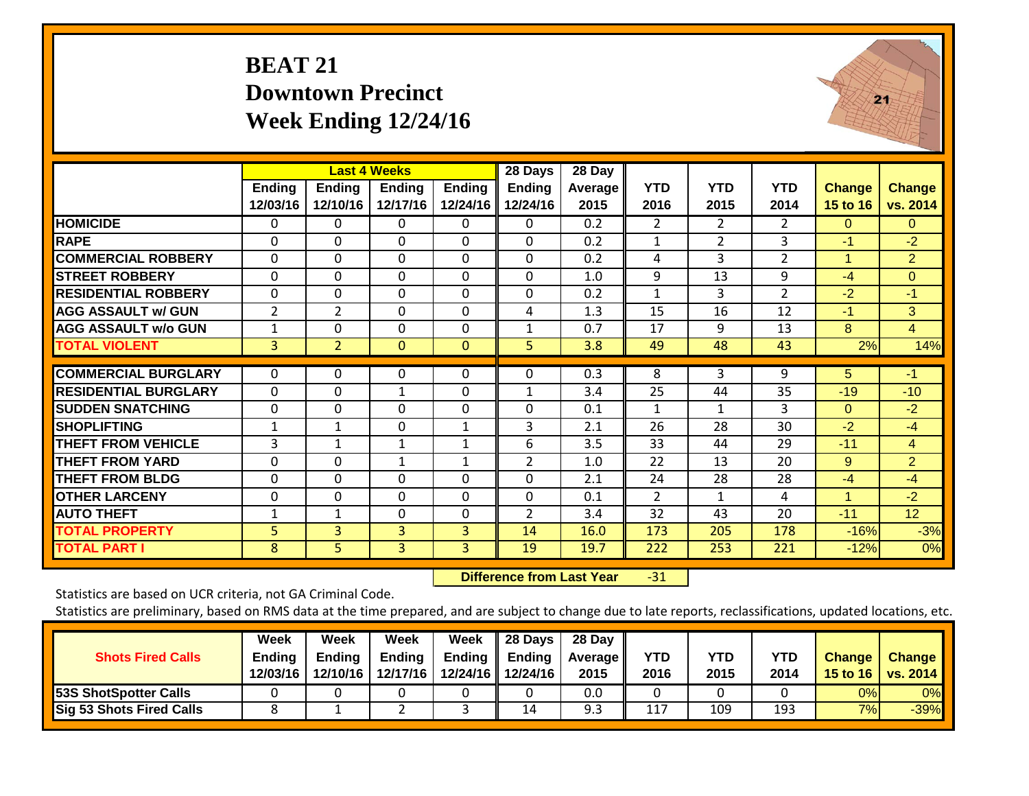# BEAT 21
## Downtown Precinct
## Week Ending 12/24/16

| | Last 4 Weeks | | | | 28 Days | 28 Day | | | | | |
|---|---|---|---|---|---|---|---|---|---|---|---|
| | Ending 12/03/16 | Ending 12/10/16 | Ending 12/17/16 | Ending 12/24/16 | Ending 12/24/16 | Average 2015 | YTD 2016 | YTD 2015 | YTD 2014 | Change 15 to 16 | Change vs. 2014 |
| **HOMICIDE** | 0 | 0 | 0 | 0 | 0 | 0.2 | 2 | 2 | 2 | 0 | 0 |
| **RAPE** | 0 | 0 | 0 | 0 | 0 | 0.2 | 1 | 2 | 3 | -1 | -2 |
| **COMMERCIAL ROBBERY** | 0 | 0 | 0 | 0 | 0 | 0.2 | 4 | 3 | 2 | 1 | 2 |
| **STREET ROBBERY** | 0 | 0 | 0 | 0 | 0 | 1.0 | 9 | 13 | 9 | -4 | 0 |
| **RESIDENTIAL ROBBERY** | 0 | 0 | 0 | 0 | 0 | 0.2 | 1 | 3 | 2 | -2 | -1 |
| **AGG ASSAULT w/ GUN** | 2 | 2 | 0 | 0 | 4 | 1.3 | 15 | 16 | 12 | -1 | 3 |
| **AGG ASSAULT w/o GUN** | 1 | 0 | 0 | 0 | 1 | 0.7 | 17 | 9 | 13 | 8 | 4 |
| **TOTAL VIOLENT** | 3 | 2 | 0 | 0 | 5 | 3.8 | 49 | 48 | 43 | 2% | 14% |
| **COMMERCIAL BURGLARY** | 0 | 0 | 0 | 0 | 0 | 0.3 | 8 | 3 | 9 | 5 | -1 |
| **RESIDENTIAL BURGLARY** | 0 | 0 | 1 | 0 | 1 | 3.4 | 25 | 44 | 35 | -19 | -10 |
| **SUDDEN SNATCHING** | 0 | 0 | 0 | 0 | 0 | 0.1 | 1 | 1 | 3 | 0 | -2 |
| **SHOPLIFTING** | 1 | 1 | 0 | 1 | 3 | 2.1 | 26 | 28 | 30 | -2 | -4 |
| **THEFT FROM VEHICLE** | 3 | 1 | 1 | 1 | 6 | 3.5 | 33 | 44 | 29 | -11 | 4 |
| **THEFT FROM YARD** | 0 | 0 | 1 | 1 | 2 | 1.0 | 22 | 13 | 20 | 9 | 2 |
| **THEFT FROM BLDG** | 0 | 0 | 0 | 0 | 0 | 2.1 | 24 | 28 | 28 | -4 | -4 |
| **OTHER LARCENY** | 0 | 0 | 0 | 0 | 0 | 0.1 | 2 | 1 | 4 | 1 | -2 |
| **AUTO THEFT** | 1 | 1 | 0 | 0 | 2 | 3.4 | 32 | 43 | 20 | -11 | 12 |
| **TOTAL PROPERTY** | 5 | 3 | 3 | 3 | 14 | 16.0 | 173 | 205 | 178 | -16% | -3% |
| **TOTAL PART I** | 8 | 5 | 3 | 3 | 19 | 19.7 | 222 | 253 | 221 | -12% | 0% |

**Difference from Last Year** -31

Statistics are based on UCR criteria, not GA Criminal Code.

Statistics are preliminary, based on RMS data at the time prepared, and are subject to change due to late reports, reclassifications, updated locations, etc.

| Shots Fired Calls | Week Ending 12/03/16 | Week Ending 12/10/16 | Week Ending 12/17/16 | Week Ending 12/24/16 | 28 Days Ending 12/24/16 | 28 Day Average 2015 | YTD 2016 | YTD 2015 | YTD 2014 | Change 15 to 16 | Change vs. 2014 |
|---|---|---|---|---|---|---|---|---|---|---|---|
| **53S ShotSpotter Calls** | 0 | 0 | 0 | 0 | 0 | 0.0 | 0 | 0 | 0 | 0% | 0% |
| **Sig 53 Shots Fired Calls** | 8 | 1 | 2 | 3 | 14 | 9.3 | 117 | 109 | 193 | 7% | -39% |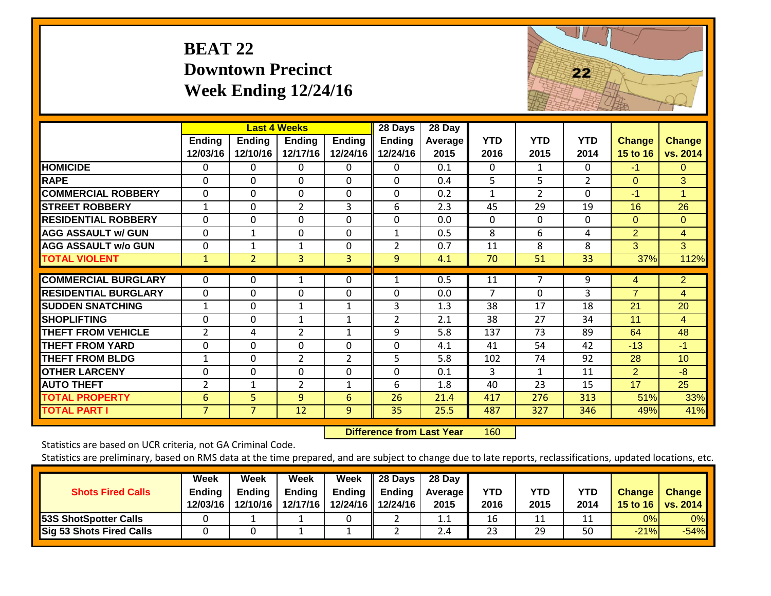# BEAT 22
## Downtown Precinct
## Week Ending 12/24/16

| | Last 4 Weeks | | | | 28 Days | 28 Day | | | | | |
|---|---|---|---|---|---|---|---|---|---|---|---|
| | Ending 12/03/16 | Ending 12/10/16 | Ending 12/17/16 | Ending 12/24/16 | Ending 12/24/16 | Average 2015 | YTD 2016 | YTD 2015 | YTD 2014 | Change 15 to 16 | Change vs. 2014 |
| HOMICIDE | 0 | 0 | 0 | 0 | 0 | 0.1 | 0 | 1 | 0 | -1 | 0 |
| RAPE | 0 | 0 | 0 | 0 | 0 | 0.4 | 5 | 5 | 2 | 0 | 3 |
| COMMERCIAL ROBBERY | 0 | 0 | 0 | 0 | 0 | 0.2 | 1 | 2 | 0 | -1 | 1 |
| STREET ROBBERY | 1 | 0 | 2 | 3 | 6 | 2.3 | 45 | 29 | 19 | 16 | 26 |
| RESIDENTIAL ROBBERY | 0 | 0 | 0 | 0 | 0 | 0.0 | 0 | 0 | 0 | 0 | 0 |
| AGG ASSAULT w/ GUN | 0 | 1 | 0 | 0 | 1 | 0.5 | 8 | 6 | 4 | 2 | 4 |
| AGG ASSAULT w/o GUN | 0 | 1 | 1 | 0 | 2 | 0.7 | 11 | 8 | 8 | 3 | 3 |
| **TOTAL VIOLENT** | 1 | 2 | 3 | 3 | 9 | 4.1 | 70 | 51 | 33 | 37% | 112% |
| COMMERCIAL BURGLARY | 0 | 0 | 1 | 0 | 1 | 0.5 | 11 | 7 | 9 | 4 | 2 |
| RESIDENTIAL BURGLARY | 0 | 0 | 0 | 0 | 0 | 0.0 | 7 | 0 | 3 | 7 | 4 |
| SUDDEN SNATCHING | 1 | 0 | 1 | 1 | 3 | 1.3 | 38 | 17 | 18 | 21 | 20 |
| SHOPLIFTING | 0 | 0 | 1 | 1 | 2 | 2.1 | 38 | 27 | 34 | 11 | 4 |
| THEFT FROM VEHICLE | 2 | 4 | 2 | 1 | 9 | 5.8 | 137 | 73 | 89 | 64 | 48 |
| THEFT FROM YARD | 0 | 0 | 0 | 0 | 0 | 4.1 | 41 | 54 | 42 | -13 | -1 |
| THEFT FROM BLDG | 1 | 0 | 2 | 2 | 5 | 5.8 | 102 | 74 | 92 | 28 | 10 |
| OTHER LARCENY | 0 | 0 | 0 | 0 | 0 | 0.1 | 3 | 1 | 11 | 2 | -8 |
| AUTO THEFT | 2 | 1 | 2 | 1 | 6 | 1.8 | 40 | 23 | 15 | 17 | 25 |
| **TOTAL PROPERTY** | 6 | 5 | 9 | 6 | 26 | 21.4 | 417 | 276 | 313 | 51% | 33% |
| **TOTAL PART I** | 7 | 7 | 12 | 9 | 35 | 25.5 | 487 | 327 | 346 | 49% | 41% |

**Difference from Last Year** 160

Statistics are based on UCR criteria, not GA Criminal Code.

Statistics are preliminary, based on RMS data at the time prepared, and are subject to change due to late reports, reclassifications, updated locations, etc.

| Shots Fired Calls | Week Ending 12/03/16 | Week Ending 12/10/16 | Week Ending 12/17/16 | Week Ending 12/24/16 | 28 Days Ending 12/24/16 | 28 Day Average 2015 | YTD 2016 | YTD 2015 | YTD 2014 | Change 15 to 16 | Change vs. 2014 |
|---|---|---|---|---|---|---|---|---|---|---|---|
| 53S ShotSpotter Calls | 0 | 1 | 1 | 0 | 2 | 1.1 | 16 | 11 | 11 | 0% | 0% |
| Sig 53 Shots Fired Calls | 0 | 0 | 1 | 1 | 2 | 2.4 | 23 | 29 | 50 | -21% | -54% |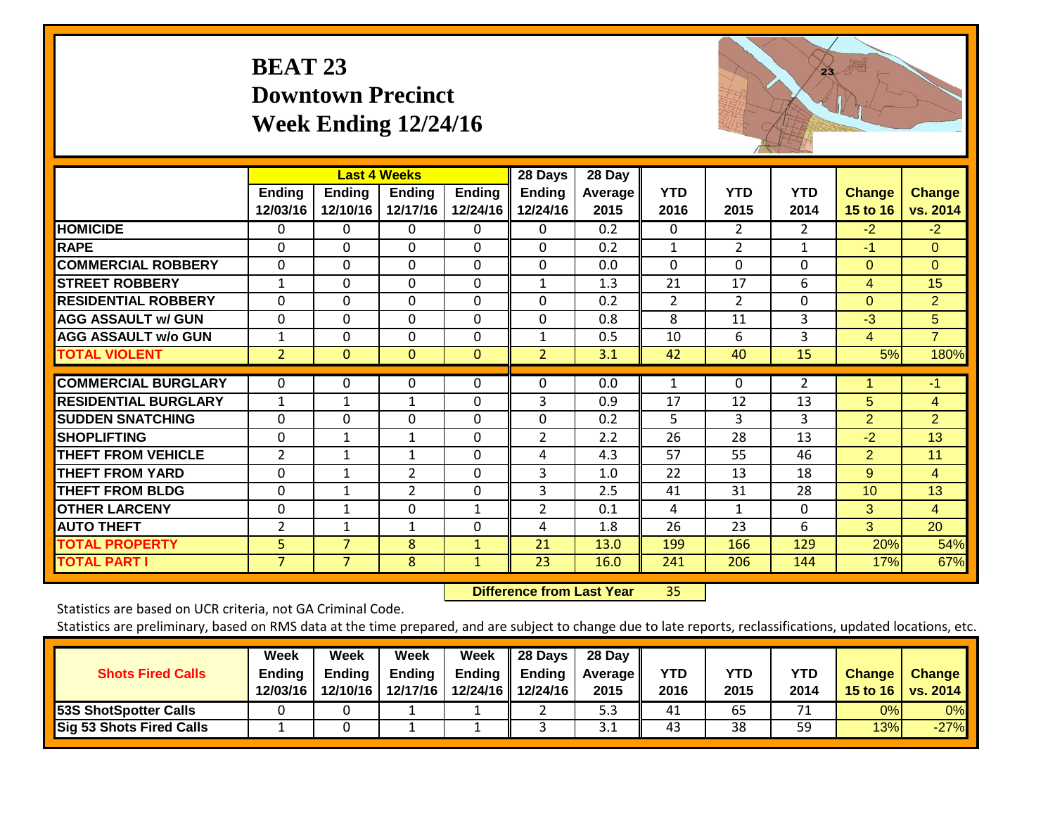# BEAT 23
## Downtown Precinct
## Week Ending 12/24/16

| | Last 4 Weeks | | | | 28 Days | 28 Day | | | | | |
|---|---|---|---|---|---|---|---|---|---|---|---|
| | Ending 12/03/16 | Ending 12/10/16 | Ending 12/17/16 | Ending 12/24/16 | Ending 12/24/16 | Average 2015 | YTD 2016 | YTD 2015 | YTD 2014 | Change 15 to 16 | Change vs. 2014 |
| HOMICIDE | 0 | 0 | 0 | 0 | 0 | 0.2 | 0 | 2 | 2 | -2 | -2 |
| RAPE | 0 | 0 | 0 | 0 | 0 | 0.2 | 1 | 2 | 1 | -1 | 0 |
| COMMERCIAL ROBBERY | 0 | 0 | 0 | 0 | 0 | 0.0 | 0 | 0 | 0 | 0 | 0 |
| STREET ROBBERY | 1 | 0 | 0 | 0 | 1 | 1.3 | 21 | 17 | 6 | 4 | 15 |
| RESIDENTIAL ROBBERY | 0 | 0 | 0 | 0 | 0 | 0.2 | 2 | 2 | 0 | 0 | 2 |
| AGG ASSAULT w/ GUN | 0 | 0 | 0 | 0 | 0 | 0.8 | 8 | 11 | 3 | -3 | 5 |
| AGG ASSAULT w/o GUN | 1 | 0 | 0 | 0 | 1 | 0.5 | 10 | 6 | 3 | 4 | 7 |
| TOTAL VIOLENT | 2 | 0 | 0 | 0 | 2 | 3.1 | 42 | 40 | 15 | 5% | 180% |
| COMMERCIAL BURGLARY | 0 | 0 | 0 | 0 | 0 | 0.0 | 1 | 0 | 2 | 1 | -1 |
| RESIDENTIAL BURGLARY | 1 | 1 | 1 | 0 | 3 | 0.9 | 17 | 12 | 13 | 5 | 4 |
| SUDDEN SNATCHING | 0 | 0 | 0 | 0 | 0 | 0.2 | 5 | 3 | 3 | 2 | 2 |
| SHOPLIFTING | 0 | 1 | 1 | 0 | 2 | 2.2 | 26 | 28 | 13 | -2 | 13 |
| THEFT FROM VEHICLE | 2 | 1 | 1 | 0 | 4 | 4.3 | 57 | 55 | 46 | 2 | 11 |
| THEFT FROM YARD | 0 | 1 | 2 | 0 | 3 | 1.0 | 22 | 13 | 18 | 9 | 4 |
| THEFT FROM BLDG | 0 | 1 | 2 | 0 | 3 | 2.5 | 41 | 31 | 28 | 10 | 13 |
| OTHER LARCENY | 0 | 1 | 0 | 1 | 2 | 0.1 | 4 | 1 | 0 | 3 | 4 |
| AUTO THEFT | 2 | 1 | 1 | 0 | 4 | 1.8 | 26 | 23 | 6 | 3 | 20 |
| TOTAL PROPERTY | 5 | 7 | 8 | 1 | 21 | 13.0 | 199 | 166 | 129 | 20% | 54% |
| TOTAL PART I | 7 | 7 | 8 | 1 | 23 | 16.0 | 241 | 206 | 144 | 17% | 67% |

**Difference from Last Year** 35

Statistics are based on UCR criteria, not GA Criminal Code.

Statistics are preliminary, based on RMS data at the time prepared, and are subject to change due to late reports, reclassifications, updated locations, etc.

| Shots Fired Calls | Week Ending 12/03/16 | Week Ending 12/10/16 | Week Ending 12/17/16 | Week Ending 12/24/16 | 28 Days Ending 12/24/16 | 28 Day Average 2015 | YTD 2016 | YTD 2015 | YTD 2014 | Change 15 to 16 | Change vs. 2014 |
|---|---|---|---|---|---|---|---|---|---|---|---|
| 53S ShotSpotter Calls | 0 | 0 | 1 | 1 | 2 | 5.3 | 41 | 65 | 71 | 0% | 0% |
| Sig 53 Shots Fired Calls | 1 | 0 | 1 | 1 | 3 | 3.1 | 43 | 38 | 59 | 13% | -27% |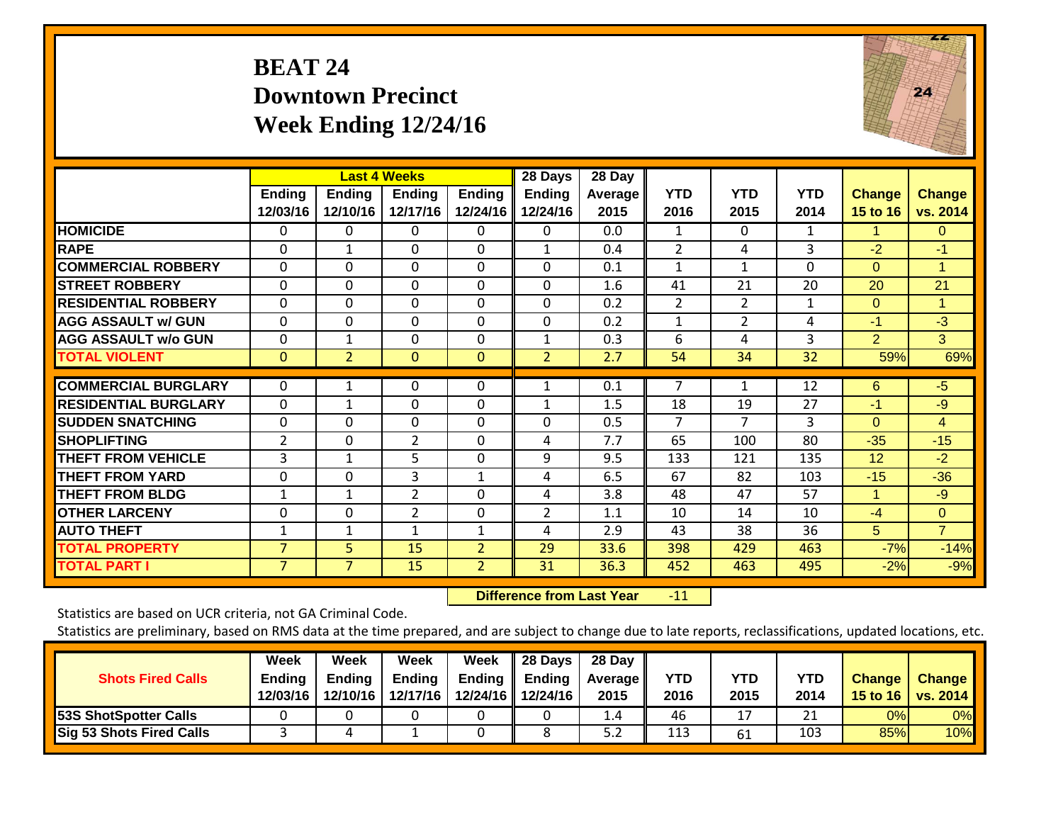# BEAT 24
## Downtown Precinct
## Week Ending 12/24/16

| | Last 4 Weeks | | | | 28 Days | 28 Day | | | | | |
|---|---|---|---|---|---|---|---|---|---|---|---|
| | Ending 12/03/16 | Ending 12/10/16 | Ending 12/17/16 | Ending 12/24/16 | Ending 12/24/16 | Average 2015 | YTD 2016 | YTD 2015 | YTD 2014 | Change 15 to 16 | Change vs. 2014 |
| HOMICIDE | 0 | 0 | 0 | 0 | 0 | 0.0 | 1 | 0 | 1 | 1 | 0 |
| RAPE | 0 | 1 | 0 | 0 | 1 | 0.4 | 2 | 4 | 3 | -2 | -1 |
| COMMERCIAL ROBBERY | 0 | 0 | 0 | 0 | 0 | 0.1 | 1 | 1 | 0 | 0 | 1 |
| STREET ROBBERY | 0 | 0 | 0 | 0 | 0 | 1.6 | 41 | 21 | 20 | 20 | 21 |
| RESIDENTIAL ROBBERY | 0 | 0 | 0 | 0 | 0 | 0.2 | 2 | 2 | 1 | 0 | 1 |
| AGG ASSAULT w/ GUN | 0 | 0 | 0 | 0 | 0 | 0.2 | 1 | 2 | 4 | -1 | -3 |
| AGG ASSAULT w/o GUN | 0 | 1 | 0 | 0 | 1 | 0.3 | 6 | 4 | 3 | 2 | 3 |
| TOTAL VIOLENT | 0 | 2 | 0 | 0 | 2 | 2.7 | 54 | 34 | 32 | 59% | 69% |
| COMMERCIAL BURGLARY | 0 | 1 | 0 | 0 | 1 | 0.1 | 7 | 1 | 12 | 6 | -5 |
| RESIDENTIAL BURGLARY | 0 | 1 | 0 | 0 | 1 | 1.5 | 18 | 19 | 27 | -1 | -9 |
| SUDDEN SNATCHING | 0 | 0 | 0 | 0 | 0 | 0.5 | 7 | 7 | 3 | 0 | 4 |
| SHOPLIFTING | 2 | 0 | 2 | 0 | 4 | 7.7 | 65 | 100 | 80 | -35 | -15 |
| THEFT FROM VEHICLE | 3 | 1 | 5 | 0 | 9 | 9.5 | 133 | 121 | 135 | 12 | -2 |
| THEFT FROM YARD | 0 | 0 | 3 | 1 | 4 | 6.5 | 67 | 82 | 103 | -15 | -36 |
| THEFT FROM BLDG | 1 | 1 | 2 | 0 | 4 | 3.8 | 48 | 47 | 57 | 1 | -9 |
| OTHER LARCENY | 0 | 0 | 2 | 0 | 2 | 1.1 | 10 | 14 | 10 | -4 | 0 |
| AUTO THEFT | 1 | 1 | 1 | 1 | 4 | 2.9 | 43 | 38 | 36 | 5 | 7 |
| TOTAL PROPERTY | 7 | 5 | 15 | 2 | 29 | 33.6 | 398 | 429 | 463 | -7% | -14% |
| TOTAL PART I | 7 | 7 | 15 | 2 | 31 | 36.3 | 452 | 463 | 495 | -2% | -9% |

**Difference from Last Year** -11

Statistics are based on UCR criteria, not GA Criminal Code.

Statistics are preliminary, based on RMS data at the time prepared, and are subject to change due to late reports, reclassifications, updated locations, etc.

| Shots Fired Calls | Week Ending 12/03/16 | Week Ending 12/10/16 | Week Ending 12/17/16 | Week Ending 12/24/16 | 28 Days Ending 12/24/16 | 28 Day Average 2015 | YTD 2016 | YTD 2015 | YTD 2014 | Change 15 to 16 | Change vs. 2014 |
|---|---|---|---|---|---|---|---|---|---|---|---|
| 53S ShotSpotter Calls | 0 | 0 | 0 | 0 | 0 | 1.4 | 46 | 17 | 21 | 0% | 0% |
| Sig 53 Shots Fired Calls | 3 | 4 | 1 | 0 | 8 | 5.2 | 113 | 61 | 103 | 85% | 10% |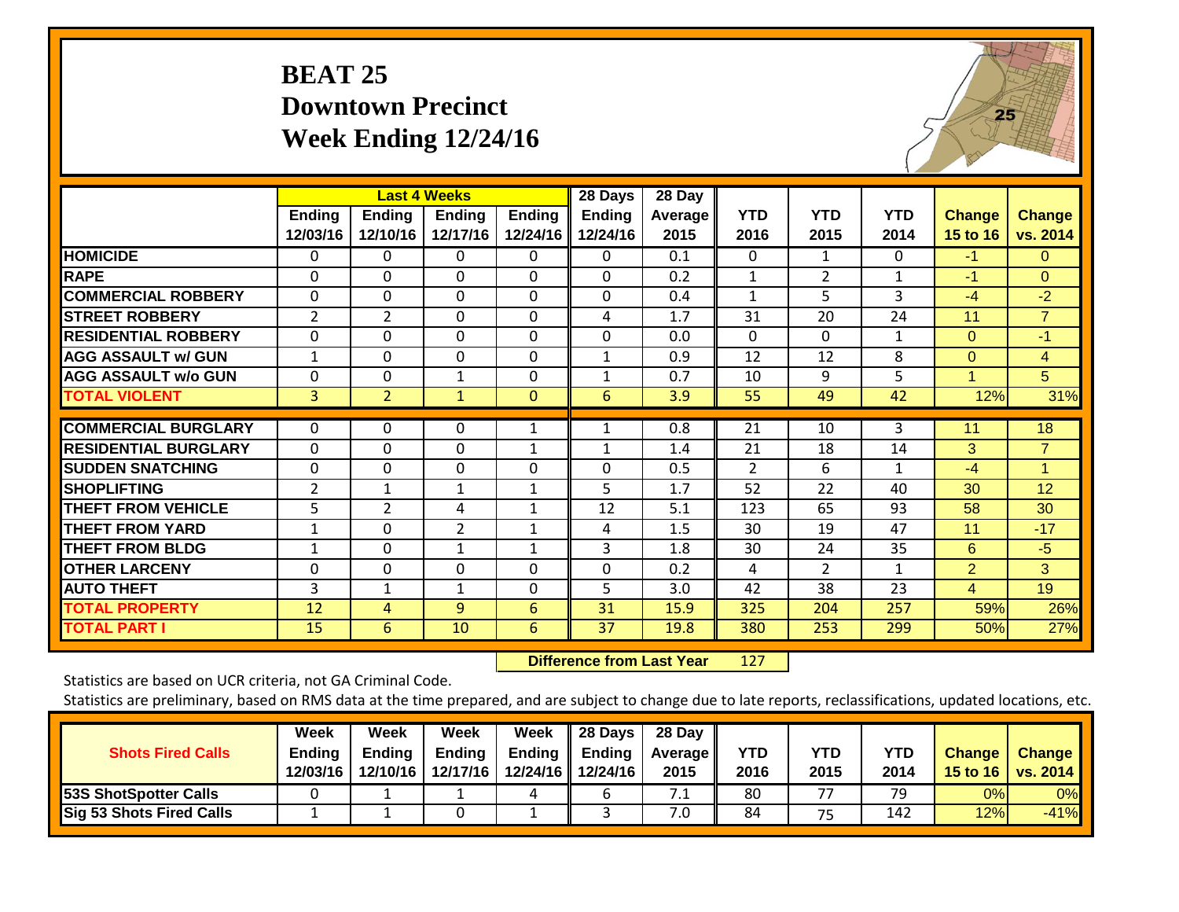# BEAT 25
## Downtown Precinct
## Week Ending 12/24/16

| | Last 4 Weeks | | | | 28 Days | 28 Day | | | | | |
|---|---|---|---|---|---|---|---|---|---|---|---|
| | Ending 12/03/16 | Ending 12/10/16 | Ending 12/17/16 | Ending 12/24/16 | Ending 12/24/16 | Average 2015 | YTD 2016 | YTD 2015 | YTD 2014 | Change 15 to 16 | Change vs. 2014 |
| HOMICIDE | 0 | 0 | 0 | 0 | 0 | 0.1 | 0 | 1 | 0 | -1 | 0 |
| RAPE | 0 | 0 | 0 | 0 | 0 | 0.2 | 1 | 2 | 1 | -1 | 0 |
| COMMERCIAL ROBBERY | 0 | 0 | 0 | 0 | 0 | 0.4 | 1 | 5 | 3 | -4 | -2 |
| STREET ROBBERY | 2 | 2 | 0 | 0 | 4 | 1.7 | 31 | 20 | 24 | 11 | 7 |
| RESIDENTIAL ROBBERY | 0 | 0 | 0 | 0 | 0 | 0.0 | 0 | 0 | 1 | 0 | -1 |
| AGG ASSAULT w/ GUN | 1 | 0 | 0 | 0 | 1 | 0.9 | 12 | 12 | 8 | 0 | 4 |
| AGG ASSAULT w/o GUN | 0 | 0 | 1 | 0 | 1 | 0.7 | 10 | 9 | 5 | 1 | 5 |
| TOTAL VIOLENT | 3 | 2 | 1 | 0 | 6 | 3.9 | 55 | 49 | 42 | 12% | 31% |
| COMMERCIAL BURGLARY | 0 | 0 | 0 | 1 | 1 | 0.8 | 21 | 10 | 3 | 11 | 18 |
| RESIDENTIAL BURGLARY | 0 | 0 | 0 | 1 | 1 | 1.4 | 21 | 18 | 14 | 3 | 7 |
| SUDDEN SNATCHING | 0 | 0 | 0 | 0 | 0 | 0.5 | 2 | 6 | 1 | -4 | 1 |
| SHOPLIFTING | 2 | 1 | 1 | 1 | 5 | 1.7 | 52 | 22 | 40 | 30 | 12 |
| THEFT FROM VEHICLE | 5 | 2 | 4 | 1 | 12 | 5.1 | 123 | 65 | 93 | 58 | 30 |
| THEFT FROM YARD | 1 | 0 | 2 | 1 | 4 | 1.5 | 30 | 19 | 47 | 11 | -17 |
| THEFT FROM BLDG | 1 | 0 | 1 | 1 | 3 | 1.8 | 30 | 24 | 35 | 6 | -5 |
| OTHER LARCENY | 0 | 0 | 0 | 0 | 0 | 0.2 | 4 | 2 | 1 | 2 | 3 |
| AUTO THEFT | 3 | 1 | 1 | 0 | 5 | 3.0 | 42 | 38 | 23 | 4 | 19 |
| TOTAL PROPERTY | 12 | 4 | 9 | 6 | 31 | 15.9 | 325 | 204 | 257 | 59% | 26% |
| TOTAL PART I | 15 | 6 | 10 | 6 | 37 | 19.8 | 380 | 253 | 299 | 50% | 27% |

**Difference from Last Year** 127

Statistics are based on UCR criteria, not GA Criminal Code.

Statistics are preliminary, based on RMS data at the time prepared, and are subject to change due to late reports, reclassifications, updated locations, etc.

| Shots Fired Calls | Week Ending 12/03/16 | Week Ending 12/10/16 | Week Ending 12/17/16 | Week Ending 12/24/16 | 28 Days Ending 12/24/16 | 28 Day Average 2015 | YTD 2016 | YTD 2015 | YTD 2014 | Change 15 to 16 | Change vs. 2014 |
|---|---|---|---|---|---|---|---|---|---|---|---|
| 53S ShotSpotter Calls | 0 | 1 | 1 | 4 | 6 | 7.1 | 80 | 77 | 79 | 0% | 0% |
| Sig 53 Shots Fired Calls | 1 | 1 | 0 | 1 | 3 | 7.0 | 84 | 75 | 142 | 12% | -41% |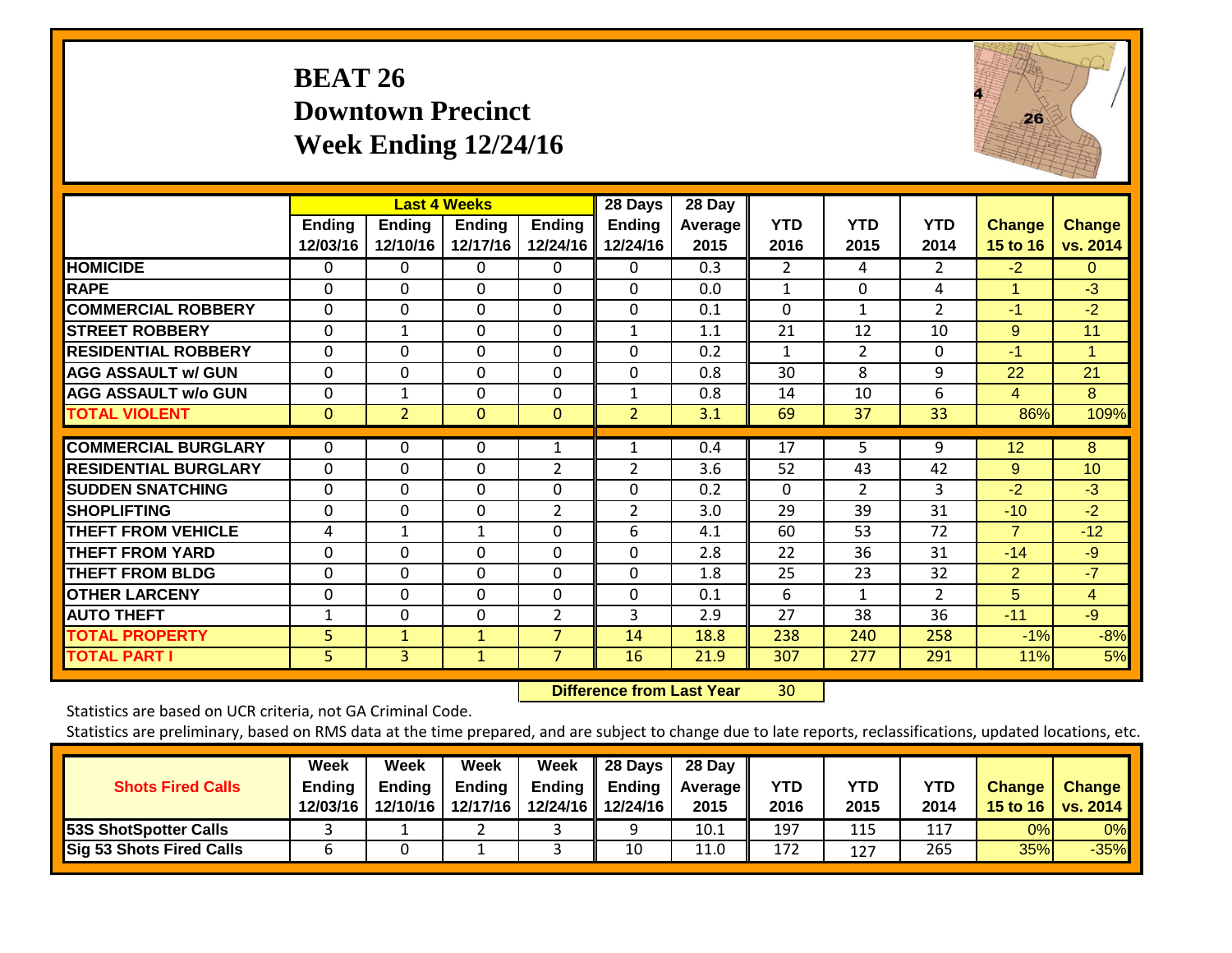# BEAT 26
# Downtown Precinct
# Week Ending 12/24/16

| | Last 4 Weeks | | | | 28 Days | 28 Day | | | | | |
|---|---|---|---|---|---|---|---|---|---|---|---|
| | Ending 12/03/16 | Ending 12/10/16 | Ending 12/17/16 | Ending 12/24/16 | Ending 12/24/16 | Average 2015 | YTD 2016 | YTD 2015 | YTD 2014 | Change 15 to 16 | Change vs. 2014 |
| HOMICIDE | 0 | 0 | 0 | 0 | 0 | 0.3 | 2 | 4 | 2 | -2 | 0 |
| RAPE | 0 | 0 | 0 | 0 | 0 | 0.0 | 1 | 0 | 4 | 1 | -3 |
| COMMERCIAL ROBBERY | 0 | 0 | 0 | 0 | 0 | 0.1 | 0 | 1 | 2 | -1 | -2 |
| STREET ROBBERY | 0 | 1 | 0 | 0 | 1 | 1.1 | 21 | 12 | 10 | 9 | 11 |
| RESIDENTIAL ROBBERY | 0 | 0 | 0 | 0 | 0 | 0.2 | 1 | 2 | 0 | -1 | 1 |
| AGG ASSAULT w/ GUN | 0 | 0 | 0 | 0 | 0 | 0.8 | 30 | 8 | 9 | 22 | 21 |
| AGG ASSAULT w/o GUN | 0 | 1 | 0 | 0 | 1 | 0.8 | 14 | 10 | 6 | 4 | 8 |
| TOTAL VIOLENT | 0 | 2 | 0 | 0 | 2 | 3.1 | 69 | 37 | 33 | 86% | 109% |
| COMMERCIAL BURGLARY | 0 | 0 | 0 | 1 | 1 | 0.4 | 17 | 5 | 9 | 12 | 8 |
| RESIDENTIAL BURGLARY | 0 | 0 | 0 | 2 | 2 | 3.6 | 52 | 43 | 42 | 9 | 10 |
| SUDDEN SNATCHING | 0 | 0 | 0 | 0 | 0 | 0.2 | 0 | 2 | 3 | -2 | -3 |
| SHOPLIFTING | 0 | 0 | 0 | 2 | 2 | 3.0 | 29 | 39 | 31 | -10 | -2 |
| THEFT FROM VEHICLE | 4 | 1 | 1 | 0 | 6 | 4.1 | 60 | 53 | 72 | 7 | -12 |
| THEFT FROM YARD | 0 | 0 | 0 | 0 | 0 | 2.8 | 22 | 36 | 31 | -14 | -9 |
| THEFT FROM BLDG | 0 | 0 | 0 | 0 | 0 | 1.8 | 25 | 23 | 32 | 2 | -7 |
| OTHER LARCENY | 0 | 0 | 0 | 0 | 0 | 0.1 | 6 | 1 | 2 | 5 | 4 |
| AUTO THEFT | 1 | 0 | 0 | 2 | 3 | 2.9 | 27 | 38 | 36 | -11 | -9 |
| TOTAL PROPERTY | 5 | 1 | 1 | 7 | 14 | 18.8 | 238 | 240 | 258 | -1% | -8% |
| TOTAL PART I | 5 | 3 | 1 | 7 | 16 | 21.9 | 307 | 277 | 291 | 11% | 5% |

**Difference from Last Year** 30

Statistics are based on UCR criteria, not GA Criminal Code.

Statistics are preliminary, based on RMS data at the time prepared, and are subject to change due to late reports, reclassifications, updated locations, etc.

| Shots Fired Calls | Week Ending 12/03/16 | Week Ending 12/10/16 | Week Ending 12/17/16 | Week Ending 12/24/16 | 28 Days Ending 12/24/16 | 28 Day Average 2015 | YTD 2016 | YTD 2015 | YTD 2014 | Change 15 to 16 | Change vs. 2014 |
|---|---|---|---|---|---|---|---|---|---|---|---|
| 53S ShotSpotter Calls | 3 | 1 | 2 | 3 | 9 | 10.1 | 197 | 115 | 117 | 0% | 0% |
| Sig 53 Shots Fired Calls | 6 | 0 | 1 | 3 | 10 | 11.0 | 172 | 127 | 265 | 35% | -35% |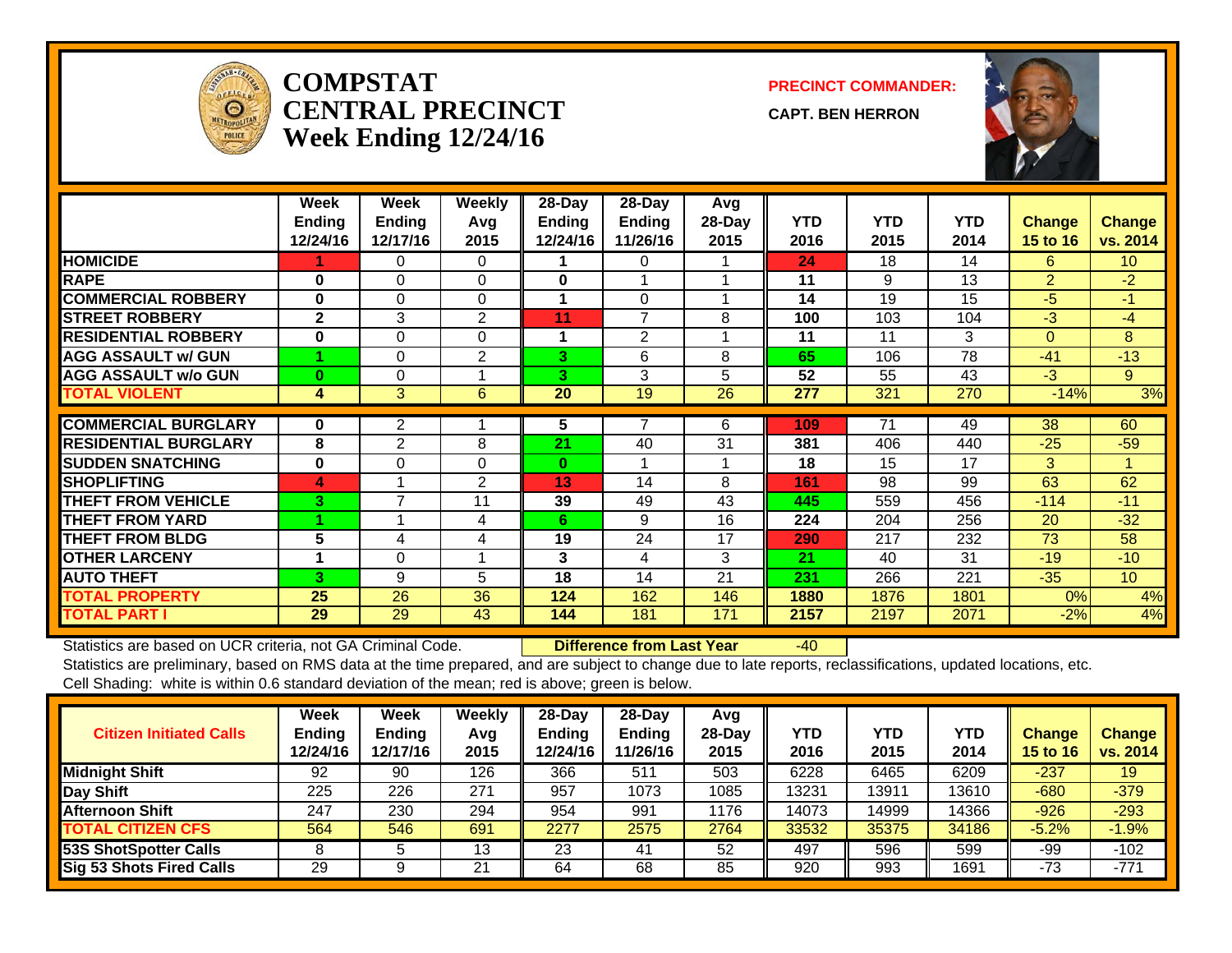# COMPSTAT CENTRAL PRECINCT
## Week Ending 12/24/16

**PRECINCT COMMANDER:**

**CAPT. BEN HERRON**

| | Week Ending 12/24/16 | Week Ending 12/17/16 | Weekly Avg 2015 | 28-Day Ending 12/24/16 | 28-Day Ending 11/26/16 | Avg 28-Day 2015 | YTD 2016 | YTD 2015 | YTD 2014 | Change 15 to 16 | Change vs. 2014 |
|---|---|---|---|---|---|---|---|---|---|---|---|
| HOMICIDE | 1 | 0 | 0 | 1 | 0 | 1 | 24 | 18 | 14 | 6 | 10 |
| RAPE | 0 | 0 | 0 | 0 | 1 | 1 | 11 | 9 | 13 | 2 | -2 |
| COMMERCIAL ROBBERY | 0 | 0 | 0 | 1 | 0 | 1 | 14 | 19 | 15 | -5 | -1 |
| STREET ROBBERY | 2 | 3 | 2 | 11 | 7 | 8 | 100 | 103 | 104 | -3 | -4 |
| RESIDENTIAL ROBBERY | 0 | 0 | 0 | 1 | 2 | 1 | 11 | 11 | 3 | 0 | 8 |
| AGG ASSAULT w/ GUN | 1 | 0 | 2 | 3 | 6 | 8 | 65 | 106 | 78 | -41 | -13 |
| AGG ASSAULT w/o GUN | 0 | 0 | 1 | 3 | 3 | 5 | 52 | 55 | 43 | -3 | 9 |
| TOTAL VIOLENT | 4 | 3 | 6 | 20 | 19 | 26 | 277 | 321 | 270 | -14% | 3% |
| COMMERCIAL BURGLARY | 0 | 2 | 1 | 5 | 7 | 6 | 109 | 71 | 49 | 38 | 60 |
| RESIDENTIAL BURGLARY | 8 | 2 | 8 | 21 | 40 | 31 | 381 | 406 | 440 | -25 | -59 |
| SUDDEN SNATCHING | 0 | 0 | 0 | 0 | 1 | 1 | 18 | 15 | 17 | 3 | 1 |
| SHOPLIFTING | 4 | 1 | 2 | 13 | 14 | 8 | 161 | 98 | 99 | 63 | 62 |
| THEFT FROM VEHICLE | 3 | 7 | 11 | 39 | 49 | 43 | 445 | 559 | 456 | -114 | -11 |
| THEFT FROM YARD | 1 | 1 | 4 | 6 | 9 | 16 | 224 | 204 | 256 | 20 | -32 |
| THEFT FROM BLDG | 5 | 4 | 4 | 19 | 24 | 17 | 290 | 217 | 232 | 73 | 58 |
| OTHER LARCENY | 1 | 0 | 1 | 3 | 4 | 3 | 21 | 40 | 31 | -19 | -10 |
| AUTO THEFT | 3 | 9 | 5 | 18 | 14 | 21 | 231 | 266 | 221 | -35 | 10 |
| TOTAL PROPERTY | 25 | 26 | 36 | 124 | 162 | 146 | 1880 | 1876 | 1801 | 0% | 4% |
| TOTAL PART I | 29 | 29 | 43 | 144 | 181 | 171 | 2157 | 2197 | 2071 | -2% | 4% |

Statistics are based on UCR criteria, not GA Criminal Code. **Difference from Last Year** -40

Statistics are preliminary, based on RMS data at the time prepared, and are subject to change due to late reports, reclassifications, updated locations, etc.

Cell Shading: white is within 0.6 standard deviation of the mean; red is above; green is below.

| Citizen Initiated Calls | Week Ending 12/24/16 | Week Ending 12/17/16 | Weekly Avg 2015 | 28-Day Ending 12/24/16 | 28-Day Ending 11/26/16 | Avg 28-Day 2015 | YTD 2016 | YTD 2015 | YTD 2014 | Change 15 to 16 | Change vs. 2014 |
|---|---|---|---|---|---|---|---|---|---|---|---|
| Midnight Shift | 92 | 90 | 126 | 366 | 511 | 503 | 6228 | 6465 | 6209 | -237 | 19 |
| Day Shift | 225 | 226 | 271 | 957 | 1073 | 1085 | 13231 | 13911 | 13610 | -680 | -379 |
| Afternoon Shift | 247 | 230 | 294 | 954 | 991 | 1176 | 14073 | 14999 | 14366 | -926 | -293 |
| TOTAL CITIZEN CFS | 564 | 546 | 691 | 2277 | 2575 | 2764 | 33532 | 35375 | 34186 | -5.2% | -1.9% |
| 53S ShotSpotter Calls | 8 | 5 | 13 | 23 | 41 | 52 | 497 | 596 | 599 | -99 | -102 |
| Sig 53 Shots Fired Calls | 29 | 9 | 21 | 64 | 68 | 85 | 920 | 993 | 1691 | -73 | -771 |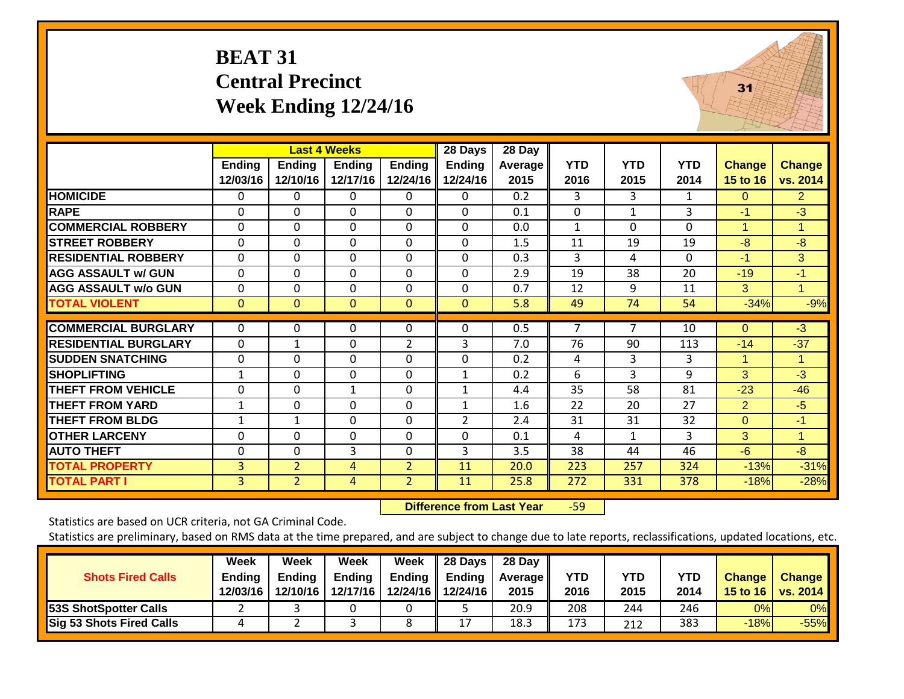# BEAT 31
## Central Precinct
## Week Ending 12/24/16

| | Last 4 Weeks | | | | 28 Days | 28 Day | | | | | |
|---|---|---|---|---|---|---|---|---|---|---|---|
| | Ending 12/03/16 | Ending 12/10/16 | Ending 12/17/16 | Ending 12/24/16 | Ending 12/24/16 | Average 2015 | YTD 2016 | YTD 2015 | YTD 2014 | Change 15 to 16 | Change vs. 2014 |
| HOMICIDE | 0 | 0 | 0 | 0 | 0 | 0.2 | 3 | 3 | 1 | 0 | 2 |
| RAPE | 0 | 0 | 0 | 0 | 0 | 0.1 | 0 | 1 | 3 | -1 | -3 |
| COMMERCIAL ROBBERY | 0 | 0 | 0 | 0 | 0 | 0.0 | 1 | 0 | 0 | 1 | 1 |
| STREET ROBBERY | 0 | 0 | 0 | 0 | 0 | 1.5 | 11 | 19 | 19 | -8 | -8 |
| RESIDENTIAL ROBBERY | 0 | 0 | 0 | 0 | 0 | 0.3 | 3 | 4 | 0 | -1 | 3 |
| AGG ASSAULT w/ GUN | 0 | 0 | 0 | 0 | 0 | 2.9 | 19 | 38 | 20 | -19 | -1 |
| AGG ASSAULT w/o GUN | 0 | 0 | 0 | 0 | 0 | 0.7 | 12 | 9 | 11 | 3 | 1 |
| TOTAL VIOLENT | 0 | 0 | 0 | 0 | 0 | 5.8 | 49 | 74 | 54 | -34% | -9% |
| COMMERCIAL BURGLARY | 0 | 0 | 0 | 0 | 0 | 0.5 | 7 | 7 | 10 | 0 | -3 |
| RESIDENTIAL BURGLARY | 0 | 1 | 0 | 2 | 3 | 7.0 | 76 | 90 | 113 | -14 | -37 |
| SUDDEN SNATCHING | 0 | 0 | 0 | 0 | 0 | 0.2 | 4 | 3 | 3 | 1 | 1 |
| SHOPLIFTING | 1 | 0 | 0 | 0 | 1 | 0.2 | 6 | 3 | 9 | 3 | -3 |
| THEFT FROM VEHICLE | 0 | 0 | 1 | 0 | 1 | 4.4 | 35 | 58 | 81 | -23 | -46 |
| THEFT FROM YARD | 1 | 0 | 0 | 0 | 1 | 1.6 | 22 | 20 | 27 | 2 | -5 |
| THEFT FROM BLDG | 1 | 1 | 0 | 0 | 2 | 2.4 | 31 | 31 | 32 | 0 | -1 |
| OTHER LARCENY | 0 | 0 | 0 | 0 | 0 | 0.1 | 4 | 1 | 3 | 3 | 1 |
| AUTO THEFT | 0 | 0 | 3 | 0 | 3 | 3.5 | 38 | 44 | 46 | -6 | -8 |
| TOTAL PROPERTY | 3 | 2 | 4 | 2 | 11 | 20.0 | 223 | 257 | 324 | -13% | -31% |
| TOTAL PART I | 3 | 2 | 4 | 2 | 11 | 25.8 | 272 | 331 | 378 | -18% | -28% |

**Difference from Last Year** -59

Statistics are based on UCR criteria, not GA Criminal Code.

Statistics are preliminary, based on RMS data at the time prepared, and are subject to change due to late reports, reclassifications, updated locations, etc.

| Shots Fired Calls | Week Ending 12/03/16 | Week Ending 12/10/16 | Week Ending 12/17/16 | Week Ending 12/24/16 | 28 Days Ending 12/24/16 | 28 Day Average 2015 | YTD 2016 | YTD 2015 | YTD 2014 | Change 15 to 16 | Change vs. 2014 |
|---|---|---|---|---|---|---|---|---|---|---|---|
| 53S ShotSpotter Calls | 2 | 3 | 0 | 0 | 5 | 20.9 | 208 | 244 | 246 | 0% | 0% |
| Sig 53 Shots Fired Calls | 4 | 2 | 3 | 8 | 17 | 18.3 | 173 | 212 | 383 | -18% | -55% |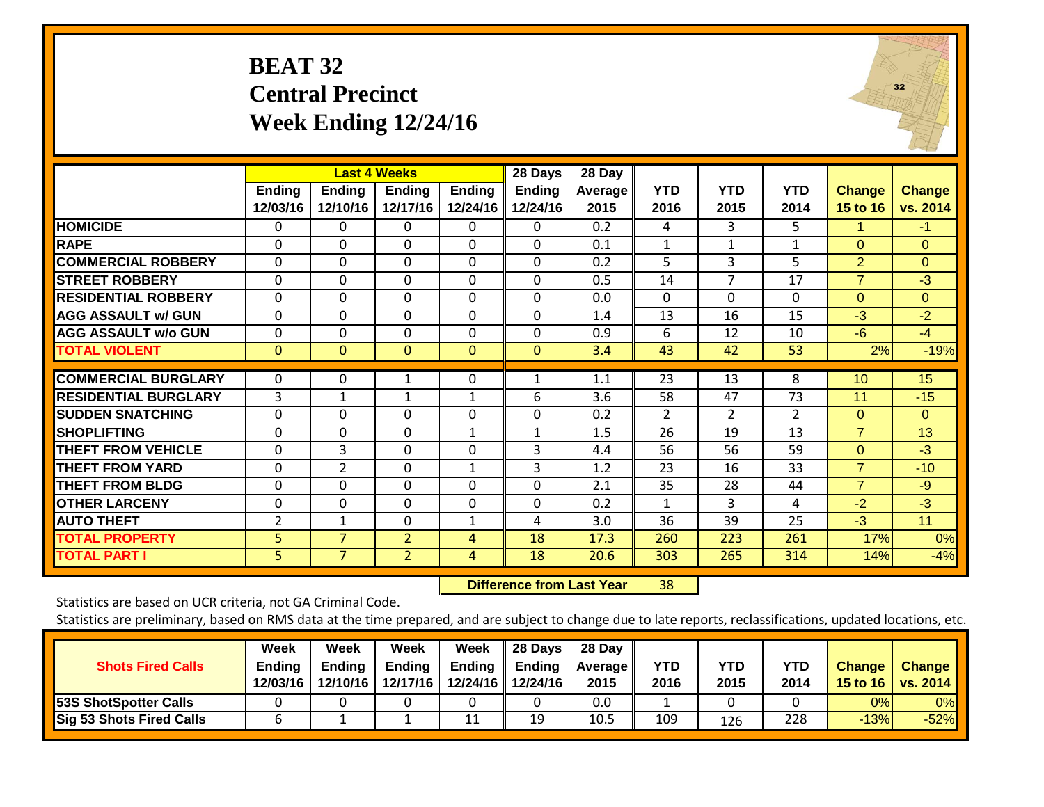# BEAT 32
## Central Precinct
## Week Ending 12/24/16

| | Last 4 Weeks | | | | 28 Days | 28 Day | | | | | |
|---|---|---|---|---|---|---|---|---|---|---|---|
| | Ending 12/03/16 | Ending 12/10/16 | Ending 12/17/16 | Ending 12/24/16 | Ending 12/24/16 | Average 2015 | YTD 2016 | YTD 2015 | YTD 2014 | Change 15 to 16 | Change vs. 2014 |
| HOMICIDE | 0 | 0 | 0 | 0 | 0 | 0.2 | 4 | 3 | 5 | 1 | -1 |
| RAPE | 0 | 0 | 0 | 0 | 0 | 0.1 | 1 | 1 | 1 | 0 | 0 |
| COMMERCIAL ROBBERY | 0 | 0 | 0 | 0 | 0 | 0.2 | 5 | 3 | 5 | 2 | 0 |
| STREET ROBBERY | 0 | 0 | 0 | 0 | 0 | 0.5 | 14 | 7 | 17 | 7 | -3 |
| RESIDENTIAL ROBBERY | 0 | 0 | 0 | 0 | 0 | 0.0 | 0 | 0 | 0 | 0 | 0 |
| AGG ASSAULT w/ GUN | 0 | 0 | 0 | 0 | 0 | 1.4 | 13 | 16 | 15 | -3 | -2 |
| AGG ASSAULT w/o GUN | 0 | 0 | 0 | 0 | 0 | 0.9 | 6 | 12 | 10 | -6 | -4 |
| TOTAL VIOLENT | 0 | 0 | 0 | 0 | 0 | 3.4 | 43 | 42 | 53 | 2% | -19% |
| COMMERCIAL BURGLARY | 0 | 0 | 1 | 0 | 1 | 1.1 | 23 | 13 | 8 | 10 | 15 |
| RESIDENTIAL BURGLARY | 3 | 1 | 1 | 1 | 6 | 3.6 | 58 | 47 | 73 | 11 | -15 |
| SUDDEN SNATCHING | 0 | 0 | 0 | 0 | 0 | 0.2 | 2 | 2 | 2 | 0 | 0 |
| SHOPLIFTING | 0 | 0 | 0 | 1 | 1 | 1.5 | 26 | 19 | 13 | 7 | 13 |
| THEFT FROM VEHICLE | 0 | 3 | 0 | 0 | 3 | 4.4 | 56 | 56 | 59 | 0 | -3 |
| THEFT FROM YARD | 0 | 2 | 0 | 1 | 3 | 1.2 | 23 | 16 | 33 | 7 | -10 |
| THEFT FROM BLDG | 0 | 0 | 0 | 0 | 0 | 2.1 | 35 | 28 | 44 | 7 | -9 |
| OTHER LARCENY | 0 | 0 | 0 | 0 | 0 | 0.2 | 1 | 3 | 4 | -2 | -3 |
| AUTO THEFT | 2 | 1 | 0 | 1 | 4 | 3.0 | 36 | 39 | 25 | -3 | 11 |
| TOTAL PROPERTY | 5 | 7 | 2 | 4 | 18 | 17.3 | 260 | 223 | 261 | 17% | 0% |
| TOTAL PART I | 5 | 7 | 2 | 4 | 18 | 20.6 | 303 | 265 | 314 | 14% | -4% |

**Difference from Last Year** 38

Statistics are based on UCR criteria, not GA Criminal Code.

Statistics are preliminary, based on RMS data at the time prepared, and are subject to change due to late reports, reclassifications, updated locations, etc.

| Shots Fired Calls | Week Ending 12/03/16 | Week Ending 12/10/16 | Week Ending 12/17/16 | Week Ending 12/24/16 | 28 Days Ending 12/24/16 | 28 Day Average 2015 | YTD 2016 | YTD 2015 | YTD 2014 | Change 15 to 16 | Change vs. 2014 |
|---|---|---|---|---|---|---|---|---|---|---|---|
| 53S ShotSpotter Calls | 0 | 0 | 0 | 0 | 0 | 0.0 | 1 | 0 | 0 | 0% | 0% |
| Sig 53 Shots Fired Calls | 6 | 1 | 1 | 11 | 19 | 10.5 | 109 | 126 | 228 | -13% | -52% |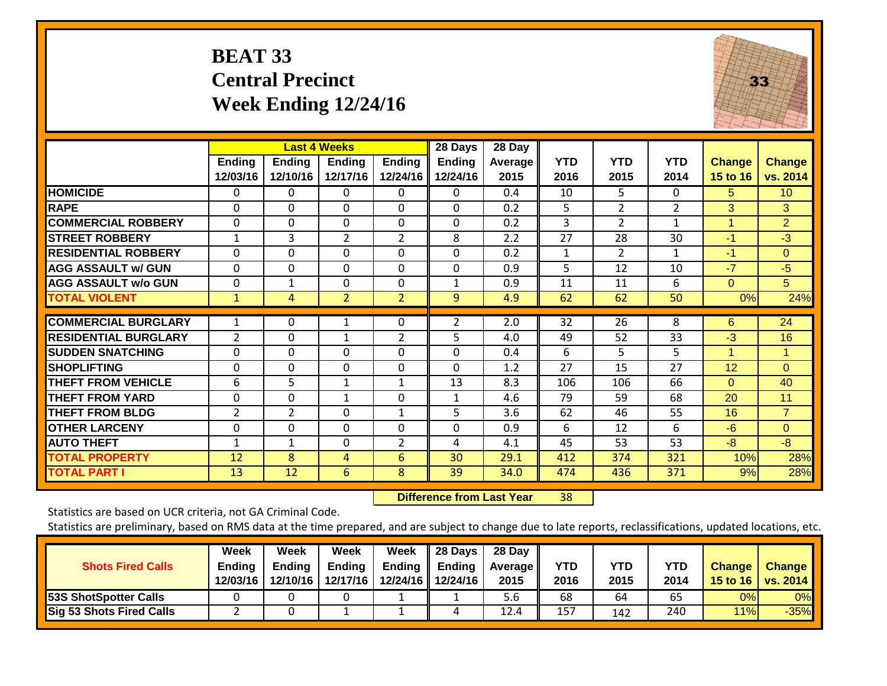# BEAT 33
# Central Precinct
# Week Ending 12/24/16

| | Last 4 Weeks | | | | 28 Days | 28 Day | | | | | |
|---|---|---|---|---|---|---|---|---|---|---|---|
| | Ending 12/03/16 | Ending 12/10/16 | Ending 12/17/16 | Ending 12/24/16 | Ending 12/24/16 | Average 2015 | YTD 2016 | YTD 2015 | YTD 2014 | Change 15 to 16 | Change vs. 2014 |
| HOMICIDE | 0 | 0 | 0 | 0 | 0 | 0.4 | 10 | 5 | 0 | 5 | 10 |
| RAPE | 0 | 0 | 0 | 0 | 0 | 0.2 | 5 | 2 | 2 | 3 | 3 |
| COMMERCIAL ROBBERY | 0 | 0 | 0 | 0 | 0 | 0.2 | 3 | 2 | 1 | 1 | 2 |
| STREET ROBBERY | 1 | 3 | 2 | 2 | 8 | 2.2 | 27 | 28 | 30 | -1 | -3 |
| RESIDENTIAL ROBBERY | 0 | 0 | 0 | 0 | 0 | 0.2 | 1 | 2 | 1 | -1 | 0 |
| AGG ASSAULT w/ GUN | 0 | 0 | 0 | 0 | 0 | 0.9 | 5 | 12 | 10 | -7 | -5 |
| AGG ASSAULT w/o GUN | 0 | 1 | 0 | 0 | 1 | 0.9 | 11 | 11 | 6 | 0 | 5 |
| TOTAL VIOLENT | 1 | 4 | 2 | 2 | 9 | 4.9 | 62 | 62 | 50 | 0% | 24% |
| COMMERCIAL BURGLARY | 1 | 0 | 1 | 0 | 2 | 2.0 | 32 | 26 | 8 | 6 | 24 |
| RESIDENTIAL BURGLARY | 2 | 0 | 1 | 2 | 5 | 4.0 | 49 | 52 | 33 | -3 | 16 |
| SUDDEN SNATCHING | 0 | 0 | 0 | 0 | 0 | 0.4 | 6 | 5 | 5 | 1 | 1 |
| SHOPLIFTING | 0 | 0 | 0 | 0 | 0 | 1.2 | 27 | 15 | 27 | 12 | 0 |
| THEFT FROM VEHICLE | 6 | 5 | 1 | 1 | 13 | 8.3 | 106 | 106 | 66 | 0 | 40 |
| THEFT FROM YARD | 0 | 0 | 1 | 0 | 1 | 4.6 | 79 | 59 | 68 | 20 | 11 |
| THEFT FROM BLDG | 2 | 2 | 0 | 1 | 5 | 3.6 | 62 | 46 | 55 | 16 | 7 |
| OTHER LARCENY | 0 | 0 | 0 | 0 | 0 | 0.9 | 6 | 12 | 6 | -6 | 0 |
| AUTO THEFT | 1 | 1 | 0 | 2 | 4 | 4.1 | 45 | 53 | 53 | -8 | -8 |
| TOTAL PROPERTY | 12 | 8 | 4 | 6 | 30 | 29.1 | 412 | 374 | 321 | 10% | 28% |
| TOTAL PART I | 13 | 12 | 6 | 8 | 39 | 34.0 | 474 | 436 | 371 | 9% | 28% |

**Difference from Last Year** 38

Statistics are based on UCR criteria, not GA Criminal Code.

Statistics are preliminary, based on RMS data at the time prepared, and are subject to change due to late reports, reclassifications, updated locations, etc.

| Shots Fired Calls | Week Ending 12/03/16 | Week Ending 12/10/16 | Week Ending 12/17/16 | Week Ending 12/24/16 | 28 Days Ending 12/24/16 | 28 Day Average 2015 | YTD 2016 | YTD 2015 | YTD 2014 | Change 15 to 16 | Change vs. 2014 |
|---|---|---|---|---|---|---|---|---|---|---|---|
| 53S ShotSpotter Calls | 0 | 0 | 0 | 1 | 1 | 5.6 | 68 | 64 | 65 | 0% | 0% |
| Sig 53 Shots Fired Calls | 2 | 0 | 1 | 1 | 4 | 12.4 | 157 | 142 | 240 | 11% | -35% |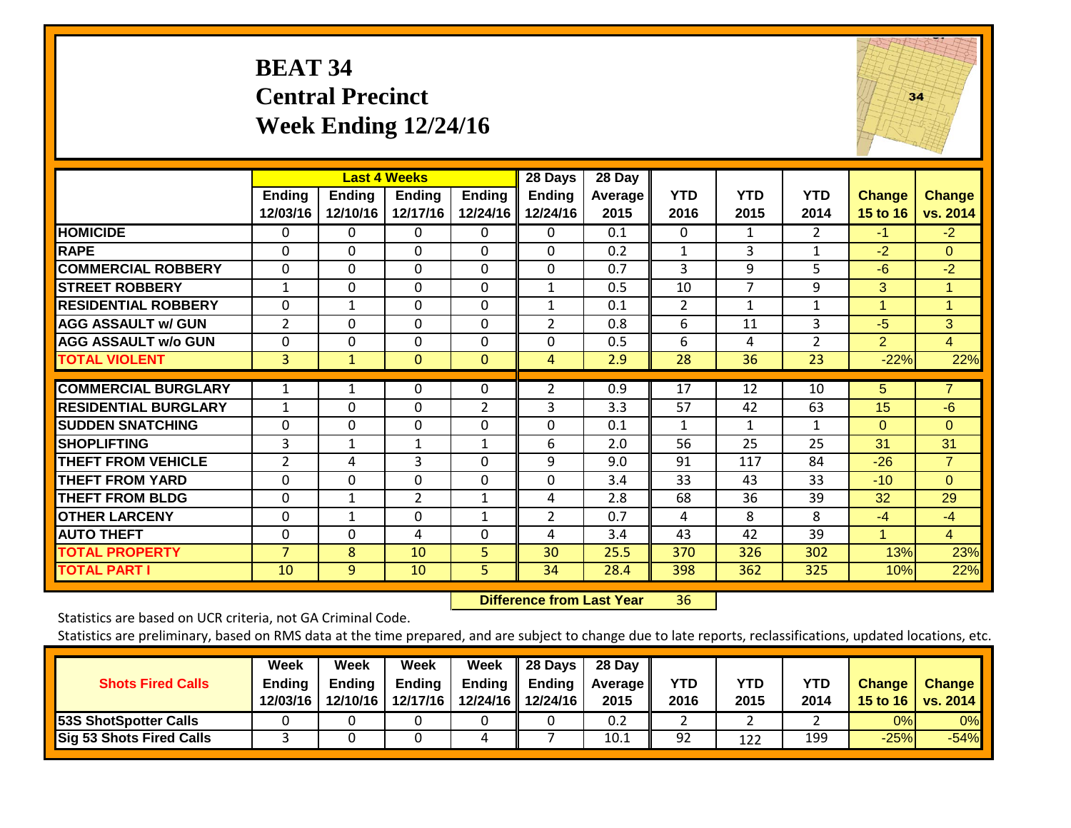# BEAT 34
## Central Precinct
## Week Ending 12/24/16

| | Last 4 Weeks | | | | 28 Days | 28 Day | | | | | |
|---|---|---|---|---|---|---|---|---|---|---|---|
| | Ending 12/03/16 | Ending 12/10/16 | Ending 12/17/16 | Ending 12/24/16 | Ending 12/24/16 | Average 2015 | YTD 2016 | YTD 2015 | YTD 2014 | Change 15 to 16 | Change vs. 2014 |
| HOMICIDE | 0 | 0 | 0 | 0 | 0 | 0.1 | 0 | 1 | 2 | -1 | -2 |
| RAPE | 0 | 0 | 0 | 0 | 0 | 0.2 | 1 | 3 | 1 | -2 | 0 |
| COMMERCIAL ROBBERY | 0 | 0 | 0 | 0 | 0 | 0.7 | 3 | 9 | 5 | -6 | -2 |
| STREET ROBBERY | 1 | 0 | 0 | 0 | 1 | 0.5 | 10 | 7 | 9 | 3 | 1 |
| RESIDENTIAL ROBBERY | 0 | 1 | 0 | 0 | 1 | 0.1 | 2 | 1 | 1 | 1 | 1 |
| AGG ASSAULT w/ GUN | 2 | 0 | 0 | 0 | 2 | 0.8 | 6 | 11 | 3 | -5 | 3 |
| AGG ASSAULT w/o GUN | 0 | 0 | 0 | 0 | 0 | 0.5 | 6 | 4 | 2 | 2 | 4 |
| TOTAL VIOLENT | 3 | 1 | 0 | 0 | 4 | 2.9 | 28 | 36 | 23 | -22% | 22% |
| COMMERCIAL BURGLARY | 1 | 1 | 0 | 0 | 2 | 0.9 | 17 | 12 | 10 | 5 | 7 |
| RESIDENTIAL BURGLARY | 1 | 0 | 0 | 2 | 3 | 3.3 | 57 | 42 | 63 | 15 | -6 |
| SUDDEN SNATCHING | 0 | 0 | 0 | 0 | 0 | 0.1 | 1 | 1 | 1 | 0 | 0 |
| SHOPLIFTING | 3 | 1 | 1 | 1 | 6 | 2.0 | 56 | 25 | 25 | 31 | 31 |
| THEFT FROM VEHICLE | 2 | 4 | 3 | 0 | 9 | 9.0 | 91 | 117 | 84 | -26 | 7 |
| THEFT FROM YARD | 0 | 0 | 0 | 0 | 0 | 3.4 | 33 | 43 | 33 | -10 | 0 |
| THEFT FROM BLDG | 0 | 1 | 2 | 1 | 4 | 2.8 | 68 | 36 | 39 | 32 | 29 |
| OTHER LARCENY | 0 | 1 | 0 | 1 | 2 | 0.7 | 4 | 8 | 8 | -4 | -4 |
| AUTO THEFT | 0 | 0 | 4 | 0 | 4 | 3.4 | 43 | 42 | 39 | 1 | 4 |
| TOTAL PROPERTY | 7 | 8 | 10 | 5 | 30 | 25.5 | 370 | 326 | 302 | 13% | 23% |
| TOTAL PART I | 10 | 9 | 10 | 5 | 34 | 28.4 | 398 | 362 | 325 | 10% | 22% |

**Difference from Last Year** 36

Statistics are based on UCR criteria, not GA Criminal Code.

Statistics are preliminary, based on RMS data at the time prepared, and are subject to change due to late reports, reclassifications, updated locations, etc.

| Shots Fired Calls | Week Ending 12/03/16 | Week Ending 12/10/16 | Week Ending 12/17/16 | Week Ending 12/24/16 | 28 Days Ending 12/24/16 | 28 Day Average 2015 | YTD 2016 | YTD 2015 | YTD 2014 | Change 15 to 16 | Change vs. 2014 |
|---|---|---|---|---|---|---|---|---|---|---|---|
| 53S ShotSpotter Calls | 0 | 0 | 0 | 0 | 0 | 0.2 | 2 | 2 | 2 | 0% | 0% |
| Sig 53 Shots Fired Calls | 3 | 0 | 0 | 4 | 7 | 10.1 | 92 | 122 | 199 | -25% | -54% |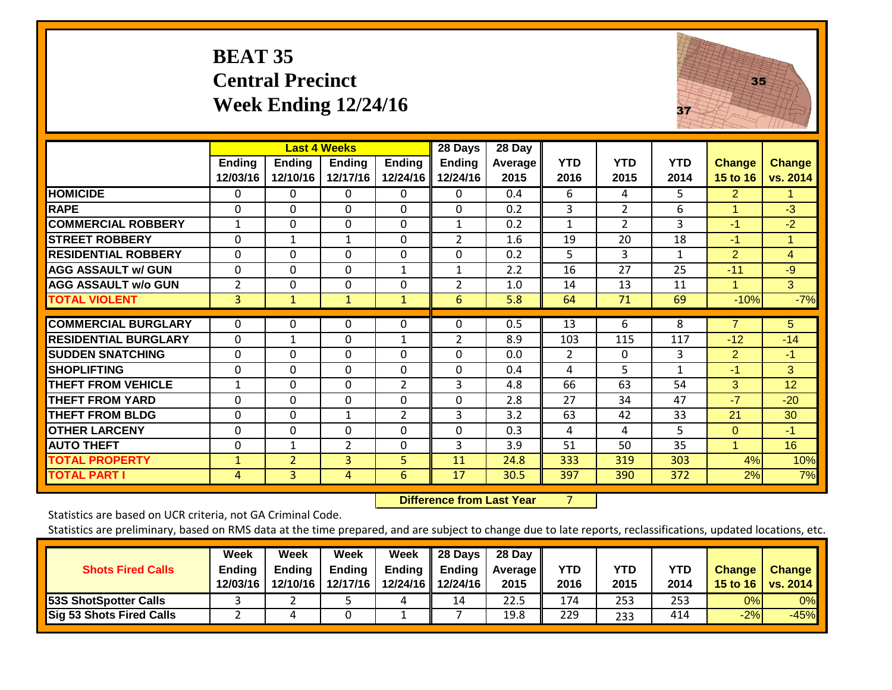# BEAT 35
## Central Precinct
## Week Ending 12/24/16

| | Last 4 Weeks | | | | 28 Days | 28 Day | | | | | |
|---|---|---|---|---|---|---|---|---|---|---|---|
| | Ending 12/03/16 | Ending 12/10/16 | Ending 12/17/16 | Ending 12/24/16 | Ending 12/24/16 | Average 2015 | YTD 2016 | YTD 2015 | YTD 2014 | Change 15 to 16 | Change vs. 2014 |
| HOMICIDE | 0 | 0 | 0 | 0 | 0 | 0.4 | 6 | 4 | 5 | 2 | 1 |
| RAPE | 0 | 0 | 0 | 0 | 0 | 0.2 | 3 | 2 | 6 | 1 | -3 |
| COMMERCIAL ROBBERY | 1 | 0 | 0 | 0 | 1 | 0.2 | 1 | 2 | 3 | -1 | -2 |
| STREET ROBBERY | 0 | 1 | 1 | 0 | 2 | 1.6 | 19 | 20 | 18 | -1 | 1 |
| RESIDENTIAL ROBBERY | 0 | 0 | 0 | 0 | 0 | 0.2 | 5 | 3 | 1 | 2 | 4 |
| AGG ASSAULT w/ GUN | 0 | 0 | 0 | 1 | 1 | 2.2 | 16 | 27 | 25 | -11 | -9 |
| AGG ASSAULT w/o GUN | 2 | 0 | 0 | 0 | 2 | 1.0 | 14 | 13 | 11 | 1 | 3 |
| TOTAL VIOLENT | 3 | 1 | 1 | 1 | 6 | 5.8 | 64 | 71 | 69 | -10% | -7% |
| COMMERCIAL BURGLARY | 0 | 0 | 0 | 0 | 0 | 0.5 | 13 | 6 | 8 | 7 | 5 |
| RESIDENTIAL BURGLARY | 0 | 1 | 0 | 1 | 2 | 8.9 | 103 | 115 | 117 | -12 | -14 |
| SUDDEN SNATCHING | 0 | 0 | 0 | 0 | 0 | 0.0 | 2 | 0 | 3 | 2 | -1 |
| SHOPLIFTING | 0 | 0 | 0 | 0 | 0 | 0.4 | 4 | 5 | 1 | -1 | 3 |
| THEFT FROM VEHICLE | 1 | 0 | 0 | 2 | 3 | 4.8 | 66 | 63 | 54 | 3 | 12 |
| THEFT FROM YARD | 0 | 0 | 0 | 0 | 0 | 2.8 | 27 | 34 | 47 | -7 | -20 |
| THEFT FROM BLDG | 0 | 0 | 1 | 2 | 3 | 3.2 | 63 | 42 | 33 | 21 | 30 |
| OTHER LARCENY | 0 | 0 | 0 | 0 | 0 | 0.3 | 4 | 4 | 5 | 0 | -1 |
| AUTO THEFT | 0 | 1 | 2 | 0 | 3 | 3.9 | 51 | 50 | 35 | 1 | 16 |
| TOTAL PROPERTY | 1 | 2 | 3 | 5 | 11 | 24.8 | 333 | 319 | 303 | 4% | 10% |
| TOTAL PART I | 4 | 3 | 4 | 6 | 17 | 30.5 | 397 | 390 | 372 | 2% | 7% |

**Difference from Last Year** 7

Statistics are based on UCR criteria, not GA Criminal Code.

Statistics are preliminary, based on RMS data at the time prepared, and are subject to change due to late reports, reclassifications, updated locations, etc.

| Shots Fired Calls | Week Ending 12/03/16 | Week Ending 12/10/16 | Week Ending 12/17/16 | Week Ending 12/24/16 | 28 Days Ending 12/24/16 | 28 Day Average 2015 | YTD 2016 | YTD 2015 | YTD 2014 | Change 15 to 16 | Change vs. 2014 |
|---|---|---|---|---|---|---|---|---|---|---|---|
| 53S ShotSpotter Calls | 3 | 2 | 5 | 4 | 14 | 22.5 | 174 | 253 | 253 | 0% | 0% |
| Sig 53 Shots Fired Calls | 2 | 4 | 0 | 1 | 7 | 19.8 | 229 | 233 | 414 | -2% | -45% |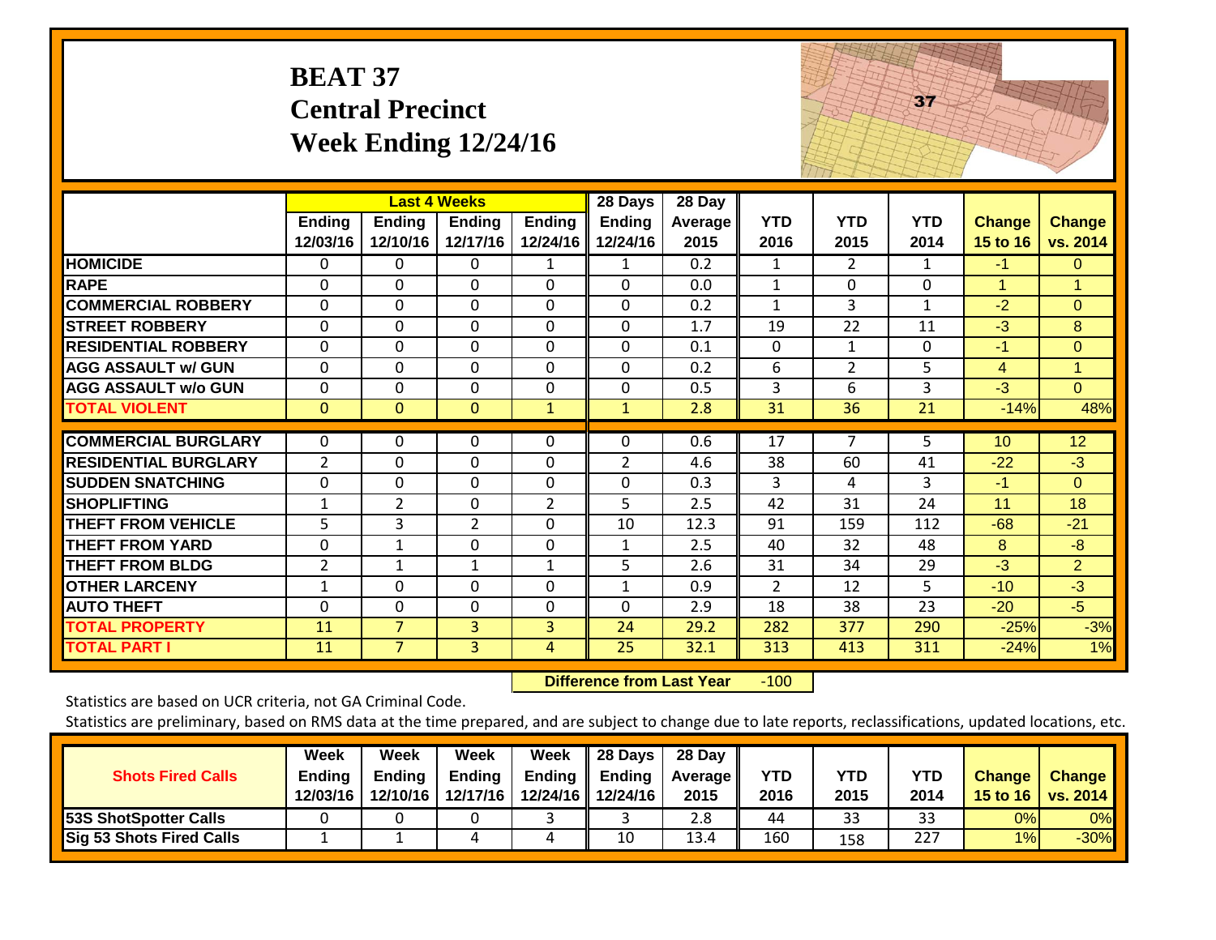# BEAT 37
## Central Precinct
## Week Ending 12/24/16

| | Last 4 Weeks | | | | 28 Days | 28 Day | | | | | |
|---|---|---|---|---|---|---|---|---|---|---|---|
| | Ending 12/03/16 | Ending 12/10/16 | Ending 12/17/16 | Ending 12/24/16 | Ending 12/24/16 | Average 2015 | YTD 2016 | YTD 2015 | YTD 2014 | Change 15 to 16 | Change vs. 2014 |
| HOMICIDE | 0 | 0 | 0 | 1 | 1 | 0.2 | 1 | 2 | 1 | -1 | 0 |
| RAPE | 0 | 0 | 0 | 0 | 0 | 0.0 | 1 | 0 | 0 | 1 | 1 |
| COMMERCIAL ROBBERY | 0 | 0 | 0 | 0 | 0 | 0.2 | 1 | 3 | 1 | -2 | 0 |
| STREET ROBBERY | 0 | 0 | 0 | 0 | 0 | 1.7 | 19 | 22 | 11 | -3 | 8 |
| RESIDENTIAL ROBBERY | 0 | 0 | 0 | 0 | 0 | 0.1 | 0 | 1 | 0 | -1 | 0 |
| AGG ASSAULT w/ GUN | 0 | 0 | 0 | 0 | 0 | 0.2 | 6 | 2 | 5 | 4 | 1 |
| AGG ASSAULT w/o GUN | 0 | 0 | 0 | 0 | 0 | 0.5 | 3 | 6 | 3 | -3 | 0 |
| TOTAL VIOLENT | 0 | 0 | 0 | 1 | 1 | 2.8 | 31 | 36 | 21 | -14% | 48% |
| COMMERCIAL BURGLARY | 0 | 0 | 0 | 0 | 0 | 0.6 | 17 | 7 | 5 | 10 | 12 |
| RESIDENTIAL BURGLARY | 2 | 0 | 0 | 0 | 2 | 4.6 | 38 | 60 | 41 | -22 | -3 |
| SUDDEN SNATCHING | 0 | 0 | 0 | 0 | 0 | 0.3 | 3 | 4 | 3 | -1 | 0 |
| SHOPLIFTING | 1 | 2 | 0 | 2 | 5 | 2.5 | 42 | 31 | 24 | 11 | 18 |
| THEFT FROM VEHICLE | 5 | 3 | 2 | 0 | 10 | 12.3 | 91 | 159 | 112 | -68 | -21 |
| THEFT FROM YARD | 0 | 1 | 0 | 0 | 1 | 2.5 | 40 | 32 | 48 | 8 | -8 |
| THEFT FROM BLDG | 2 | 1 | 1 | 1 | 5 | 2.6 | 31 | 34 | 29 | -3 | 2 |
| OTHER LARCENY | 1 | 0 | 0 | 0 | 1 | 0.9 | 2 | 12 | 5 | -10 | -3 |
| AUTO THEFT | 0 | 0 | 0 | 0 | 0 | 2.9 | 18 | 38 | 23 | -20 | -5 |
| TOTAL PROPERTY | 11 | 7 | 3 | 3 | 24 | 29.2 | 282 | 377 | 290 | -25% | -3% |
| TOTAL PART I | 11 | 7 | 3 | 4 | 25 | 32.1 | 313 | 413 | 311 | -24% | 1% |

**Difference from Last Year** -100

Statistics are based on UCR criteria, not GA Criminal Code.

Statistics are preliminary, based on RMS data at the time prepared, and are subject to change due to late reports, reclassifications, updated locations, etc.

| Shots Fired Calls | Week Ending 12/03/16 | Week Ending 12/10/16 | Week Ending 12/17/16 | Week Ending 12/24/16 | 28 Days Ending 12/24/16 | 28 Day Average 2015 | YTD 2016 | YTD 2015 | YTD 2014 | Change 15 to 16 | Change vs. 2014 |
|---|---|---|---|---|---|---|---|---|---|---|---|
| 53S ShotSpotter Calls | 0 | 0 | 0 | 3 | 3 | 2.8 | 44 | 33 | 33 | 0% | 0% |
| Sig 53 Shots Fired Calls | 1 | 1 | 4 | 4 | 10 | 13.4 | 160 | 158 | 227 | 1% | -30% |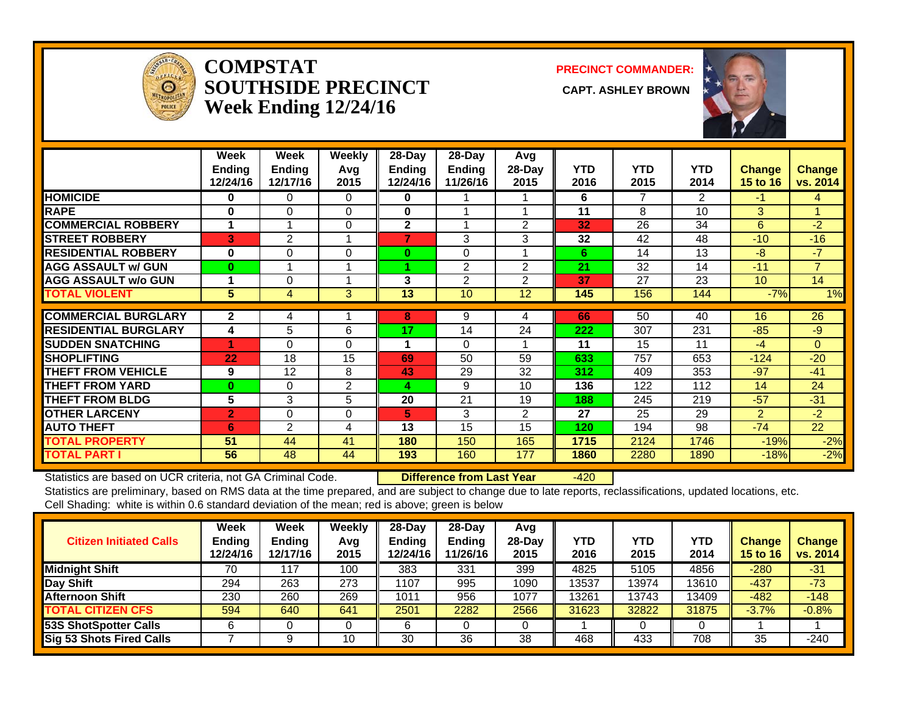# COMPSTAT
# SOUTHSIDE PRECINCT
## Week Ending 12/24/16

**PRECINCT COMMANDER:**

**CAPT. ASHLEY BROWN**

| | Week Ending 12/24/16 | Week Ending 12/17/16 | Weekly Avg 2015 | 28-Day Ending 12/24/16 | 28-Day Ending 11/26/16 | Avg 28-Day 2015 | YTD 2016 | YTD 2015 | YTD 2014 | Change 15 to 16 | Change vs. 2014 |
|---|---|---|---|---|---|---|---|---|---|---|---|
| HOMICIDE | 0 | 0 | 0 | 0 | 1 | 1 | 6 | 7 | 2 | -1 | 4 |
| RAPE | 0 | 0 | 0 | 0 | 1 | 1 | 11 | 8 | 10 | 3 | 1 |
| COMMERCIAL ROBBERY | 1 | 1 | 0 | 2 | 1 | 2 | 32 | 26 | 34 | 6 | -2 |
| STREET ROBBERY | 3 | 2 | 1 | 7 | 3 | 3 | 32 | 42 | 48 | -10 | -16 |
| RESIDENTIAL ROBBERY | 0 | 0 | 0 | 0 | 0 | 1 | 6 | 14 | 13 | -8 | -7 |
| AGG ASSAULT w/ GUN | 0 | 1 | 1 | 1 | 2 | 2 | 21 | 32 | 14 | -11 | 7 |
| AGG ASSAULT w/o GUN | 1 | 0 | 1 | 3 | 2 | 2 | 37 | 27 | 23 | 10 | 14 |
| TOTAL VIOLENT | 5 | 4 | 3 | 13 | 10 | 12 | 145 | 156 | 144 | -7% | 1% |
| COMMERCIAL BURGLARY | 2 | 4 | 1 | 8 | 9 | 4 | 66 | 50 | 40 | 16 | 26 |
| RESIDENTIAL BURGLARY | 4 | 5 | 6 | 17 | 14 | 24 | 222 | 307 | 231 | -85 | -9 |
| SUDDEN SNATCHING | 1 | 0 | 0 | 1 | 0 | 1 | 11 | 15 | 11 | -4 | 0 |
| SHOPLIFTING | 22 | 18 | 15 | 69 | 50 | 59 | 633 | 757 | 653 | -124 | -20 |
| THEFT FROM VEHICLE | 9 | 12 | 8 | 43 | 29 | 32 | 312 | 409 | 353 | -97 | -41 |
| THEFT FROM YARD | 0 | 0 | 2 | 4 | 9 | 10 | 136 | 122 | 112 | 14 | 24 |
| THEFT FROM BLDG | 5 | 3 | 5 | 20 | 21 | 19 | 188 | 245 | 219 | -57 | -31 |
| OTHER LARCENY | 2 | 0 | 0 | 5 | 3 | 2 | 27 | 25 | 29 | 2 | -2 |
| AUTO THEFT | 6 | 2 | 4 | 13 | 15 | 15 | 120 | 194 | 98 | -74 | 22 |
| TOTAL PROPERTY | 51 | 44 | 41 | 180 | 150 | 165 | 1715 | 2124 | 1746 | -19% | -2% |
| TOTAL PART I | 56 | 48 | 44 | 193 | 160 | 177 | 1860 | 2280 | 1890 | -18% | -2% |

Statistics are based on UCR criteria, not GA Criminal Code. **Difference from Last Year** -420

Statistics are preliminary, based on RMS data at the time prepared, and are subject to change due to late reports, reclassifications, updated locations, etc.
Cell Shading: white is within 0.6 standard deviation of the mean; red is above; green is below

| Citizen Initiated Calls | Week Ending 12/24/16 | Week Ending 12/17/16 | Weekly Avg 2015 | 28-Day Ending 12/24/16 | 28-Day Ending 11/26/16 | Avg 28-Day 2015 | YTD 2016 | YTD 2015 | YTD 2014 | Change 15 to 16 | Change vs. 2014 |
|---|---|---|---|---|---|---|---|---|---|---|---|
| Midnight Shift | 70 | 117 | 100 | 383 | 331 | 399 | 4825 | 5105 | 4856 | -280 | -31 |
| Day Shift | 294 | 263 | 273 | 1107 | 995 | 1090 | 13537 | 13974 | 13610 | -437 | -73 |
| Afternoon Shift | 230 | 260 | 269 | 1011 | 956 | 1077 | 13261 | 13743 | 13409 | -482 | -148 |
| TOTAL CITIZEN CFS | 594 | 640 | 641 | 2501 | 2282 | 2566 | 31623 | 32822 | 31875 | -3.7% | -0.8% |
| 53S ShotSpotter Calls | 6 | 0 | 0 | 6 | 0 | 0 | 1 | 0 | 0 | 1 | 1 |
| Sig 53 Shots Fired Calls | 7 | 9 | 10 | 30 | 36 | 38 | 468 | 433 | 708 | 35 | -240 |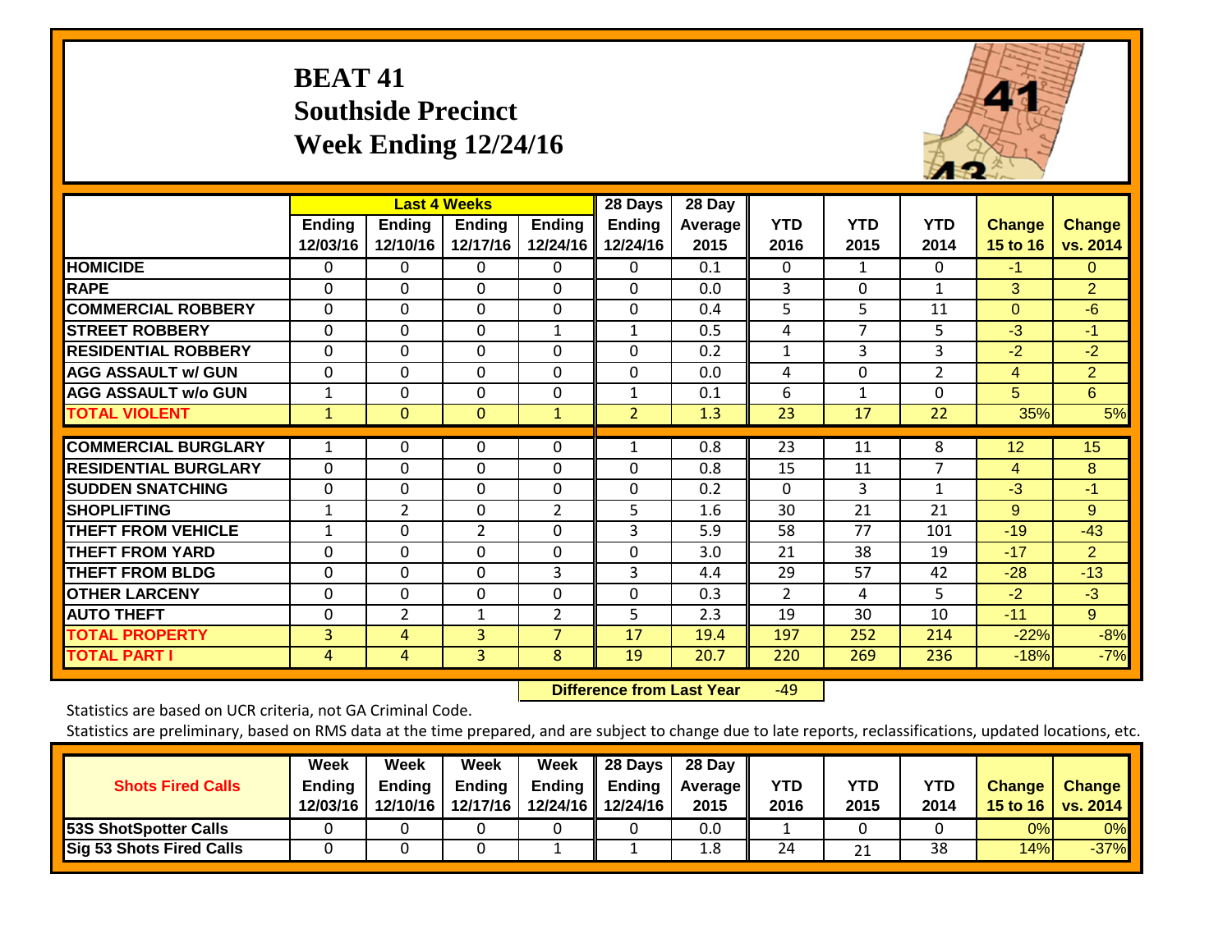# BEAT 41
## Southside Precinct
## Week Ending 12/24/16

| | Last 4 Weeks | | | | 28 Days | 28 Day | | | | | |
|---|---|---|---|---|---|---|---|---|---|---|---|
| | Ending 12/03/16 | Ending 12/10/16 | Ending 12/17/16 | Ending 12/24/16 | Ending 12/24/16 | Average 2015 | YTD 2016 | YTD 2015 | YTD 2014 | Change 15 to 16 | Change vs. 2014 |
| HOMICIDE | 0 | 0 | 0 | 0 | 0 | 0.1 | 0 | 1 | 0 | -1 | 0 |
| RAPE | 0 | 0 | 0 | 0 | 0 | 0.0 | 3 | 0 | 1 | 3 | 2 |
| COMMERCIAL ROBBERY | 0 | 0 | 0 | 0 | 0 | 0.4 | 5 | 5 | 11 | 0 | -6 |
| STREET ROBBERY | 0 | 0 | 0 | 1 | 1 | 0.5 | 4 | 7 | 5 | -3 | -1 |
| RESIDENTIAL ROBBERY | 0 | 0 | 0 | 0 | 0 | 0.2 | 1 | 3 | 3 | -2 | -2 |
| AGG ASSAULT w/ GUN | 0 | 0 | 0 | 0 | 0 | 0.0 | 4 | 0 | 2 | 4 | 2 |
| AGG ASSAULT w/o GUN | 1 | 0 | 0 | 0 | 1 | 0.1 | 6 | 1 | 0 | 5 | 6 |
| TOTAL VIOLENT | 1 | 0 | 0 | 1 | 2 | 1.3 | 23 | 17 | 22 | 35% | 5% |
| COMMERCIAL BURGLARY | 1 | 0 | 0 | 0 | 1 | 0.8 | 23 | 11 | 8 | 12 | 15 |
| RESIDENTIAL BURGLARY | 0 | 0 | 0 | 0 | 0 | 0.8 | 15 | 11 | 7 | 4 | 8 |
| SUDDEN SNATCHING | 0 | 0 | 0 | 0 | 0 | 0.2 | 0 | 3 | 1 | -3 | -1 |
| SHOPLIFTING | 1 | 2 | 0 | 2 | 5 | 1.6 | 30 | 21 | 21 | 9 | 9 |
| THEFT FROM VEHICLE | 1 | 0 | 2 | 0 | 3 | 5.9 | 58 | 77 | 101 | -19 | -43 |
| THEFT FROM YARD | 0 | 0 | 0 | 0 | 0 | 3.0 | 21 | 38 | 19 | -17 | 2 |
| THEFT FROM BLDG | 0 | 0 | 0 | 3 | 3 | 4.4 | 29 | 57 | 42 | -28 | -13 |
| OTHER LARCENY | 0 | 0 | 0 | 0 | 0 | 0.3 | 2 | 4 | 5 | -2 | -3 |
| AUTO THEFT | 0 | 2 | 1 | 2 | 5 | 2.3 | 19 | 30 | 10 | -11 | 9 |
| TOTAL PROPERTY | 3 | 4 | 3 | 7 | 17 | 19.4 | 197 | 252 | 214 | -22% | -8% |
| TOTAL PART I | 4 | 4 | 3 | 8 | 19 | 20.7 | 220 | 269 | 236 | -18% | -7% |

**Difference from Last Year** -49

Statistics are based on UCR criteria, not GA Criminal Code.

Statistics are preliminary, based on RMS data at the time prepared, and are subject to change due to late reports, reclassifications, updated locations, etc.

| Shots Fired Calls | Week Ending 12/03/16 | Week Ending 12/10/16 | Week Ending 12/17/16 | Week Ending 12/24/16 | 28 Days Ending 12/24/16 | 28 Day Average 2015 | YTD 2016 | YTD 2015 | YTD 2014 | Change 15 to 16 | Change vs. 2014 |
|---|---|---|---|---|---|---|---|---|---|---|---|
| 53S ShotSpotter Calls | 0 | 0 | 0 | 0 | 0 | 0.0 | 1 | 0 | 0 | 0% | 0% |
| Sig 53 Shots Fired Calls | 0 | 0 | 0 | 1 | 1 | 1.8 | 24 | 21 | 38 | 14% | -37% |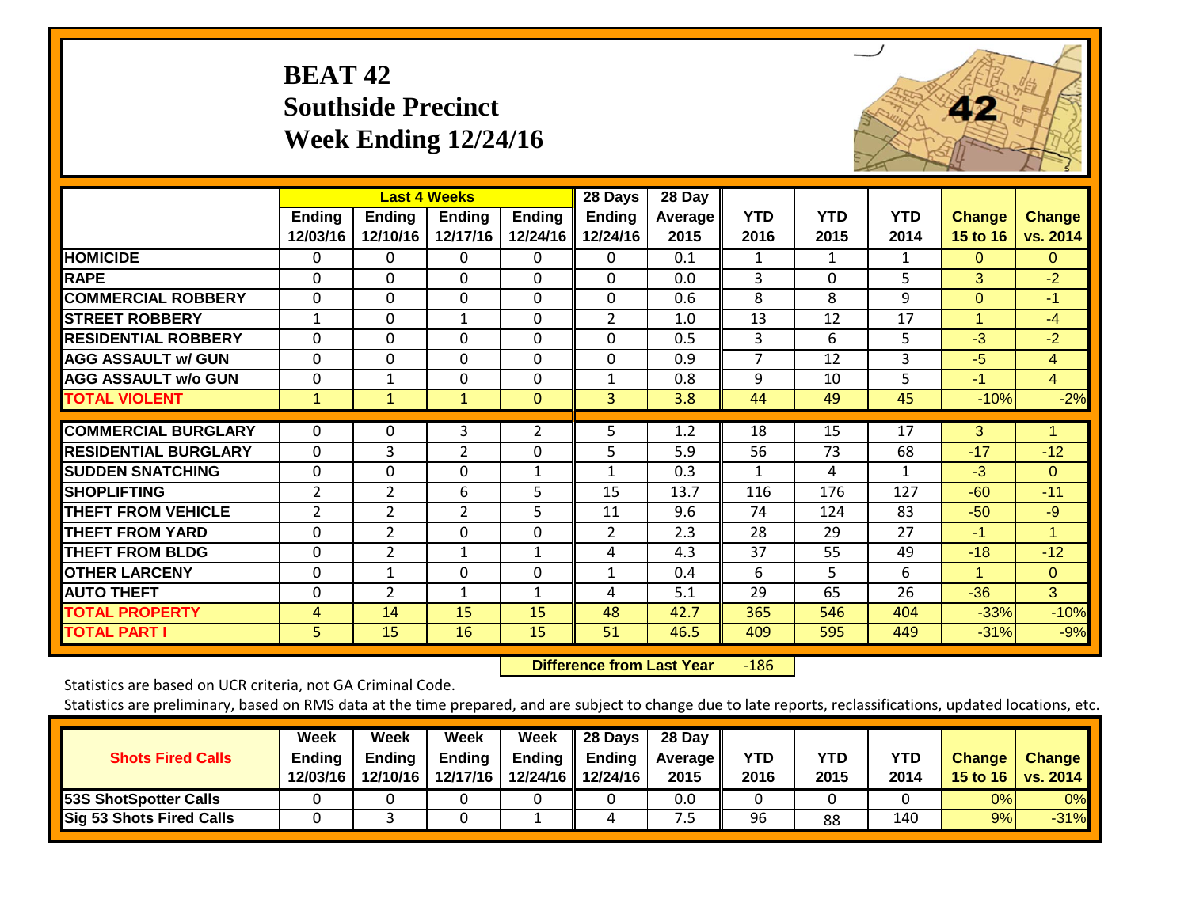# BEAT 42
## Southside Precinct
## Week Ending 12/24/16

| | Last 4 Weeks | | | | 28 Days | 28 Day | | | | | |
|---|---|---|---|---|---|---|---|---|---|---|---|
| | Ending 12/03/16 | Ending 12/10/16 | Ending 12/17/16 | Ending 12/24/16 | Ending 12/24/16 | Average 2015 | YTD 2016 | YTD 2015 | YTD 2014 | Change 15 to 16 | Change vs. 2014 |
| HOMICIDE | 0 | 0 | 0 | 0 | 0 | 0.1 | 1 | 1 | 1 | 0 | 0 |
| RAPE | 0 | 0 | 0 | 0 | 0 | 0.0 | 3 | 0 | 5 | 3 | -2 |
| COMMERCIAL ROBBERY | 0 | 0 | 0 | 0 | 0 | 0.6 | 8 | 8 | 9 | 0 | -1 |
| STREET ROBBERY | 1 | 0 | 1 | 0 | 2 | 1.0 | 13 | 12 | 17 | 1 | -4 |
| RESIDENTIAL ROBBERY | 0 | 0 | 0 | 0 | 0 | 0.5 | 3 | 6 | 5 | -3 | -2 |
| AGG ASSAULT w/ GUN | 0 | 0 | 0 | 0 | 0 | 0.9 | 7 | 12 | 3 | -5 | 4 |
| AGG ASSAULT w/o GUN | 0 | 1 | 0 | 0 | 1 | 0.8 | 9 | 10 | 5 | -1 | 4 |
| TOTAL VIOLENT | 1 | 1 | 1 | 0 | 3 | 3.8 | 44 | 49 | 45 | -10% | -2% |
| COMMERCIAL BURGLARY | 0 | 0 | 3 | 2 | 5 | 1.2 | 18 | 15 | 17 | 3 | 1 |
| RESIDENTIAL BURGLARY | 0 | 3 | 2 | 0 | 5 | 5.9 | 56 | 73 | 68 | -17 | -12 |
| SUDDEN SNATCHING | 0 | 0 | 0 | 1 | 1 | 0.3 | 1 | 4 | 1 | -3 | 0 |
| SHOPLIFTING | 2 | 2 | 6 | 5 | 15 | 13.7 | 116 | 176 | 127 | -60 | -11 |
| THEFT FROM VEHICLE | 2 | 2 | 2 | 5 | 11 | 9.6 | 74 | 124 | 83 | -50 | -9 |
| THEFT FROM YARD | 0 | 2 | 0 | 0 | 2 | 2.3 | 28 | 29 | 27 | -1 | 1 |
| THEFT FROM BLDG | 0 | 2 | 1 | 1 | 4 | 4.3 | 37 | 55 | 49 | -18 | -12 |
| OTHER LARCENY | 0 | 1 | 0 | 0 | 1 | 0.4 | 6 | 5 | 6 | 1 | 0 |
| AUTO THEFT | 0 | 2 | 1 | 1 | 4 | 5.1 | 29 | 65 | 26 | -36 | 3 |
| TOTAL PROPERTY | 4 | 14 | 15 | 15 | 48 | 42.7 | 365 | 546 | 404 | -33% | -10% |
| TOTAL PART I | 5 | 15 | 16 | 15 | 51 | 46.5 | 409 | 595 | 449 | -31% | -9% |

**Difference from Last Year** -186

Statistics are based on UCR criteria, not GA Criminal Code.

Statistics are preliminary, based on RMS data at the time prepared, and are subject to change due to late reports, reclassifications, updated locations, etc.

| Shots Fired Calls | Week Ending 12/03/16 | Week Ending 12/10/16 | Week Ending 12/17/16 | Week Ending 12/24/16 | 28 Days Ending 12/24/16 | 28 Day Average 2015 | YTD 2016 | YTD 2015 | YTD 2014 | Change 15 to 16 | Change vs. 2014 |
|---|---|---|---|---|---|---|---|---|---|---|---|
| 53S ShotSpotter Calls | 0 | 0 | 0 | 0 | 0 | 0.0 | 0 | 0 | 0 | 0% | 0% |
| Sig 53 Shots Fired Calls | 0 | 3 | 0 | 1 | 4 | 7.5 | 96 | 88 | 140 | 9% | -31% |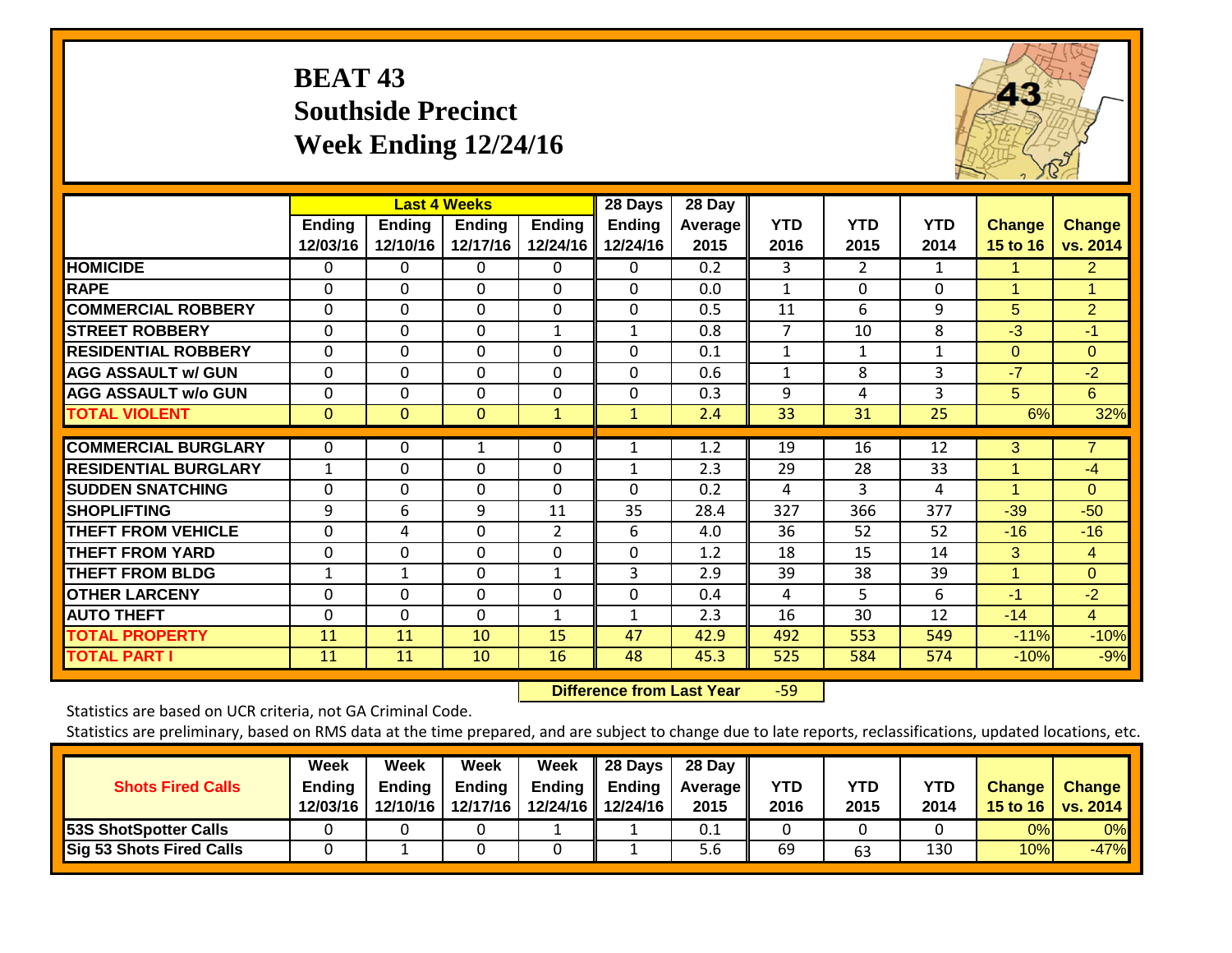# BEAT 43
## Southside Precinct
## Week Ending 12/24/16

| | Last 4 Weeks | | | | 28 Days | 28 Day | | | | | |
|---|---|---|---|---|---|---|---|---|---|---|---|
| | Ending 12/03/16 | Ending 12/10/16 | Ending 12/17/16 | Ending 12/24/16 | Ending 12/24/16 | Average 2015 | YTD 2016 | YTD 2015 | YTD 2014 | Change 15 to 16 | Change vs. 2014 |
| HOMICIDE | 0 | 0 | 0 | 0 | 0 | 0.2 | 3 | 2 | 1 | 1 | 2 |
| RAPE | 0 | 0 | 0 | 0 | 0 | 0.0 | 1 | 0 | 0 | 1 | 1 |
| COMMERCIAL ROBBERY | 0 | 0 | 0 | 0 | 0 | 0.5 | 11 | 6 | 9 | 5 | 2 |
| STREET ROBBERY | 0 | 0 | 0 | 1 | 1 | 0.8 | 7 | 10 | 8 | -3 | -1 |
| RESIDENTIAL ROBBERY | 0 | 0 | 0 | 0 | 0 | 0.1 | 1 | 1 | 1 | 0 | 0 |
| AGG ASSAULT w/ GUN | 0 | 0 | 0 | 0 | 0 | 0.6 | 1 | 8 | 3 | -7 | -2 |
| AGG ASSAULT w/o GUN | 0 | 0 | 0 | 0 | 0 | 0.3 | 9 | 4 | 3 | 5 | 6 |
| TOTAL VIOLENT | 0 | 0 | 0 | 1 | 1 | 2.4 | 33 | 31 | 25 | 6% | 32% |
| COMMERCIAL BURGLARY | 0 | 0 | 1 | 0 | 1 | 1.2 | 19 | 16 | 12 | 3 | 7 |
| RESIDENTIAL BURGLARY | 1 | 0 | 0 | 0 | 1 | 2.3 | 29 | 28 | 33 | 1 | -4 |
| SUDDEN SNATCHING | 0 | 0 | 0 | 0 | 0 | 0.2 | 4 | 3 | 4 | 1 | 0 |
| SHOPLIFTING | 9 | 6 | 9 | 11 | 35 | 28.4 | 327 | 366 | 377 | -39 | -50 |
| THEFT FROM VEHICLE | 0 | 4 | 0 | 2 | 6 | 4.0 | 36 | 52 | 52 | -16 | -16 |
| THEFT FROM YARD | 0 | 0 | 0 | 0 | 0 | 1.2 | 18 | 15 | 14 | 3 | 4 |
| THEFT FROM BLDG | 1 | 1 | 0 | 1 | 3 | 2.9 | 39 | 38 | 39 | 1 | 0 |
| OTHER LARCENY | 0 | 0 | 0 | 0 | 0 | 0.4 | 4 | 5 | 6 | -1 | -2 |
| AUTO THEFT | 0 | 0 | 0 | 1 | 1 | 2.3 | 16 | 30 | 12 | -14 | 4 |
| TOTAL PROPERTY | 11 | 11 | 10 | 15 | 47 | 42.9 | 492 | 553 | 549 | -11% | -10% |
| TOTAL PART I | 11 | 11 | 10 | 16 | 48 | 45.3 | 525 | 584 | 574 | -10% | -9% |

**Difference from Last Year** -59

Statistics are based on UCR criteria, not GA Criminal Code.

Statistics are preliminary, based on RMS data at the time prepared, and are subject to change due to late reports, reclassifications, updated locations, etc.

| Shots Fired Calls | Week Ending 12/03/16 | Week Ending 12/10/16 | Week Ending 12/17/16 | Week Ending 12/24/16 | 28 Days Ending 12/24/16 | 28 Day Average 2015 | YTD 2016 | YTD 2015 | YTD 2014 | Change 15 to 16 | Change vs. 2014 |
|---|---|---|---|---|---|---|---|---|---|---|---|
| 53S ShotSpotter Calls | 0 | 0 | 0 | 1 | 1 | 0.1 | 0 | 0 | 0 | 0% | 0% |
| Sig 53 Shots Fired Calls | 0 | 1 | 0 | 0 | 1 | 5.6 | 69 | 63 | 130 | 10% | -47% |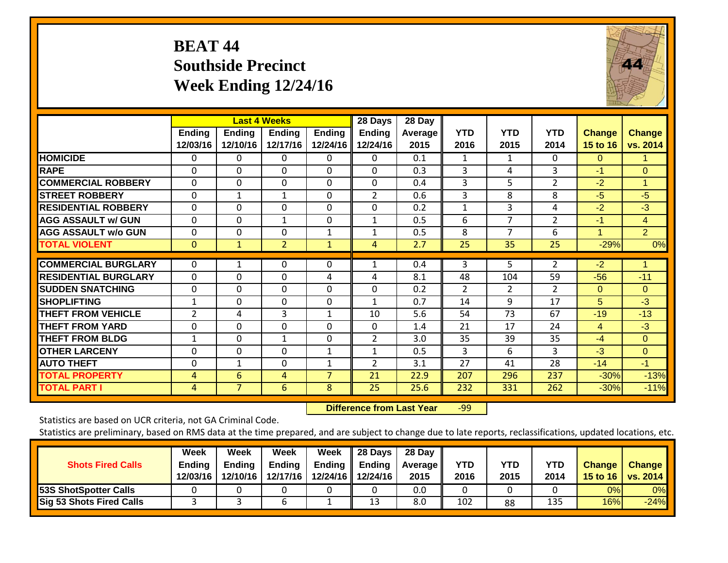# BEAT 44
## Southside Precinct
## Week Ending 12/24/16

| | Last 4 Weeks | | | | 28 Days | 28 Day | | | | | |
|---|---|---|---|---|---|---|---|---|---|---|---|
| | Ending 12/03/16 | Ending 12/10/16 | Ending 12/17/16 | Ending 12/24/16 | Ending 12/24/16 | Average 2015 | YTD 2016 | YTD 2015 | YTD 2014 | Change 15 to 16 | Change vs. 2014 |
| HOMICIDE | 0 | 0 | 0 | 0 | 0 | 0.1 | 1 | 1 | 0 | 0 | 1 |
| RAPE | 0 | 0 | 0 | 0 | 0 | 0.3 | 3 | 4 | 3 | -1 | 0 |
| COMMERCIAL ROBBERY | 0 | 0 | 0 | 0 | 0 | 0.4 | 3 | 5 | 2 | -2 | 1 |
| STREET ROBBERY | 0 | 1 | 1 | 0 | 2 | 0.6 | 3 | 8 | 8 | -5 | -5 |
| RESIDENTIAL ROBBERY | 0 | 0 | 0 | 0 | 0 | 0.2 | 1 | 3 | 4 | -2 | -3 |
| AGG ASSAULT w/ GUN | 0 | 0 | 1 | 0 | 1 | 0.5 | 6 | 7 | 2 | -1 | 4 |
| AGG ASSAULT w/o GUN | 0 | 0 | 0 | 1 | 1 | 0.5 | 8 | 7 | 6 | 1 | 2 |
| TOTAL VIOLENT | 0 | 1 | 2 | 1 | 4 | 2.7 | 25 | 35 | 25 | -29% | 0% |
| COMMERCIAL BURGLARY | 0 | 1 | 0 | 0 | 1 | 0.4 | 3 | 5 | 2 | -2 | 1 |
| RESIDENTIAL BURGLARY | 0 | 0 | 0 | 4 | 4 | 8.1 | 48 | 104 | 59 | -56 | -11 |
| SUDDEN SNATCHING | 0 | 0 | 0 | 0 | 0 | 0.2 | 2 | 2 | 2 | 0 | 0 |
| SHOPLIFTING | 1 | 0 | 0 | 0 | 1 | 0.7 | 14 | 9 | 17 | 5 | -3 |
| THEFT FROM VEHICLE | 2 | 4 | 3 | 1 | 10 | 5.6 | 54 | 73 | 67 | -19 | -13 |
| THEFT FROM YARD | 0 | 0 | 0 | 0 | 0 | 1.4 | 21 | 17 | 24 | 4 | -3 |
| THEFT FROM BLDG | 1 | 0 | 1 | 0 | 2 | 3.0 | 35 | 39 | 35 | -4 | 0 |
| OTHER LARCENY | 0 | 0 | 0 | 1 | 1 | 0.5 | 3 | 6 | 3 | -3 | 0 |
| AUTO THEFT | 0 | 1 | 0 | 1 | 2 | 3.1 | 27 | 41 | 28 | -14 | -1 |
| TOTAL PROPERTY | 4 | 6 | 4 | 7 | 21 | 22.9 | 207 | 296 | 237 | -30% | -13% |
| TOTAL PART I | 4 | 7 | 6 | 8 | 25 | 25.6 | 232 | 331 | 262 | -30% | -11% |

**Difference from Last Year** -99

Statistics are based on UCR criteria, not GA Criminal Code.

Statistics are preliminary, based on RMS data at the time prepared, and are subject to change due to late reports, reclassifications, updated locations, etc.

| Shots Fired Calls | Week Ending 12/03/16 | Week Ending 12/10/16 | Week Ending 12/17/16 | Week Ending 12/24/16 | 28 Days Ending 12/24/16 | 28 Day Average 2015 | YTD 2016 | YTD 2015 | YTD 2014 | Change 15 to 16 | Change vs. 2014 |
|---|---|---|---|---|---|---|---|---|---|---|---|
| 53S ShotSpotter Calls | 0 | 0 | 0 | 0 | 0 | 0.0 | 0 | 0 | 0 | 0% | 0% |
| Sig 53 Shots Fired Calls | 3 | 3 | 6 | 1 | 13 | 8.0 | 102 | 88 | 135 | 16% | -24% |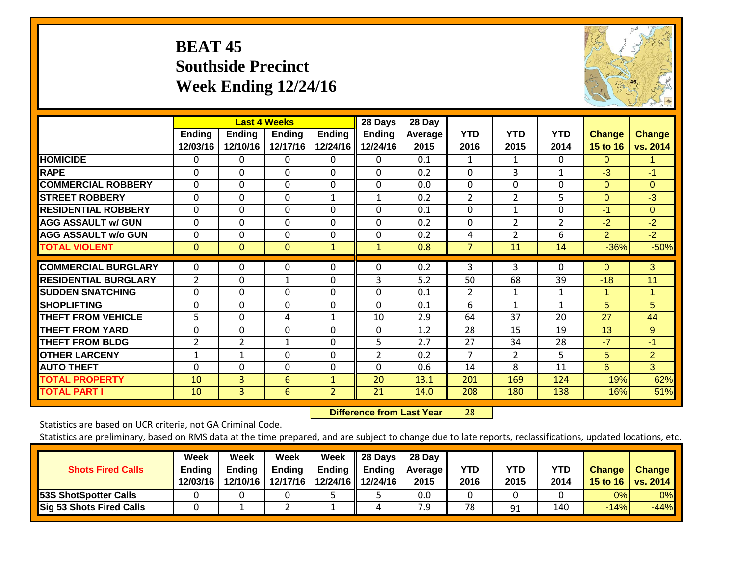# BEAT 45
## Southside Precinct
## Week Ending 12/24/16

| | Last 4 Weeks | | | | 28 Days | 28 Day | | | | | |
|---|---|---|---|---|---|---|---|---|---|---|---|
| | Ending 12/03/16 | Ending 12/10/16 | Ending 12/17/16 | Ending 12/24/16 | Ending 12/24/16 | Average 2015 | YTD 2016 | YTD 2015 | YTD 2014 | Change 15 to 16 | Change vs. 2014 |
| HOMICIDE | 0 | 0 | 0 | 0 | 0 | 0.1 | 1 | 1 | 0 | 0 | 1 |
| RAPE | 0 | 0 | 0 | 0 | 0 | 0.2 | 0 | 3 | 1 | -3 | -1 |
| COMMERCIAL ROBBERY | 0 | 0 | 0 | 0 | 0 | 0.0 | 0 | 0 | 0 | 0 | 0 |
| STREET ROBBERY | 0 | 0 | 0 | 1 | 1 | 0.2 | 2 | 2 | 5 | 0 | -3 |
| RESIDENTIAL ROBBERY | 0 | 0 | 0 | 0 | 0 | 0.1 | 0 | 1 | 0 | -1 | 0 |
| AGG ASSAULT w/ GUN | 0 | 0 | 0 | 0 | 0 | 0.2 | 0 | 2 | 2 | -2 | -2 |
| AGG ASSAULT w/o GUN | 0 | 0 | 0 | 0 | 0 | 0.2 | 4 | 2 | 6 | 2 | -2 |
| TOTAL VIOLENT | 0 | 0 | 0 | 1 | 1 | 0.8 | 7 | 11 | 14 | -36% | -50% |
| COMMERCIAL BURGLARY | 0 | 0 | 0 | 0 | 0 | 0.2 | 3 | 3 | 0 | 0 | 3 |
| RESIDENTIAL BURGLARY | 2 | 0 | 1 | 0 | 3 | 5.2 | 50 | 68 | 39 | -18 | 11 |
| SUDDEN SNATCHING | 0 | 0 | 0 | 0 | 0 | 0.1 | 2 | 1 | 1 | 1 | 1 |
| SHOPLIFTING | 0 | 0 | 0 | 0 | 0 | 0.1 | 6 | 1 | 1 | 5 | 5 |
| THEFT FROM VEHICLE | 5 | 0 | 4 | 1 | 10 | 2.9 | 64 | 37 | 20 | 27 | 44 |
| THEFT FROM YARD | 0 | 0 | 0 | 0 | 0 | 1.2 | 28 | 15 | 19 | 13 | 9 |
| THEFT FROM BLDG | 2 | 2 | 1 | 0 | 5 | 2.7 | 27 | 34 | 28 | -7 | -1 |
| OTHER LARCENY | 1 | 1 | 0 | 0 | 2 | 0.2 | 7 | 2 | 5 | 5 | 2 |
| AUTO THEFT | 0 | 0 | 0 | 0 | 0 | 0.6 | 14 | 8 | 11 | 6 | 3 |
| TOTAL PROPERTY | 10 | 3 | 6 | 1 | 20 | 13.1 | 201 | 169 | 124 | 19% | 62% |
| TOTAL PART I | 10 | 3 | 6 | 2 | 21 | 14.0 | 208 | 180 | 138 | 16% | 51% |

**Difference from Last Year** 28

Statistics are based on UCR criteria, not GA Criminal Code.

Statistics are preliminary, based on RMS data at the time prepared, and are subject to change due to late reports, reclassifications, updated locations, etc.

| Shots Fired Calls | Week Ending 12/03/16 | Week Ending 12/10/16 | Week Ending 12/17/16 | Week Ending 12/24/16 | 28 Days Ending 12/24/16 | 28 Day Average 2015 | YTD 2016 | YTD 2015 | YTD 2014 | Change 15 to 16 | Change vs. 2014 |
|---|---|---|---|---|---|---|---|---|---|---|---|
| 53S ShotSpotter Calls | 0 | 0 | 0 | 5 | 5 | 0.0 | 0 | 0 | 0 | 0% | 0% |
| Sig 53 Shots Fired Calls | 0 | 1 | 2 | 1 | 4 | 7.9 | 78 | 91 | 140 | -14% | -44% |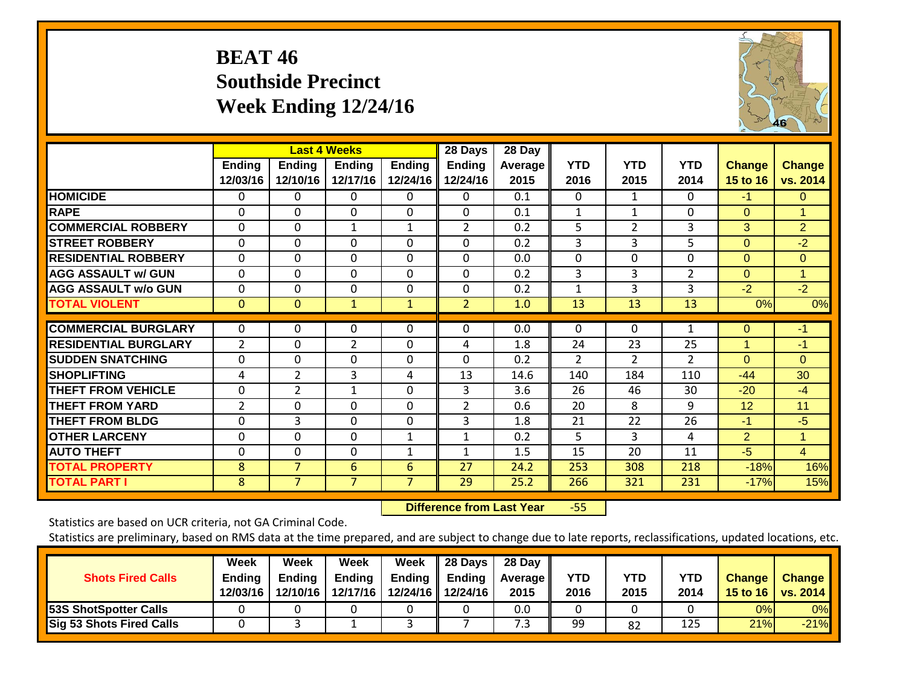# BEAT 46
## Southside Precinct
## Week Ending 12/24/16

| | Last 4 Weeks | | | | 28 Days | 28 Day | | | | | |
|---|---|---|---|---|---|---|---|---|---|---|---|
| | Ending 12/03/16 | Ending 12/10/16 | Ending 12/17/16 | Ending 12/24/16 | Ending 12/24/16 | Average 2015 | YTD 2016 | YTD 2015 | YTD 2014 | Change 15 to 16 | Change vs. 2014 |
| HOMICIDE | 0 | 0 | 0 | 0 | 0 | 0.1 | 0 | 1 | 0 | -1 | 0 |
| RAPE | 0 | 0 | 0 | 0 | 0 | 0.1 | 1 | 1 | 0 | 0 | 1 |
| COMMERCIAL ROBBERY | 0 | 0 | 1 | 1 | 2 | 0.2 | 5 | 2 | 3 | 3 | 2 |
| STREET ROBBERY | 0 | 0 | 0 | 0 | 0 | 0.2 | 3 | 3 | 5 | 0 | -2 |
| RESIDENTIAL ROBBERY | 0 | 0 | 0 | 0 | 0 | 0.0 | 0 | 0 | 0 | 0 | 0 |
| AGG ASSAULT w/ GUN | 0 | 0 | 0 | 0 | 0 | 0.2 | 3 | 3 | 2 | 0 | 1 |
| AGG ASSAULT w/o GUN | 0 | 0 | 0 | 0 | 0 | 0.2 | 1 | 3 | 3 | -2 | -2 |
| TOTAL VIOLENT | 0 | 0 | 1 | 1 | 2 | 1.0 | 13 | 13 | 13 | 0% | 0% |
| COMMERCIAL BURGLARY | 0 | 0 | 0 | 0 | 0 | 0.0 | 0 | 0 | 1 | 0 | -1 |
| RESIDENTIAL BURGLARY | 2 | 0 | 2 | 0 | 4 | 1.8 | 24 | 23 | 25 | 1 | -1 |
| SUDDEN SNATCHING | 0 | 0 | 0 | 0 | 0 | 0.2 | 2 | 2 | 2 | 0 | 0 |
| SHOPLIFTING | 4 | 2 | 3 | 4 | 13 | 14.6 | 140 | 184 | 110 | -44 | 30 |
| THEFT FROM VEHICLE | 0 | 2 | 1 | 0 | 3 | 3.6 | 26 | 46 | 30 | -20 | -4 |
| THEFT FROM YARD | 2 | 0 | 0 | 0 | 2 | 0.6 | 20 | 8 | 9 | 12 | 11 |
| THEFT FROM BLDG | 0 | 3 | 0 | 0 | 3 | 1.8 | 21 | 22 | 26 | -1 | -5 |
| OTHER LARCENY | 0 | 0 | 0 | 1 | 1 | 0.2 | 5 | 3 | 4 | 2 | 1 |
| AUTO THEFT | 0 | 0 | 0 | 1 | 1 | 1.5 | 15 | 20 | 11 | -5 | 4 |
| TOTAL PROPERTY | 8 | 7 | 6 | 6 | 27 | 24.2 | 253 | 308 | 218 | -18% | 16% |
| TOTAL PART I | 8 | 7 | 7 | 7 | 29 | 25.2 | 266 | 321 | 231 | -17% | 15% |

**Difference from Last Year** -55

Statistics are based on UCR criteria, not GA Criminal Code.

Statistics are preliminary, based on RMS data at the time prepared, and are subject to change due to late reports, reclassifications, updated locations, etc.

| Shots Fired Calls | Week Ending 12/03/16 | Week Ending 12/10/16 | Week Ending 12/17/16 | Week Ending 12/24/16 | 28 Days Ending 12/24/16 | 28 Day Average 2015 | YTD 2016 | YTD 2015 | YTD 2014 | Change 15 to 16 | Change vs. 2014 |
|---|---|---|---|---|---|---|---|---|---|---|---|
| 53S ShotSpotter Calls | 0 | 0 | 0 | 0 | 0 | 0.0 | 0 | 0 | 0 | 0% | 0% |
| Sig 53 Shots Fired Calls | 0 | 3 | 1 | 3 | 7 | 7.3 | 99 | 82 | 125 | 21% | -21% |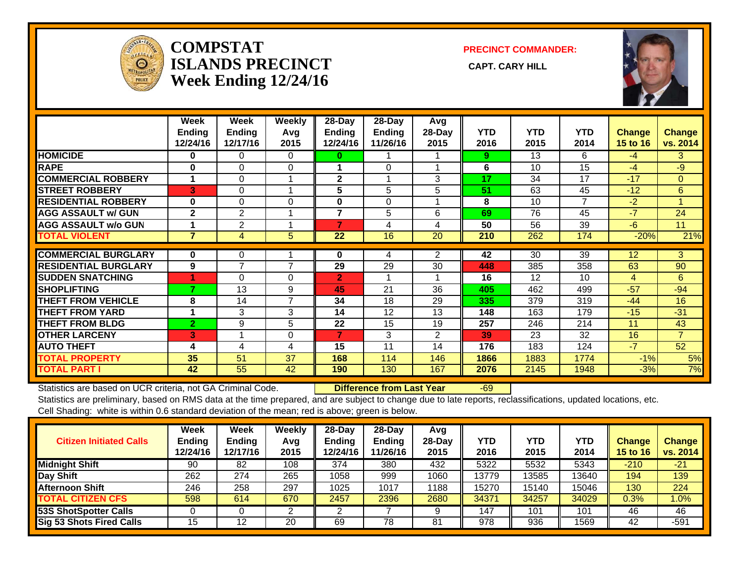# COMPSTAT ISLANDS PRECINCT Week Ending 12/24/16

**PRECINCT COMMANDER:**

**CAPT. CARY HILL**

| | Week Ending 12/24/16 | Week Ending 12/17/16 | Weekly Avg 2015 | 28-Day Ending 12/24/16 | 28-Day Ending 11/26/16 | Avg 28-Day 2015 | YTD 2016 | YTD 2015 | YTD 2014 | Change 15 to 16 | Change vs. 2014 |
|---|---|---|---|---|---|---|---|---|---|---|---|
| HOMICIDE | 0 | 0 | 0 | 0 | 1 | 1 | 9 | 13 | 6 | -4 | 3 |
| RAPE | 0 | 0 | 0 | 1 | 0 | 1 | 6 | 10 | 15 | -4 | -9 |
| COMMERCIAL ROBBERY | 1 | 0 | 1 | 2 | 1 | 3 | 17 | 34 | 17 | -17 | 0 |
| STREET ROBBERY | 3 | 0 | 1 | 5 | 5 | 5 | 51 | 63 | 45 | -12 | 6 |
| RESIDENTIAL ROBBERY | 0 | 0 | 0 | 0 | 0 | 1 | 8 | 10 | 7 | -2 | 1 |
| AGG ASSAULT w/ GUN | 2 | 2 | 1 | 7 | 5 | 6 | 69 | 76 | 45 | -7 | 24 |
| AGG ASSAULT w/o GUN | 1 | 2 | 1 | 7 | 4 | 4 | 50 | 56 | 39 | -6 | 11 |
| TOTAL VIOLENT | 7 | 4 | 5 | 22 | 16 | 20 | 210 | 262 | 174 | -20% | 21% |
| COMMERCIAL BURGLARY | 0 | 0 | 1 | 0 | 4 | 2 | 42 | 30 | 39 | 12 | 3 |
| RESIDENTIAL BURGLARY | 9 | 7 | 7 | 29 | 29 | 30 | 448 | 385 | 358 | 63 | 90 |
| SUDDEN SNATCHING | 1 | 0 | 0 | 2 | 1 | 1 | 16 | 12 | 10 | 4 | 6 |
| SHOPLIFTING | 7 | 13 | 9 | 45 | 21 | 36 | 405 | 462 | 499 | -57 | -94 |
| THEFT FROM VEHICLE | 8 | 14 | 7 | 34 | 18 | 29 | 335 | 379 | 319 | -44 | 16 |
| THEFT FROM YARD | 1 | 3 | 3 | 14 | 12 | 13 | 148 | 163 | 179 | -15 | -31 |
| THEFT FROM BLDG | 2 | 9 | 5 | 22 | 15 | 19 | 257 | 246 | 214 | 11 | 43 |
| OTHER LARCENY | 3 | 1 | 0 | 7 | 3 | 2 | 39 | 23 | 32 | 16 | 7 |
| AUTO THEFT | 4 | 4 | 4 | 15 | 11 | 14 | 176 | 183 | 124 | -7 | 52 |
| TOTAL PROPERTY | 35 | 51 | 37 | 168 | 114 | 146 | 1866 | 1883 | 1774 | -1% | 5% |
| TOTAL PART I | 42 | 55 | 42 | 190 | 130 | 167 | 2076 | 2145 | 1948 | -3% | 7% |

Statistics are based on UCR criteria, not GA Criminal Code. **Difference from Last Year** -69

Statistics are preliminary, based on RMS data at the time prepared, and are subject to change due to late reports, reclassifications, updated locations, etc.

Cell Shading: white is within 0.6 standard deviation of the mean; red is above; green is below.

| Citizen Initiated Calls | Week Ending 12/24/16 | Week Ending 12/17/16 | Weekly Avg 2015 | 28-Day Ending 12/24/16 | 28-Day Ending 11/26/16 | Avg 28-Day 2015 | YTD 2016 | YTD 2015 | YTD 2014 | Change 15 to 16 | Change vs. 2014 |
|---|---|---|---|---|---|---|---|---|---|---|---|
| Midnight Shift | 90 | 82 | 108 | 374 | 380 | 432 | 5322 | 5532 | 5343 | -210 | -21 |
| Day Shift | 262 | 274 | 265 | 1058 | 999 | 1060 | 13779 | 13585 | 13640 | 194 | 139 |
| Afternoon Shift | 246 | 258 | 297 | 1025 | 1017 | 1188 | 15270 | 15140 | 15046 | 130 | 224 |
| TOTAL CITIZEN CFS | 598 | 614 | 670 | 2457 | 2396 | 2680 | 34371 | 34257 | 34029 | 0.3% | 1.0% |
| 53S ShotSpotter Calls | 0 | 0 | 2 | 2 | 7 | 9 | 147 | 101 | 101 | 46 | 46 |
| Sig 53 Shots Fired Calls | 15 | 12 | 20 | 69 | 78 | 81 | 978 | 936 | 1569 | 42 | -591 |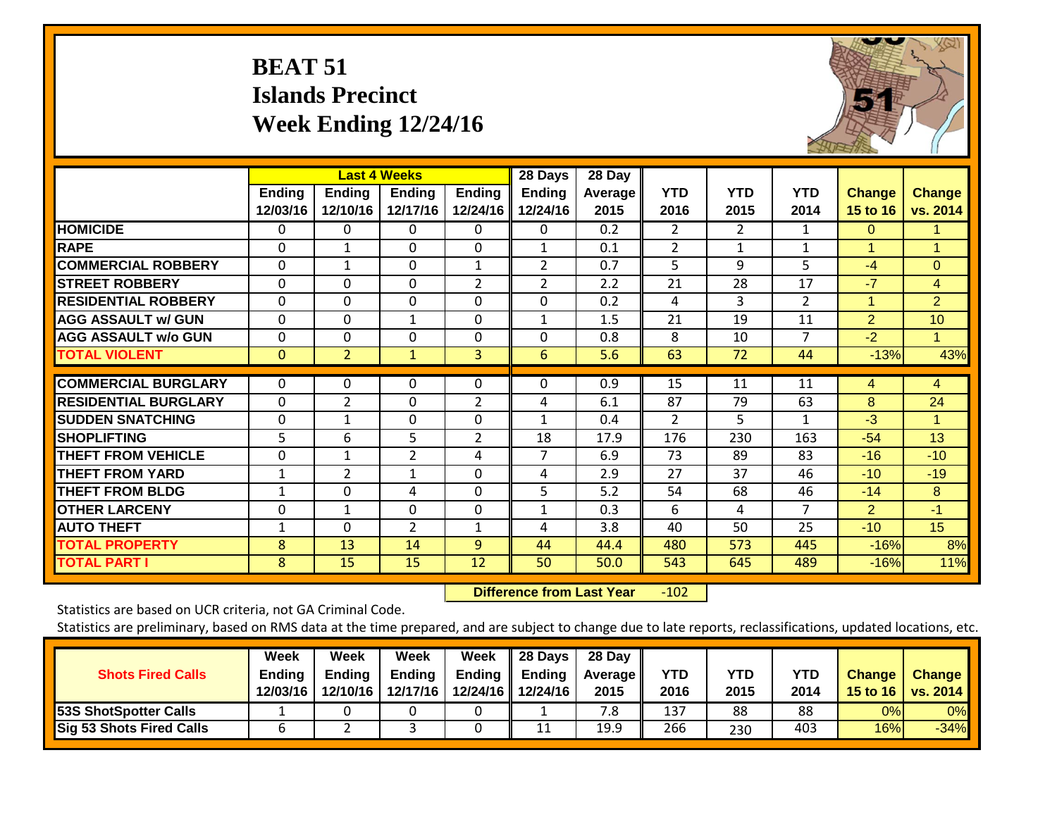# BEAT 51
## Islands Precinct
## Week Ending 12/24/16

| | Last 4 Weeks | | | | 28 Days | 28 Day | | | | | |
|---|---|---|---|---|---|---|---|---|---|---|---|
| | Ending 12/03/16 | Ending 12/10/16 | Ending 12/17/16 | Ending 12/24/16 | Ending 12/24/16 | Average 2015 | YTD 2016 | YTD 2015 | YTD 2014 | Change 15 to 16 | Change vs. 2014 |
| **HOMICIDE** | 0 | 0 | 0 | 0 | 0 | 0.2 | 2 | 2 | 1 | 0 | 1 |
| **RAPE** | 0 | 1 | 0 | 0 | 1 | 0.1 | 2 | 1 | 1 | 1 | 1 |
| **COMMERCIAL ROBBERY** | 0 | 1 | 0 | 1 | 2 | 0.7 | 5 | 9 | 5 | -4 | 0 |
| **STREET ROBBERY** | 0 | 0 | 0 | 2 | 2 | 2.2 | 21 | 28 | 17 | -7 | 4 |
| **RESIDENTIAL ROBBERY** | 0 | 0 | 0 | 0 | 0 | 0.2 | 4 | 3 | 2 | 1 | 2 |
| **AGG ASSAULT w/ GUN** | 0 | 0 | 1 | 0 | 1 | 1.5 | 21 | 19 | 11 | 2 | 10 |
| **AGG ASSAULT w/o GUN** | 0 | 0 | 0 | 0 | 0 | 0.8 | 8 | 10 | 7 | -2 | 1 |
| **TOTAL VIOLENT** | 0 | 2 | 1 | 3 | 6 | 5.6 | 63 | 72 | 44 | -13% | 43% |
| **COMMERCIAL BURGLARY** | 0 | 0 | 0 | 0 | 0 | 0.9 | 15 | 11 | 11 | 4 | 4 |
| **RESIDENTIAL BURGLARY** | 0 | 2 | 0 | 2 | 4 | 6.1 | 87 | 79 | 63 | 8 | 24 |
| **SUDDEN SNATCHING** | 0 | 1 | 0 | 0 | 1 | 0.4 | 2 | 5 | 1 | -3 | 1 |
| **SHOPLIFTING** | 5 | 6 | 5 | 2 | 18 | 17.9 | 176 | 230 | 163 | -54 | 13 |
| **THEFT FROM VEHICLE** | 0 | 1 | 2 | 4 | 7 | 6.9 | 73 | 89 | 83 | -16 | -10 |
| **THEFT FROM YARD** | 1 | 2 | 1 | 0 | 4 | 2.9 | 27 | 37 | 46 | -10 | -19 |
| **THEFT FROM BLDG** | 1 | 0 | 4 | 0 | 5 | 5.2 | 54 | 68 | 46 | -14 | 8 |
| **OTHER LARCENY** | 0 | 1 | 0 | 0 | 1 | 0.3 | 6 | 4 | 7 | 2 | -1 |
| **AUTO THEFT** | 1 | 0 | 2 | 1 | 4 | 3.8 | 40 | 50 | 25 | -10 | 15 |
| **TOTAL PROPERTY** | 8 | 13 | 14 | 9 | 44 | 44.4 | 480 | 573 | 445 | -16% | 8% |
| **TOTAL PART I** | 8 | 15 | 15 | 12 | 50 | 50.0 | 543 | 645 | 489 | -16% | 11% |

**Difference from Last Year** -102

Statistics are based on UCR criteria, not GA Criminal Code.

Statistics are preliminary, based on RMS data at the time prepared, and are subject to change due to late reports, reclassifications, updated locations, etc.

| Shots Fired Calls | Week Ending 12/03/16 | Week Ending 12/10/16 | Week Ending 12/17/16 | Week Ending 12/24/16 | 28 Days Ending 12/24/16 | 28 Day Average 2015 | YTD 2016 | YTD 2015 | YTD 2014 | Change 15 to 16 | Change vs. 2014 |
|---|---|---|---|---|---|---|---|---|---|---|---|
| **53S ShotSpotter Calls** | 1 | 0 | 0 | 0 | 1 | 7.8 | 137 | 88 | 88 | 0% | 0% |
| **Sig 53 Shots Fired Calls** | 6 | 2 | 3 | 0 | 11 | 19.9 | 266 | 230 | 403 | 16% | -34% |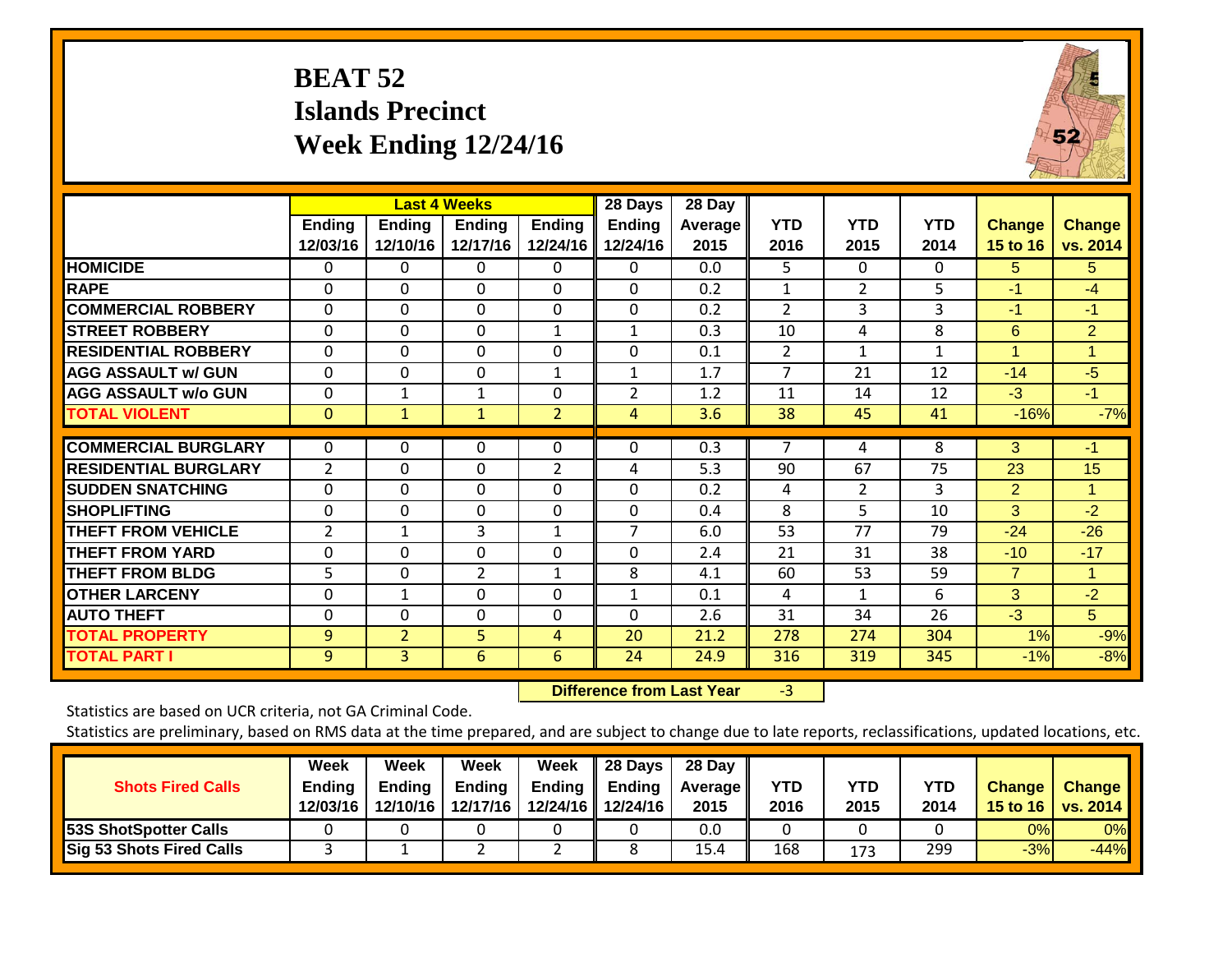# BEAT 52
## Islands Precinct
## Week Ending 12/24/16

| | Last 4 Weeks | | | | 28 Days | 28 Day | | | | | |
|---|---|---|---|---|---|---|---|---|---|---|---|
| | Ending 12/03/16 | Ending 12/10/16 | Ending 12/17/16 | Ending 12/24/16 | Ending 12/24/16 | Average 2015 | YTD 2016 | YTD 2015 | YTD 2014 | Change 15 to 16 | Change vs. 2014 |
| **HOMICIDE** | 0 | 0 | 0 | 0 | 0 | 0.0 | 5 | 0 | 0 | 5 | 5 |
| **RAPE** | 0 | 0 | 0 | 0 | 0 | 0.2 | 1 | 2 | 5 | -1 | -4 |
| **COMMERCIAL ROBBERY** | 0 | 0 | 0 | 0 | 0 | 0.2 | 2 | 3 | 3 | -1 | -1 |
| **STREET ROBBERY** | 0 | 0 | 0 | 1 | 1 | 0.3 | 10 | 4 | 8 | 6 | 2 |
| **RESIDENTIAL ROBBERY** | 0 | 0 | 0 | 0 | 0 | 0.1 | 2 | 1 | 1 | 1 | 1 |
| **AGG ASSAULT w/ GUN** | 0 | 0 | 0 | 1 | 1 | 1.7 | 7 | 21 | 12 | -14 | -5 |
| **AGG ASSAULT w/o GUN** | 0 | 1 | 1 | 0 | 2 | 1.2 | 11 | 14 | 12 | -3 | -1 |
| **TOTAL VIOLENT** | 0 | 1 | 1 | 2 | 4 | 3.6 | 38 | 45 | 41 | -16% | -7% |
| **COMMERCIAL BURGLARY** | 0 | 0 | 0 | 0 | 0 | 0.3 | 7 | 4 | 8 | 3 | -1 |
| **RESIDENTIAL BURGLARY** | 2 | 0 | 0 | 2 | 4 | 5.3 | 90 | 67 | 75 | 23 | 15 |
| **SUDDEN SNATCHING** | 0 | 0 | 0 | 0 | 0 | 0.2 | 4 | 2 | 3 | 2 | 1 |
| **SHOPLIFTING** | 0 | 0 | 0 | 0 | 0 | 0.4 | 8 | 5 | 10 | 3 | -2 |
| **THEFT FROM VEHICLE** | 2 | 1 | 3 | 1 | 7 | 6.0 | 53 | 77 | 79 | -24 | -26 |
| **THEFT FROM YARD** | 0 | 0 | 0 | 0 | 0 | 2.4 | 21 | 31 | 38 | -10 | -17 |
| **THEFT FROM BLDG** | 5 | 0 | 2 | 1 | 8 | 4.1 | 60 | 53 | 59 | 7 | 1 |
| **OTHER LARCENY** | 0 | 1 | 0 | 0 | 1 | 0.1 | 4 | 1 | 6 | 3 | -2 |
| **AUTO THEFT** | 0 | 0 | 0 | 0 | 0 | 2.6 | 31 | 34 | 26 | -3 | 5 |
| **TOTAL PROPERTY** | 9 | 2 | 5 | 4 | 20 | 21.2 | 278 | 274 | 304 | 1% | -9% |
| **TOTAL PART I** | 9 | 3 | 6 | 6 | 24 | 24.9 | 316 | 319 | 345 | -1% | -8% |

**Difference from Last Year** -3

Statistics are based on UCR criteria, not GA Criminal Code.

Statistics are preliminary, based on RMS data at the time prepared, and are subject to change due to late reports, reclassifications, updated locations, etc.

| Shots Fired Calls | Week Ending 12/03/16 | Week Ending 12/10/16 | Week Ending 12/17/16 | Week Ending 12/24/16 | 28 Days Ending 12/24/16 | 28 Day Average 2015 | YTD 2016 | YTD 2015 | YTD 2014 | Change 15 to 16 | Change vs. 2014 |
|---|---|---|---|---|---|---|---|---|---|---|---|
| **53S ShotSpotter Calls** | 0 | 0 | 0 | 0 | 0 | 0.0 | 0 | 0 | 0 | 0% | 0% |
| **Sig 53 Shots Fired Calls** | 3 | 1 | 2 | 2 | 8 | 15.4 | 168 | 173 | 299 | -3% | -44% |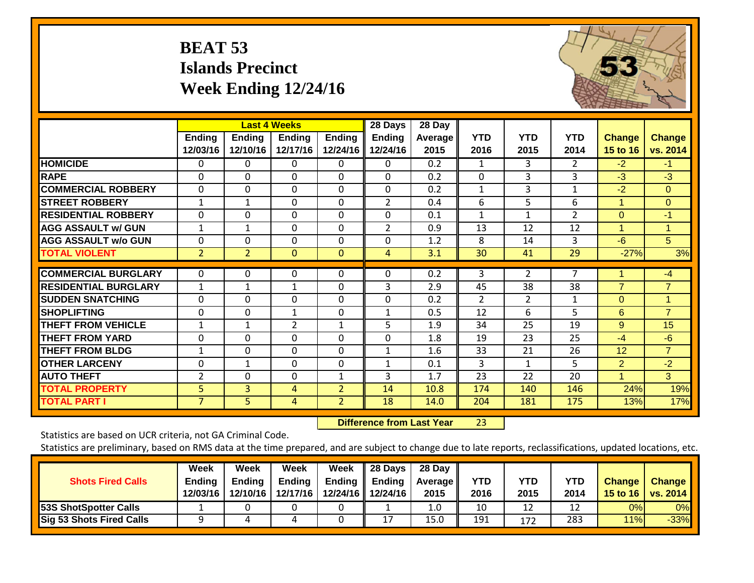# BEAT 53
## Islands Precinct
## Week Ending 12/24/16

| | Last 4 Weeks | | | | 28 Days | 28 Day | | | | | |
|---|---|---|---|---|---|---|---|---|---|---|---|
| | Ending 12/03/16 | Ending 12/10/16 | Ending 12/17/16 | Ending 12/24/16 | Ending 12/24/16 | Average 2015 | YTD 2016 | YTD 2015 | YTD 2014 | Change 15 to 16 | Change vs. 2014 |
| HOMICIDE | 0 | 0 | 0 | 0 | 0 | 0.2 | 1 | 3 | 2 | -2 | -1 |
| RAPE | 0 | 0 | 0 | 0 | 0 | 0.2 | 0 | 3 | 3 | -3 | -3 |
| COMMERCIAL ROBBERY | 0 | 0 | 0 | 0 | 0 | 0.2 | 1 | 3 | 1 | -2 | 0 |
| STREET ROBBERY | 1 | 1 | 0 | 0 | 2 | 0.4 | 6 | 5 | 6 | 1 | 0 |
| RESIDENTIAL ROBBERY | 0 | 0 | 0 | 0 | 0 | 0.1 | 1 | 1 | 2 | 0 | -1 |
| AGG ASSAULT w/ GUN | 1 | 1 | 0 | 0 | 2 | 0.9 | 13 | 12 | 12 | 1 | 1 |
| AGG ASSAULT w/o GUN | 0 | 0 | 0 | 0 | 0 | 1.2 | 8 | 14 | 3 | -6 | 5 |
| TOTAL VIOLENT | 2 | 2 | 0 | 0 | 4 | 3.1 | 30 | 41 | 29 | -27% | 3% |
| COMMERCIAL BURGLARY | 0 | 0 | 0 | 0 | 0 | 0.2 | 3 | 2 | 7 | 1 | -4 |
| RESIDENTIAL BURGLARY | 1 | 1 | 1 | 0 | 3 | 2.9 | 45 | 38 | 38 | 7 | 7 |
| SUDDEN SNATCHING | 0 | 0 | 0 | 0 | 0 | 0.2 | 2 | 2 | 1 | 0 | 1 |
| SHOPLIFTING | 0 | 0 | 1 | 0 | 1 | 0.5 | 12 | 6 | 5 | 6 | 7 |
| THEFT FROM VEHICLE | 1 | 1 | 2 | 1 | 5 | 1.9 | 34 | 25 | 19 | 9 | 15 |
| THEFT FROM YARD | 0 | 0 | 0 | 0 | 0 | 1.8 | 19 | 23 | 25 | -4 | -6 |
| THEFT FROM BLDG | 1 | 0 | 0 | 0 | 1 | 1.6 | 33 | 21 | 26 | 12 | 7 |
| OTHER LARCENY | 0 | 1 | 0 | 0 | 1 | 0.1 | 3 | 1 | 5 | 2 | -2 |
| AUTO THEFT | 2 | 0 | 0 | 1 | 3 | 1.7 | 23 | 22 | 20 | 1 | 3 |
| TOTAL PROPERTY | 5 | 3 | 4 | 2 | 14 | 10.8 | 174 | 140 | 146 | 24% | 19% |
| TOTAL PART I | 7 | 5 | 4 | 2 | 18 | 14.0 | 204 | 181 | 175 | 13% | 17% |

**Difference from Last Year** 23

Statistics are based on UCR criteria, not GA Criminal Code.

Statistics are preliminary, based on RMS data at the time prepared, and are subject to change due to late reports, reclassifications, updated locations, etc.

| Shots Fired Calls | Week Ending 12/03/16 | Week Ending 12/10/16 | Week Ending 12/17/16 | Week Ending 12/24/16 | 28 Days Ending 12/24/16 | 28 Day Average 2015 | YTD 2016 | YTD 2015 | YTD 2014 | Change 15 to 16 | Change vs. 2014 |
|---|---|---|---|---|---|---|---|---|---|---|---|
| 53S ShotSpotter Calls | 1 | 0 | 0 | 0 | 1 | 1.0 | 10 | 12 | 12 | 0% | 0% |
| Sig 53 Shots Fired Calls | 9 | 4 | 4 | 0 | 17 | 15.0 | 191 | 172 | 283 | 11% | -33% |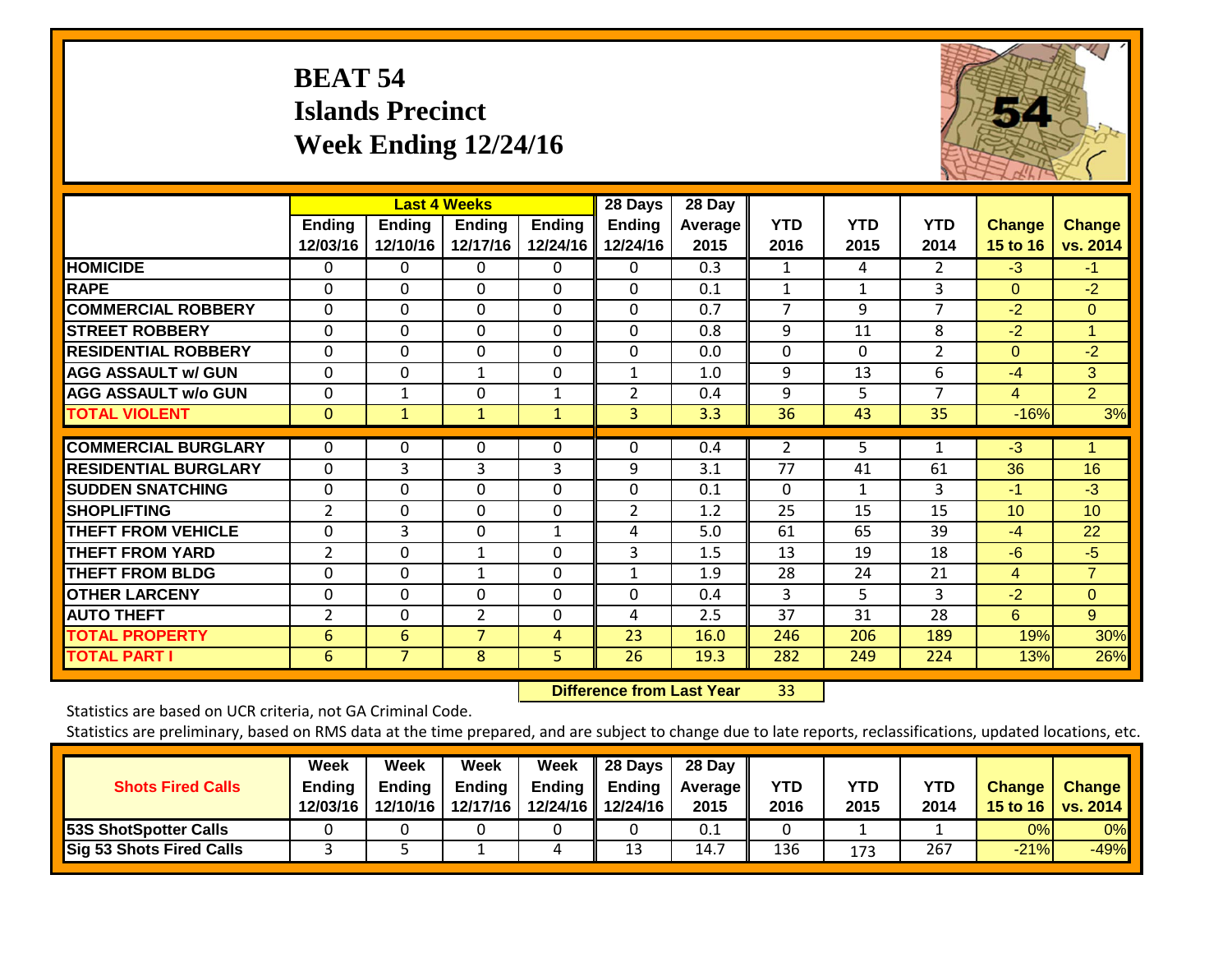# BEAT 54
## Islands Precinct
## Week Ending 12/24/16

| | Last 4 Weeks | | | | 28 Days | 28 Day | | | | | |
|---|---|---|---|---|---|---|---|---|---|---|---|
| | Ending 12/03/16 | Ending 12/10/16 | Ending 12/17/16 | Ending 12/24/16 | Ending 12/24/16 | Average 2015 | YTD 2016 | YTD 2015 | YTD 2014 | Change 15 to 16 | Change vs. 2014 |
| HOMICIDE | 0 | 0 | 0 | 0 | 0 | 0.3 | 1 | 4 | 2 | -3 | -1 |
| RAPE | 0 | 0 | 0 | 0 | 0 | 0.1 | 1 | 1 | 3 | 0 | -2 |
| COMMERCIAL ROBBERY | 0 | 0 | 0 | 0 | 0 | 0.7 | 7 | 9 | 7 | -2 | 0 |
| STREET ROBBERY | 0 | 0 | 0 | 0 | 0 | 0.8 | 9 | 11 | 8 | -2 | 1 |
| RESIDENTIAL ROBBERY | 0 | 0 | 0 | 0 | 0 | 0.0 | 0 | 0 | 2 | 0 | -2 |
| AGG ASSAULT w/ GUN | 0 | 0 | 1 | 0 | 1 | 1.0 | 9 | 13 | 6 | -4 | 3 |
| AGG ASSAULT w/o GUN | 0 | 1 | 0 | 1 | 2 | 0.4 | 9 | 5 | 7 | 4 | 2 |
| TOTAL VIOLENT | 0 | 1 | 1 | 1 | 3 | 3.3 | 36 | 43 | 35 | -16% | 3% |
| COMMERCIAL BURGLARY | 0 | 0 | 0 | 0 | 0 | 0.4 | 2 | 5 | 1 | -3 | 1 |
| RESIDENTIAL BURGLARY | 0 | 3 | 3 | 3 | 9 | 3.1 | 77 | 41 | 61 | 36 | 16 |
| SUDDEN SNATCHING | 0 | 0 | 0 | 0 | 0 | 0.1 | 0 | 1 | 3 | -1 | -3 |
| SHOPLIFTING | 2 | 0 | 0 | 0 | 2 | 1.2 | 25 | 15 | 15 | 10 | 10 |
| THEFT FROM VEHICLE | 0 | 3 | 0 | 1 | 4 | 5.0 | 61 | 65 | 39 | -4 | 22 |
| THEFT FROM YARD | 2 | 0 | 1 | 0 | 3 | 1.5 | 13 | 19 | 18 | -6 | -5 |
| THEFT FROM BLDG | 0 | 0 | 1 | 0 | 1 | 1.9 | 28 | 24 | 21 | 4 | 7 |
| OTHER LARCENY | 0 | 0 | 0 | 0 | 0 | 0.4 | 3 | 5 | 3 | -2 | 0 |
| AUTO THEFT | 2 | 0 | 2 | 0 | 4 | 2.5 | 37 | 31 | 28 | 6 | 9 |
| TOTAL PROPERTY | 6 | 6 | 7 | 4 | 23 | 16.0 | 246 | 206 | 189 | 19% | 30% |
| TOTAL PART I | 6 | 7 | 8 | 5 | 26 | 19.3 | 282 | 249 | 224 | 13% | 26% |

**Difference from Last Year** 33

Statistics are based on UCR criteria, not GA Criminal Code.

Statistics are preliminary, based on RMS data at the time prepared, and are subject to change due to late reports, reclassifications, updated locations, etc.

| Shots Fired Calls | Week Ending 12/03/16 | Week Ending 12/10/16 | Week Ending 12/17/16 | Week Ending 12/24/16 | 28 Days Ending 12/24/16 | 28 Day Average 2015 | YTD 2016 | YTD 2015 | YTD 2014 | Change 15 to 16 | Change vs. 2014 |
|---|---|---|---|---|---|---|---|---|---|---|---|
| 53S ShotSpotter Calls | 0 | 0 | 0 | 0 | 0 | 0.1 | 0 | 1 | 1 | 0% | 0% |
| Sig 53 Shots Fired Calls | 3 | 5 | 1 | 4 | 13 | 14.7 | 136 | 173 | 267 | -21% | -49% |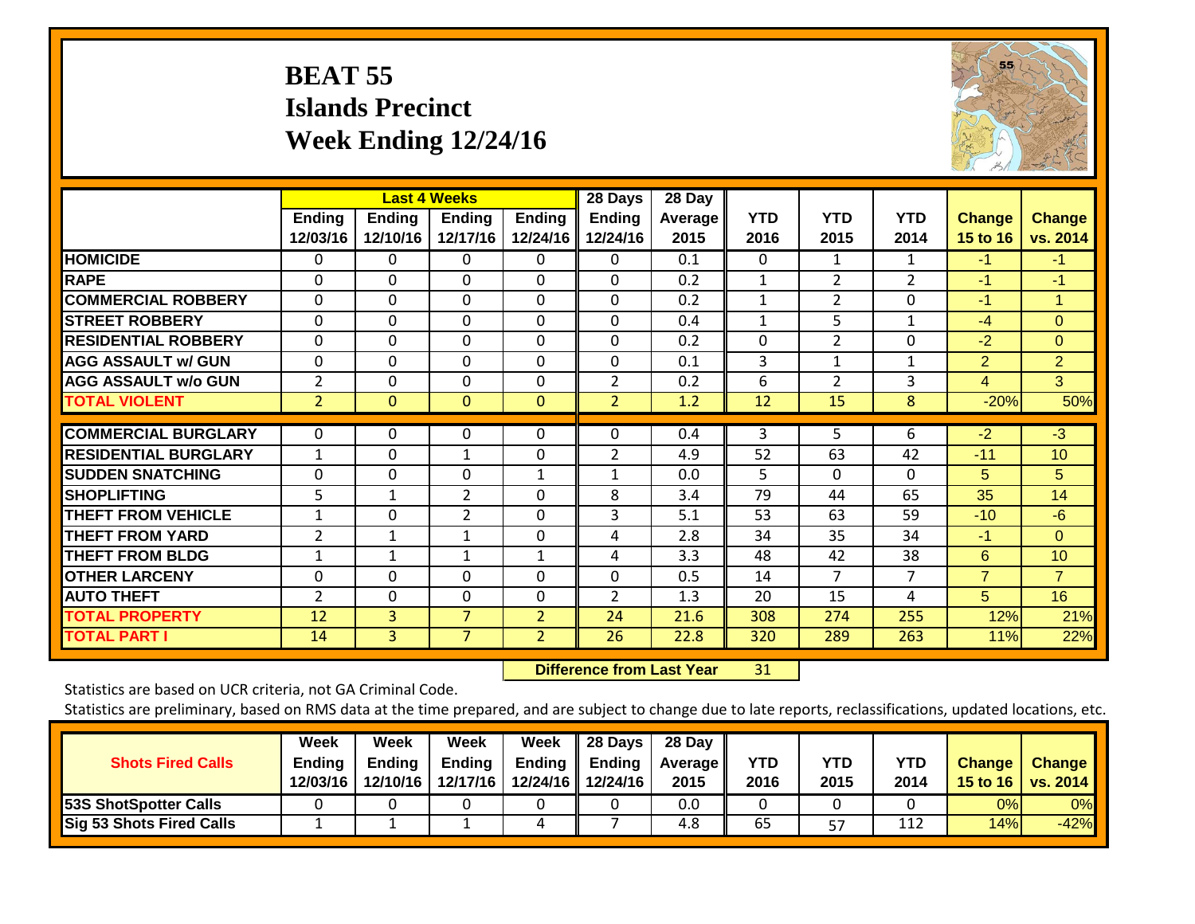# BEAT 55
# Islands Precinct
# Week Ending 12/24/16

| | Last 4 Weeks | | | | 28 Days | 28 Day | | | | | |
|---|---|---|---|---|---|---|---|---|---|---|---|
| | Ending 12/03/16 | Ending 12/10/16 | Ending 12/17/16 | Ending 12/24/16 | Ending 12/24/16 | Average 2015 | YTD 2016 | YTD 2015 | YTD 2014 | Change 15 to 16 | Change vs. 2014 |
| HOMICIDE | 0 | 0 | 0 | 0 | 0 | 0.1 | 0 | 1 | 1 | -1 | -1 |
| RAPE | 0 | 0 | 0 | 0 | 0 | 0.2 | 1 | 2 | 2 | -1 | -1 |
| COMMERCIAL ROBBERY | 0 | 0 | 0 | 0 | 0 | 0.2 | 1 | 2 | 0 | -1 | 1 |
| STREET ROBBERY | 0 | 0 | 0 | 0 | 0 | 0.4 | 1 | 5 | 1 | -4 | 0 |
| RESIDENTIAL ROBBERY | 0 | 0 | 0 | 0 | 0 | 0.2 | 0 | 2 | 0 | -2 | 0 |
| AGG ASSAULT w/ GUN | 0 | 0 | 0 | 0 | 0 | 0.1 | 3 | 1 | 1 | 2 | 2 |
| AGG ASSAULT w/o GUN | 2 | 0 | 0 | 0 | 2 | 0.2 | 6 | 2 | 3 | 4 | 3 |
| TOTAL VIOLENT | 2 | 0 | 0 | 0 | 2 | 1.2 | 12 | 15 | 8 | -20% | 50% |
| COMMERCIAL BURGLARY | 0 | 0 | 0 | 0 | 0 | 0.4 | 3 | 5 | 6 | -2 | -3 |
| RESIDENTIAL BURGLARY | 1 | 0 | 1 | 0 | 2 | 4.9 | 52 | 63 | 42 | -11 | 10 |
| SUDDEN SNATCHING | 0 | 0 | 0 | 1 | 1 | 0.0 | 5 | 0 | 0 | 5 | 5 |
| SHOPLIFTING | 5 | 1 | 2 | 0 | 8 | 3.4 | 79 | 44 | 65 | 35 | 14 |
| THEFT FROM VEHICLE | 1 | 0 | 2 | 0 | 3 | 5.1 | 53 | 63 | 59 | -10 | -6 |
| THEFT FROM YARD | 2 | 1 | 1 | 0 | 4 | 2.8 | 34 | 35 | 34 | -1 | 0 |
| THEFT FROM BLDG | 1 | 1 | 1 | 1 | 4 | 3.3 | 48 | 42 | 38 | 6 | 10 |
| OTHER LARCENY | 0 | 0 | 0 | 0 | 0 | 0.5 | 14 | 7 | 7 | 7 | 7 |
| AUTO THEFT | 2 | 0 | 0 | 0 | 2 | 1.3 | 20 | 15 | 4 | 5 | 16 |
| TOTAL PROPERTY | 12 | 3 | 7 | 2 | 24 | 21.6 | 308 | 274 | 255 | 12% | 21% |
| TOTAL PART I | 14 | 3 | 7 | 2 | 26 | 22.8 | 320 | 289 | 263 | 11% | 22% |

**Difference from Last Year** 31

Statistics are based on UCR criteria, not GA Criminal Code.

Statistics are preliminary, based on RMS data at the time prepared, and are subject to change due to late reports, reclassifications, updated locations, etc.

| Shots Fired Calls | Week Ending 12/03/16 | Week Ending 12/10/16 | Week Ending 12/17/16 | Week Ending 12/24/16 | 28 Days Ending 12/24/16 | 28 Day Average 2015 | YTD 2016 | YTD 2015 | YTD 2014 | Change 15 to 16 | Change vs. 2014 |
|---|---|---|---|---|---|---|---|---|---|---|---|
| 53S ShotSpotter Calls | 0 | 0 | 0 | 0 | 0 | 0.0 | 0 | 0 | 0 | 0% | 0% |
| Sig 53 Shots Fired Calls | 1 | 1 | 1 | 4 | 7 | 4.8 | 65 | 57 | 112 | 14% | -42% |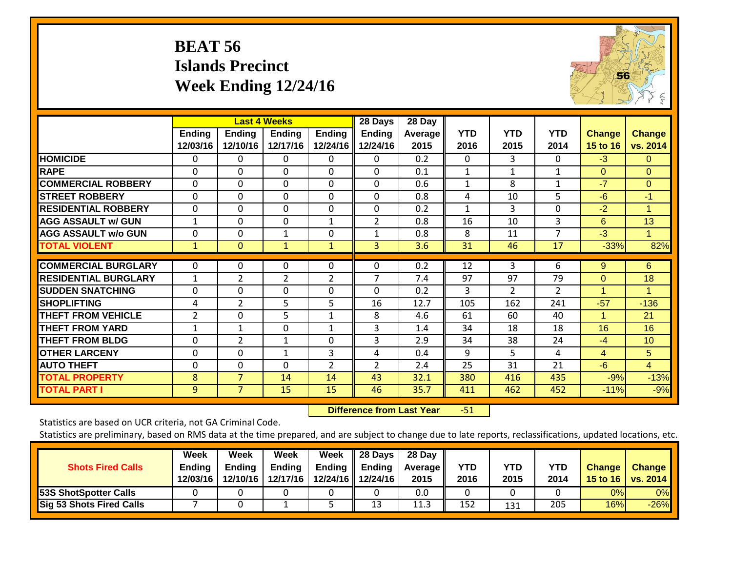# BEAT 56
## Islands Precinct
## Week Ending 12/24/16

| | Last 4 Weeks | | | | 28 Days | 28 Day | | | | | |
|---|---|---|---|---|---|---|---|---|---|---|---|
| | Ending 12/03/16 | Ending 12/10/16 | Ending 12/17/16 | Ending 12/24/16 | Ending 12/24/16 | Average 2015 | YTD 2016 | YTD 2015 | YTD 2014 | Change 15 to 16 | Change vs. 2014 |
| HOMICIDE | 0 | 0 | 0 | 0 | 0 | 0.2 | 0 | 3 | 0 | -3 | 0 |
| RAPE | 0 | 0 | 0 | 0 | 0 | 0.1 | 1 | 1 | 1 | 0 | 0 |
| COMMERCIAL ROBBERY | 0 | 0 | 0 | 0 | 0 | 0.6 | 1 | 8 | 1 | -7 | 0 |
| STREET ROBBERY | 0 | 0 | 0 | 0 | 0 | 0.8 | 4 | 10 | 5 | -6 | -1 |
| RESIDENTIAL ROBBERY | 0 | 0 | 0 | 0 | 0 | 0.2 | 1 | 3 | 0 | -2 | 1 |
| AGG ASSAULT w/ GUN | 1 | 0 | 0 | 1 | 2 | 0.8 | 16 | 10 | 3 | 6 | 13 |
| AGG ASSAULT w/o GUN | 0 | 0 | 1 | 0 | 1 | 0.8 | 8 | 11 | 7 | -3 | 1 |
| TOTAL VIOLENT | 1 | 0 | 1 | 1 | 3 | 3.6 | 31 | 46 | 17 | -33% | 82% |
| COMMERCIAL BURGLARY | 0 | 0 | 0 | 0 | 0 | 0.2 | 12 | 3 | 6 | 9 | 6 |
| RESIDENTIAL BURGLARY | 1 | 2 | 2 | 2 | 7 | 7.4 | 97 | 97 | 79 | 0 | 18 |
| SUDDEN SNATCHING | 0 | 0 | 0 | 0 | 0 | 0.2 | 3 | 2 | 2 | 1 | 1 |
| SHOPLIFTING | 4 | 2 | 5 | 5 | 16 | 12.7 | 105 | 162 | 241 | -57 | -136 |
| THEFT FROM VEHICLE | 2 | 0 | 5 | 1 | 8 | 4.6 | 61 | 60 | 40 | 1 | 21 |
| THEFT FROM YARD | 1 | 1 | 0 | 1 | 3 | 1.4 | 34 | 18 | 18 | 16 | 16 |
| THEFT FROM BLDG | 0 | 2 | 1 | 0 | 3 | 2.9 | 34 | 38 | 24 | -4 | 10 |
| OTHER LARCENY | 0 | 0 | 1 | 3 | 4 | 0.4 | 9 | 5 | 4 | 4 | 5 |
| AUTO THEFT | 0 | 0 | 0 | 2 | 2 | 2.4 | 25 | 31 | 21 | -6 | 4 |
| TOTAL PROPERTY | 8 | 7 | 14 | 14 | 43 | 32.1 | 380 | 416 | 435 | -9% | -13% |
| TOTAL PART I | 9 | 7 | 15 | 15 | 46 | 35.7 | 411 | 462 | 452 | -11% | -9% |

**Difference from Last Year** -51

Statistics are based on UCR criteria, not GA Criminal Code.

Statistics are preliminary, based on RMS data at the time prepared, and are subject to change due to late reports, reclassifications, updated locations, etc.

| Shots Fired Calls | Week Ending 12/03/16 | Week Ending 12/10/16 | Week Ending 12/17/16 | Week Ending 12/24/16 | 28 Days Ending 12/24/16 | 28 Day Average 2015 | YTD 2016 | YTD 2015 | YTD 2014 | Change 15 to 16 | Change vs. 2014 |
|---|---|---|---|---|---|---|---|---|---|---|---|
| 53S ShotSpotter Calls | 0 | 0 | 0 | 0 | 0 | 0.0 | 0 | 0 | 0 | 0% | 0% |
| Sig 53 Shots Fired Calls | 7 | 0 | 1 | 5 | 13 | 11.3 | 152 | 131 | 205 | 16% | -26% |